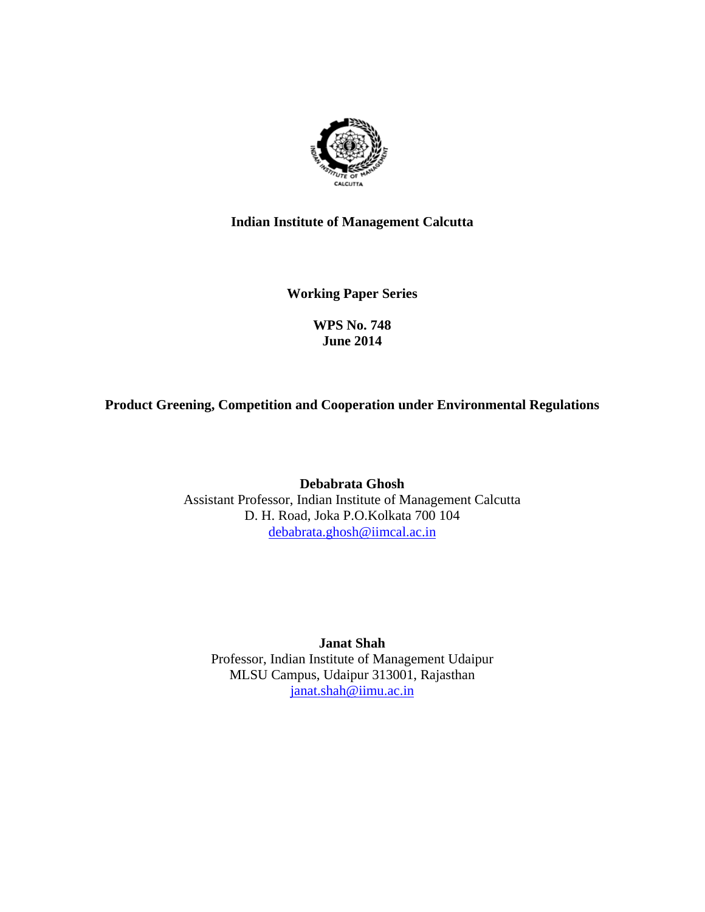**Indian Institute of Management Calcutta**

**Working Paper Series**

**WPS No. 748**
**June 2014**

# Product Greening, Competition and Cooperation under Environmental Regulations

**Debabrata Ghosh**
Assistant Professor, Indian Institute of Management Calcutta
D. H. Road, Joka P.O.Kolkata 700 104
debabrata.ghosh@iimcal.ac.in

**Janat Shah**
Professor, Indian Institute of Management Udaipur
MLSU Campus, Udaipur 313001, Rajasthan
janat.shah@iimu.ac.in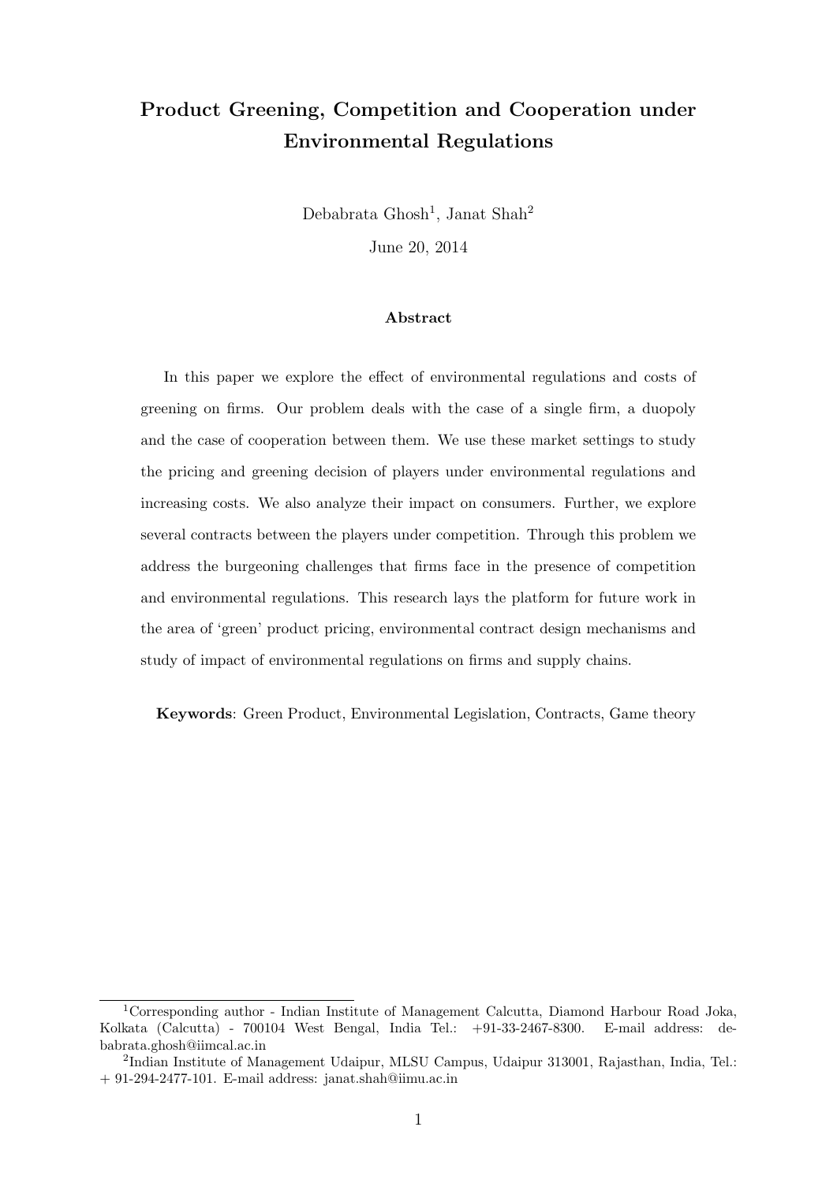# Product Greening, Competition and Cooperation under Environmental Regulations

Debabrata Ghosh[1], Janat Shah[2]

June 20, 2014

## Abstract

In this paper we explore the effect of environmental regulations and costs of greening on firms. Our problem deals with the case of a single firm, a duopoly and the case of cooperation between them. We use these market settings to study the pricing and greening decision of players under environmental regulations and increasing costs. We also analyze their impact on consumers. Further, we explore several contracts between the players under competition. Through this problem we address the burgeoning challenges that firms face in the presence of competition and environmental regulations. This research lays the platform for future work in the area of 'green' product pricing, environmental contract design mechanisms and study of impact of environmental regulations on firms and supply chains.

**Keywords**: Green Product, Environmental Legislation, Contracts, Game theory

---

[1]Corresponding author - Indian Institute of Management Calcutta, Diamond Harbour Road Joka, Kolkata (Calcutta) - 700104 West Bengal, India Tel.: +91-33-2467-8300. E-mail address: debabrata.ghosh@iimcal.ac.in

[2]Indian Institute of Management Udaipur, MLSU Campus, Udaipur 313001, Rajasthan, India, Tel.: + 91-294-2477-101. E-mail address: janat.shah@iimu.ac.in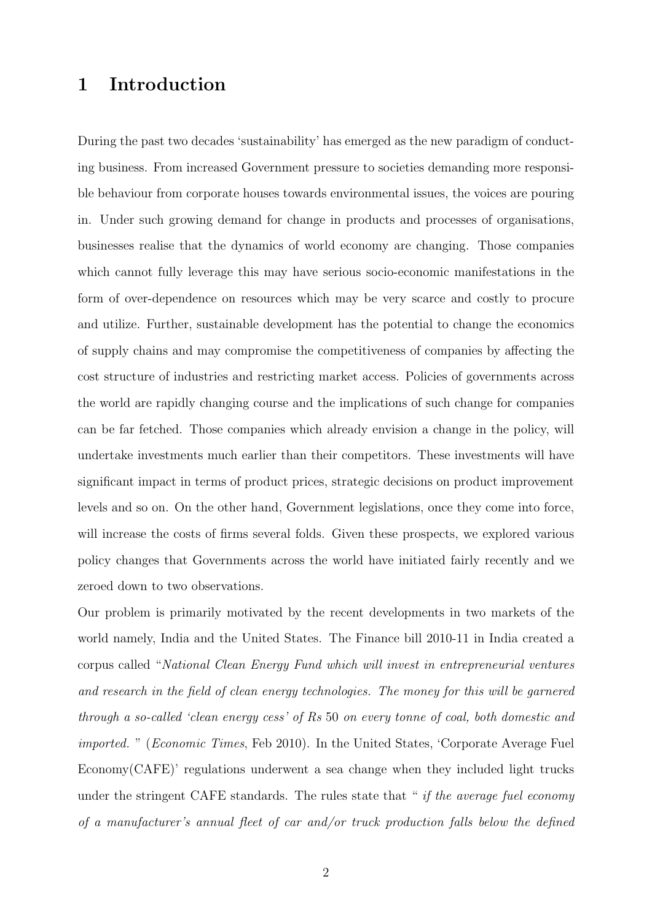# 1 Introduction

During the past two decades 'sustainability' has emerged as the new paradigm of conducting business. From increased Government pressure to societies demanding more responsible behaviour from corporate houses towards environmental issues, the voices are pouring in. Under such growing demand for change in products and processes of organisations, businesses realise that the dynamics of world economy are changing. Those companies which cannot fully leverage this may have serious socio-economic manifestations in the form of over-dependence on resources which may be very scarce and costly to procure and utilize. Further, sustainable development has the potential to change the economics of supply chains and may compromise the competitiveness of companies by affecting the cost structure of industries and restricting market access. Policies of governments across the world are rapidly changing course and the implications of such change for companies can be far fetched. Those companies which already envision a change in the policy, will undertake investments much earlier than their competitors. These investments will have significant impact in terms of product prices, strategic decisions on product improvement levels and so on. On the other hand, Government legislations, once they come into force, will increase the costs of firms several folds. Given these prospects, we explored various policy changes that Governments across the world have initiated fairly recently and we zeroed down to two observations.

Our problem is primarily motivated by the recent developments in two markets of the world namely, India and the United States. The Finance bill 2010-11 in India created a corpus called "*National Clean Energy Fund which will invest in entrepreneurial ventures and research in the field of clean energy technologies. The money for this will be garnered through a so-called 'clean energy cess' of Rs* 50 *on every tonne of coal, both domestic and imported.* " (*Economic Times*, Feb 2010). In the United States, 'Corporate Average Fuel Economy(CAFE)' regulations underwent a sea change when they included light trucks under the stringent CAFE standards. The rules state that " *if the average fuel economy of a manufacturer's annual fleet of car and/or truck production falls below the defined*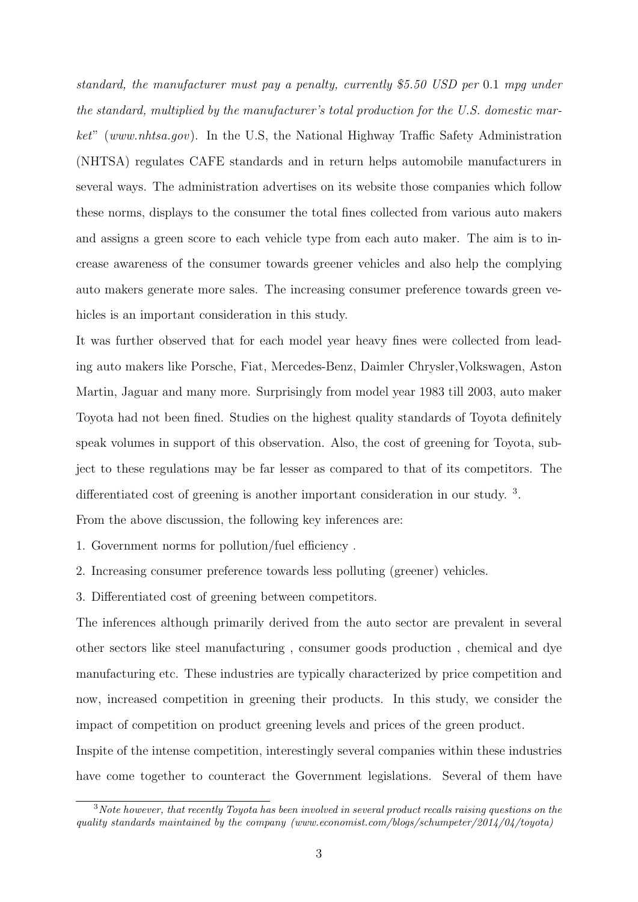*standard, the manufacturer must pay a penalty, currently \$5.50 USD per* 0.1 *mpg under the standard, multiplied by the manufacturer's total production for the U.S. domestic market*" (*www.nhtsa.gov*). In the U.S, the National Highway Traffic Safety Administration (NHTSA) regulates CAFE standards and in return helps automobile manufacturers in several ways. The administration advertises on its website those companies which follow these norms, displays to the consumer the total fines collected from various auto makers and assigns a green score to each vehicle type from each auto maker. The aim is to increase awareness of the consumer towards greener vehicles and also help the complying auto makers generate more sales. The increasing consumer preference towards green vehicles is an important consideration in this study.

It was further observed that for each model year heavy fines were collected from leading auto makers like Porsche, Fiat, Mercedes-Benz, Daimler Chrysler,Volkswagen, Aston Martin, Jaguar and many more. Surprisingly from model year 1983 till 2003, auto maker Toyota had not been fined. Studies on the highest quality standards of Toyota definitely speak volumes in support of this observation. Also, the cost of greening for Toyota, subject to these regulations may be far lesser as compared to that of its competitors. The differentiated cost of greening is another important consideration in our study. [3].

From the above discussion, the following key inferences are:

1. Government norms for pollution/fuel efficiency .
2. Increasing consumer preference towards less polluting (greener) vehicles.
3. Differentiated cost of greening between competitors.

The inferences although primarily derived from the auto sector are prevalent in several other sectors like steel manufacturing , consumer goods production , chemical and dye manufacturing etc. These industries are typically characterized by price competition and now, increased competition in greening their products. In this study, we consider the impact of competition on product greening levels and prices of the green product.

Inspite of the intense competition, interestingly several companies within these industries have come together to counteract the Government legislations. Several of them have

[3] *Note however, that recently Toyota has been involved in several product recalls raising questions on the quality standards maintained by the company (www.economist.com/blogs/schumpeter/2014/04/toyota)*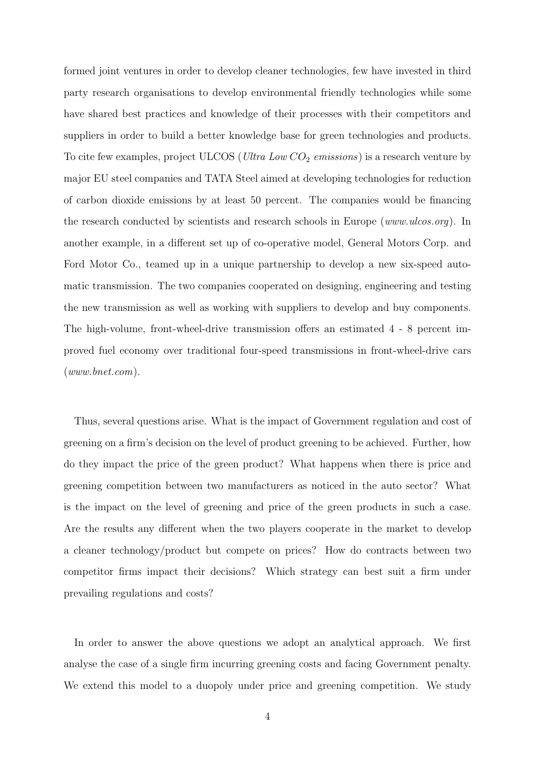formed joint ventures in order to develop cleaner technologies, few have invested in third party research organisations to develop environmental friendly technologies while some have shared best practices and knowledge of their processes with their competitors and suppliers in order to build a better knowledge base for green technologies and products. To cite few examples, project ULCOS (*Ultra Low* $CO_2$ *emissions*) is a research venture by major EU steel companies and TATA Steel aimed at developing technologies for reduction of carbon dioxide emissions by at least 50 percent. The companies would be financing the research conducted by scientists and research schools in Europe (*www.ulcos.org*). In another example, in a different set up of co-operative model, General Motors Corp. and Ford Motor Co., teamed up in a unique partnership to develop a new six-speed automatic transmission. The two companies cooperated on designing, engineering and testing the new transmission as well as working with suppliers to develop and buy components. The high-volume, front-wheel-drive transmission offers an estimated 4 - 8 percent improved fuel economy over traditional four-speed transmissions in front-wheel-drive cars (*www.bnet.com*).

Thus, several questions arise. What is the impact of Government regulation and cost of greening on a firm's decision on the level of product greening to be achieved. Further, how do they impact the price of the green product? What happens when there is price and greening competition between two manufacturers as noticed in the auto sector? What is the impact on the level of greening and price of the green products in such a case. Are the results any different when the two players cooperate in the market to develop a cleaner technology/product but compete on prices? How do contracts between two competitor firms impact their decisions? Which strategy can best suit a firm under prevailing regulations and costs?

In order to answer the above questions we adopt an analytical approach. We first analyse the case of a single firm incurring greening costs and facing Government penalty. We extend this model to a duopoly under price and greening competition. We study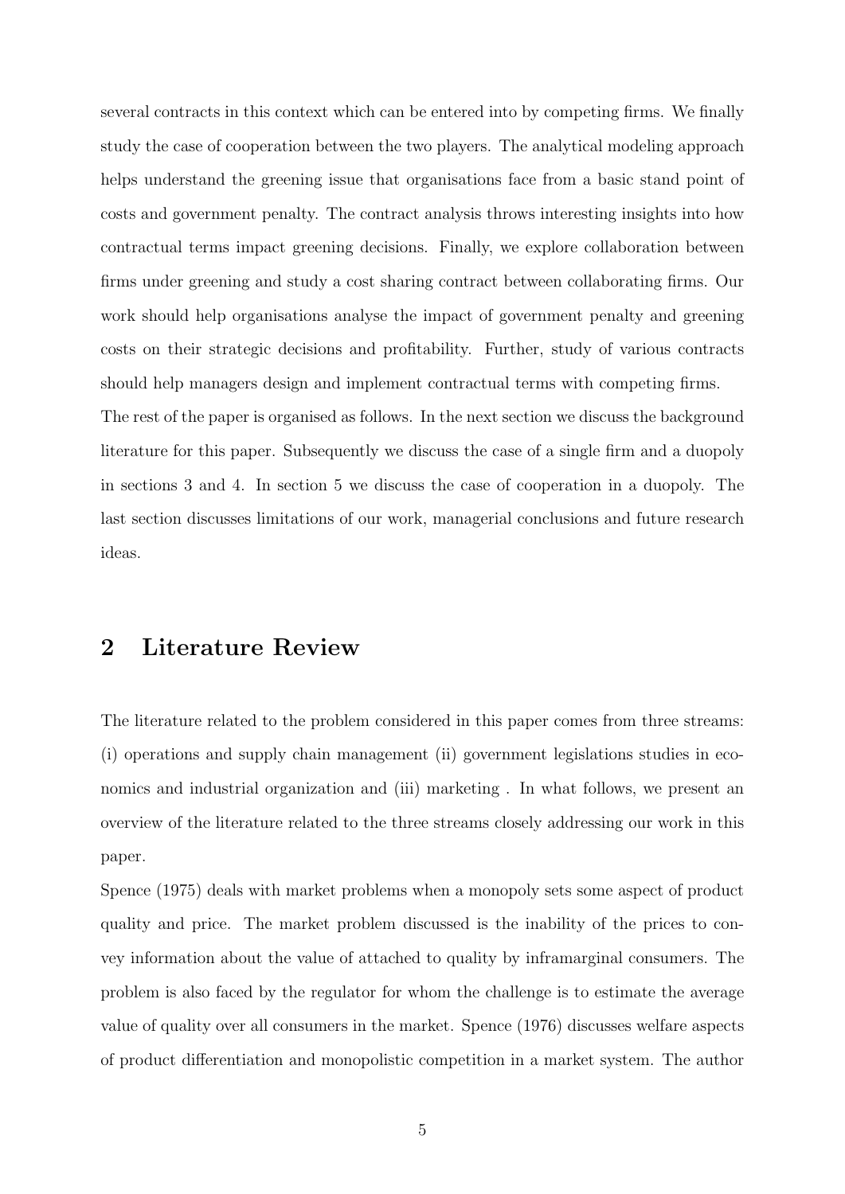several contracts in this context which can be entered into by competing firms. We finally study the case of cooperation between the two players. The analytical modeling approach helps understand the greening issue that organisations face from a basic stand point of costs and government penalty. The contract analysis throws interesting insights into how contractual terms impact greening decisions. Finally, we explore collaboration between firms under greening and study a cost sharing contract between collaborating firms. Our work should help organisations analyse the impact of government penalty and greening costs on their strategic decisions and profitability. Further, study of various contracts should help managers design and implement contractual terms with competing firms.

The rest of the paper is organised as follows. In the next section we discuss the background literature for this paper. Subsequently we discuss the case of a single firm and a duopoly in sections 3 and 4. In section 5 we discuss the case of cooperation in a duopoly. The last section discusses limitations of our work, managerial conclusions and future research ideas.

## 2 Literature Review

The literature related to the problem considered in this paper comes from three streams: (i) operations and supply chain management (ii) government legislations studies in economics and industrial organization and (iii) marketing . In what follows, we present an overview of the literature related to the three streams closely addressing our work in this paper.

Spence (1975) deals with market problems when a monopoly sets some aspect of product quality and price. The market problem discussed is the inability of the prices to convey information about the value of attached to quality by inframarginal consumers. The problem is also faced by the regulator for whom the challenge is to estimate the average value of quality over all consumers in the market. Spence (1976) discusses welfare aspects of product differentiation and monopolistic competition in a market system. The author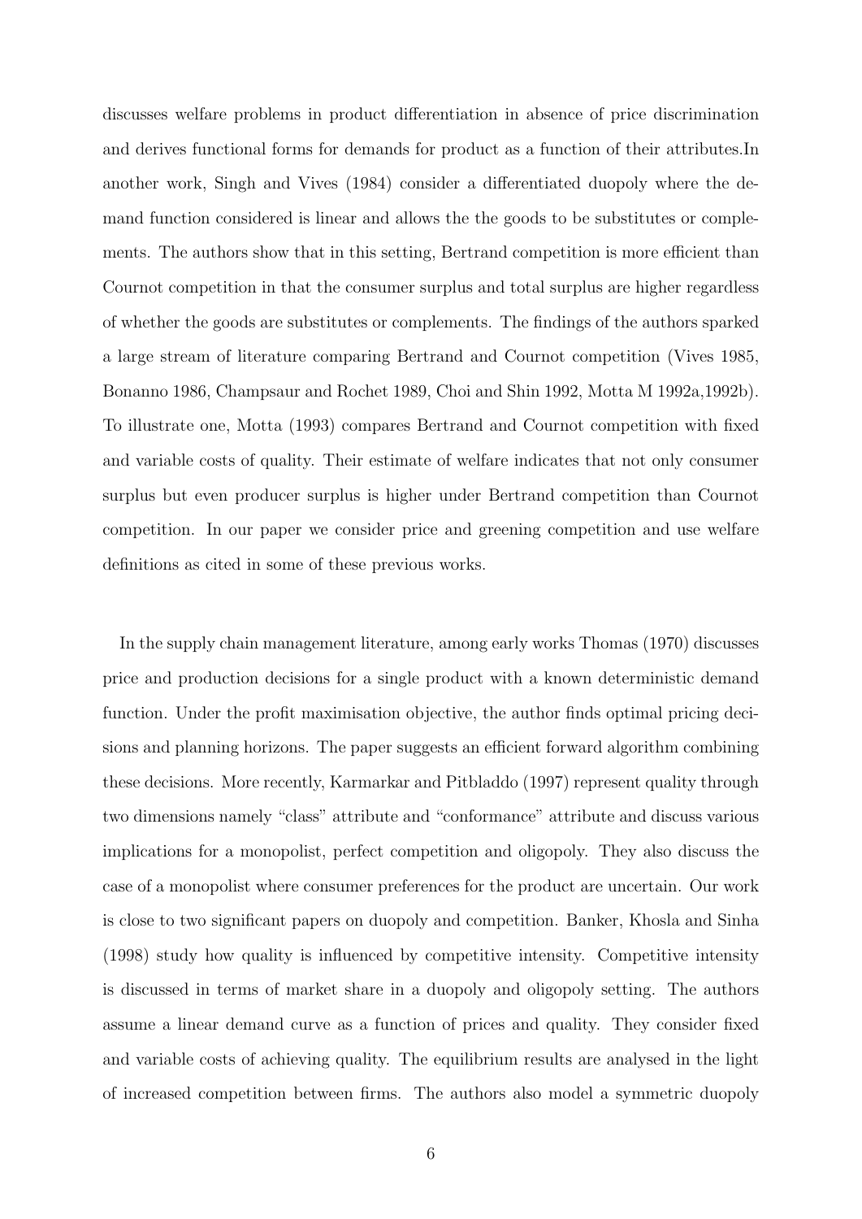discusses welfare problems in product differentiation in absence of price discrimination and derives functional forms for demands for product as a function of their attributes.In another work, Singh and Vives (1984) consider a differentiated duopoly where the demand function considered is linear and allows the the goods to be substitutes or complements. The authors show that in this setting, Bertrand competition is more efficient than Cournot competition in that the consumer surplus and total surplus are higher regardless of whether the goods are substitutes or complements. The findings of the authors sparked a large stream of literature comparing Bertrand and Cournot competition (Vives 1985, Bonanno 1986, Champsaur and Rochet 1989, Choi and Shin 1992, Motta M 1992a,1992b). To illustrate one, Motta (1993) compares Bertrand and Cournot competition with fixed and variable costs of quality. Their estimate of welfare indicates that not only consumer surplus but even producer surplus is higher under Bertrand competition than Cournot competition. In our paper we consider price and greening competition and use welfare definitions as cited in some of these previous works.

In the supply chain management literature, among early works Thomas (1970) discusses price and production decisions for a single product with a known deterministic demand function. Under the profit maximisation objective, the author finds optimal pricing decisions and planning horizons. The paper suggests an efficient forward algorithm combining these decisions. More recently, Karmarkar and Pitbladdo (1997) represent quality through two dimensions namely "class" attribute and "conformance" attribute and discuss various implications for a monopolist, perfect competition and oligopoly. They also discuss the case of a monopolist where consumer preferences for the product are uncertain. Our work is close to two significant papers on duopoly and competition. Banker, Khosla and Sinha (1998) study how quality is influenced by competitive intensity. Competitive intensity is discussed in terms of market share in a duopoly and oligopoly setting. The authors assume a linear demand curve as a function of prices and quality. They consider fixed and variable costs of achieving quality. The equilibrium results are analysed in the light of increased competition between firms. The authors also model a symmetric duopoly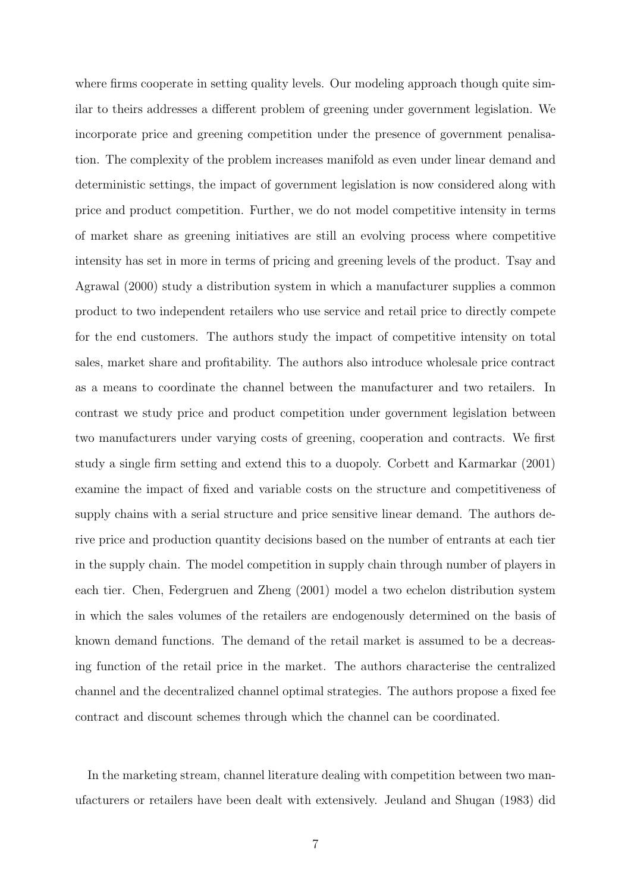where firms cooperate in setting quality levels. Our modeling approach though quite similar to theirs addresses a different problem of greening under government legislation. We incorporate price and greening competition under the presence of government penalisation. The complexity of the problem increases manifold as even under linear demand and deterministic settings, the impact of government legislation is now considered along with price and product competition. Further, we do not model competitive intensity in terms of market share as greening initiatives are still an evolving process where competitive intensity has set in more in terms of pricing and greening levels of the product. Tsay and Agrawal (2000) study a distribution system in which a manufacturer supplies a common product to two independent retailers who use service and retail price to directly compete for the end customers. The authors study the impact of competitive intensity on total sales, market share and profitability. The authors also introduce wholesale price contract as a means to coordinate the channel between the manufacturer and two retailers. In contrast we study price and product competition under government legislation between two manufacturers under varying costs of greening, cooperation and contracts. We first study a single firm setting and extend this to a duopoly. Corbett and Karmarkar (2001) examine the impact of fixed and variable costs on the structure and competitiveness of supply chains with a serial structure and price sensitive linear demand. The authors derive price and production quantity decisions based on the number of entrants at each tier in the supply chain. The model competition in supply chain through number of players in each tier. Chen, Federgruen and Zheng (2001) model a two echelon distribution system in which the sales volumes of the retailers are endogenously determined on the basis of known demand functions. The demand of the retail market is assumed to be a decreasing function of the retail price in the market. The authors characterise the centralized channel and the decentralized channel optimal strategies. The authors propose a fixed fee contract and discount schemes through which the channel can be coordinated.

In the marketing stream, channel literature dealing with competition between two manufacturers or retailers have been dealt with extensively. Jeuland and Shugan (1983) did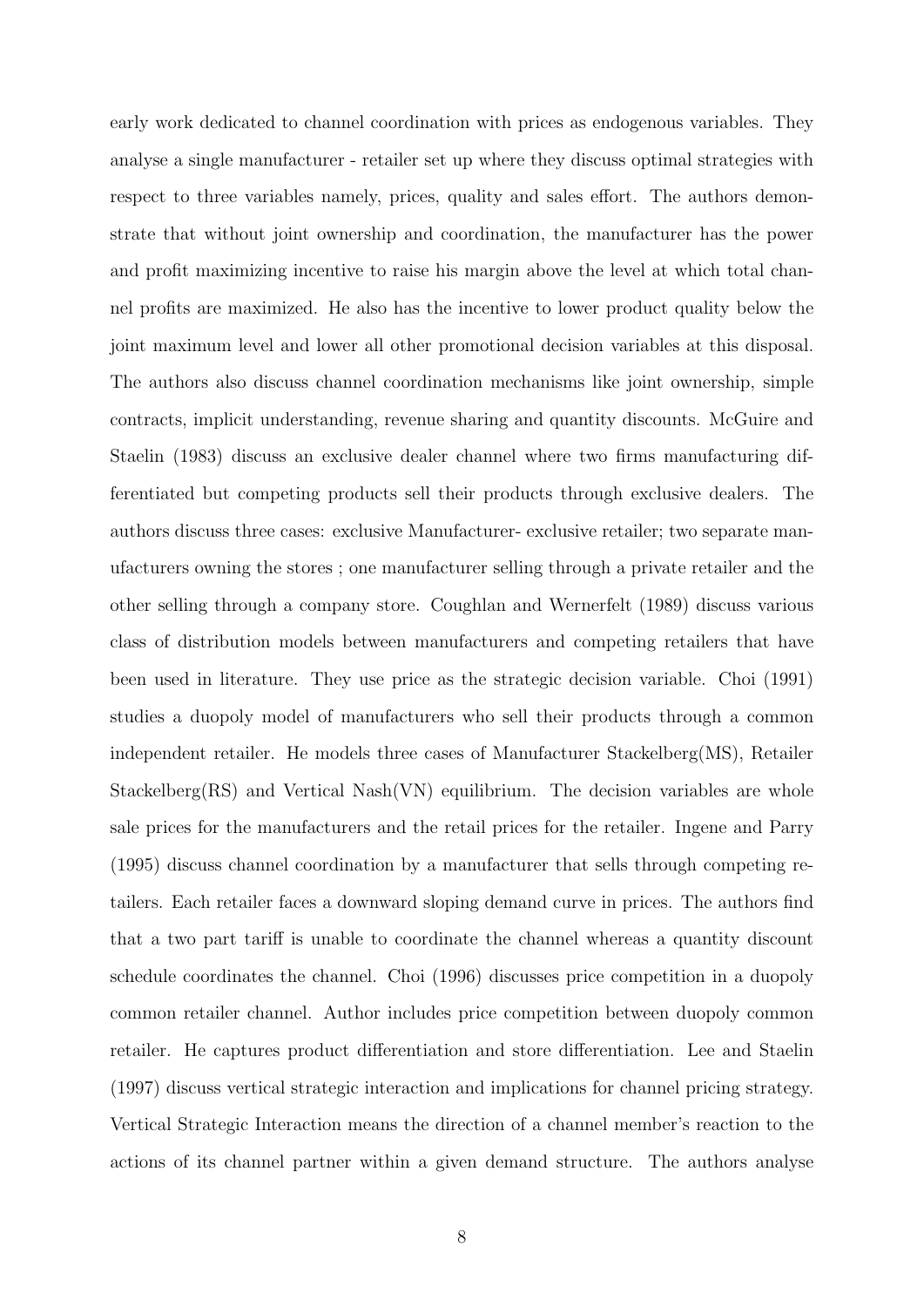early work dedicated to channel coordination with prices as endogenous variables. They analyse a single manufacturer - retailer set up where they discuss optimal strategies with respect to three variables namely, prices, quality and sales effort. The authors demonstrate that without joint ownership and coordination, the manufacturer has the power and profit maximizing incentive to raise his margin above the level at which total channel profits are maximized. He also has the incentive to lower product quality below the joint maximum level and lower all other promotional decision variables at this disposal. The authors also discuss channel coordination mechanisms like joint ownership, simple contracts, implicit understanding, revenue sharing and quantity discounts. McGuire and Staelin (1983) discuss an exclusive dealer channel where two firms manufacturing differentiated but competing products sell their products through exclusive dealers. The authors discuss three cases: exclusive Manufacturer- exclusive retailer; two separate manufacturers owning the stores ; one manufacturer selling through a private retailer and the other selling through a company store. Coughlan and Wernerfelt (1989) discuss various class of distribution models between manufacturers and competing retailers that have been used in literature. They use price as the strategic decision variable. Choi (1991) studies a duopoly model of manufacturers who sell their products through a common independent retailer. He models three cases of Manufacturer Stackelberg(MS), Retailer Stackelberg(RS) and Vertical Nash(VN) equilibrium. The decision variables are whole sale prices for the manufacturers and the retail prices for the retailer. Ingene and Parry (1995) discuss channel coordination by a manufacturer that sells through competing retailers. Each retailer faces a downward sloping demand curve in prices. The authors find that a two part tariff is unable to coordinate the channel whereas a quantity discount schedule coordinates the channel. Choi (1996) discusses price competition in a duopoly common retailer channel. Author includes price competition between duopoly common retailer. He captures product differentiation and store differentiation. Lee and Staelin (1997) discuss vertical strategic interaction and implications for channel pricing strategy. Vertical Strategic Interaction means the direction of a channel member's reaction to the actions of its channel partner within a given demand structure. The authors analyse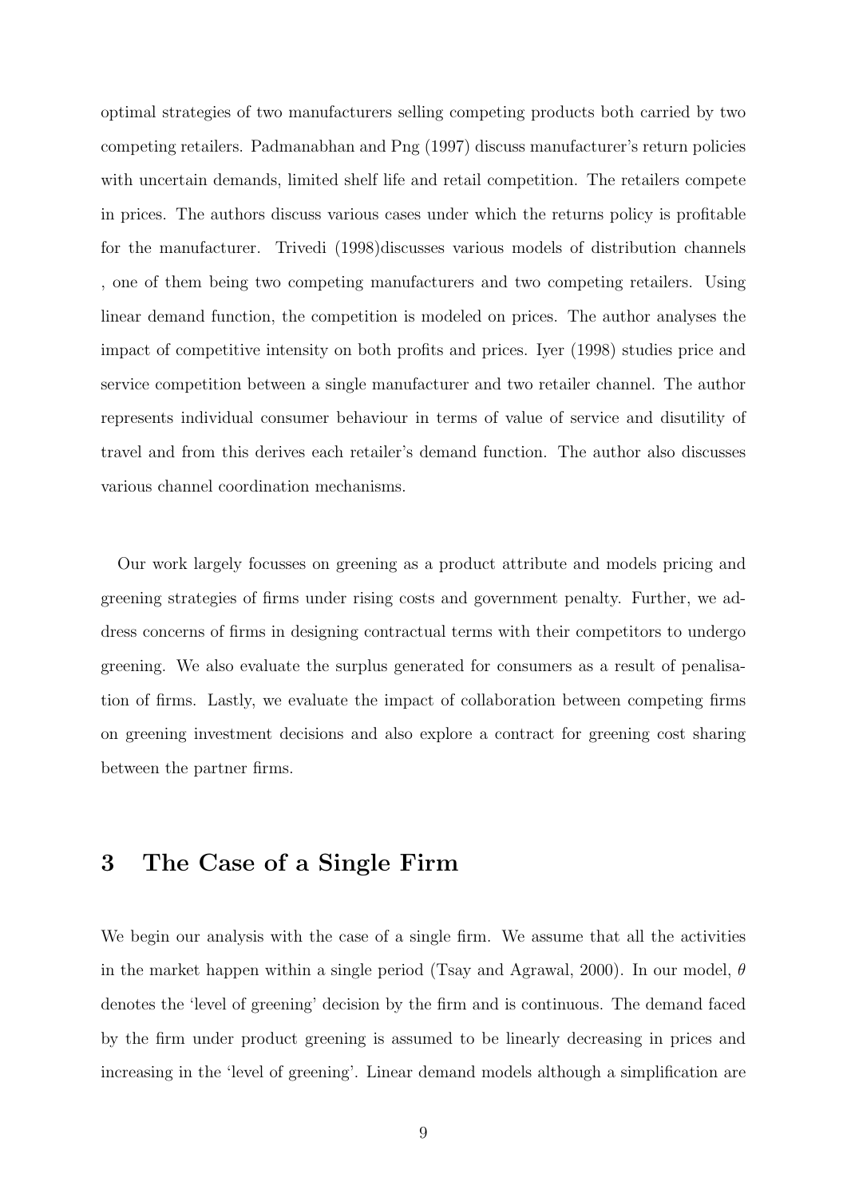optimal strategies of two manufacturers selling competing products both carried by two competing retailers. Padmanabhan and Png (1997) discuss manufacturer's return policies with uncertain demands, limited shelf life and retail competition. The retailers compete in prices. The authors discuss various cases under which the returns policy is profitable for the manufacturer. Trivedi (1998)discusses various models of distribution channels , one of them being two competing manufacturers and two competing retailers. Using linear demand function, the competition is modeled on prices. The author analyses the impact of competitive intensity on both profits and prices. Iyer (1998) studies price and service competition between a single manufacturer and two retailer channel. The author represents individual consumer behaviour in terms of value of service and disutility of travel and from this derives each retailer's demand function. The author also discusses various channel coordination mechanisms.

Our work largely focusses on greening as a product attribute and models pricing and greening strategies of firms under rising costs and government penalty. Further, we address concerns of firms in designing contractual terms with their competitors to undergo greening. We also evaluate the surplus generated for consumers as a result of penalisation of firms. Lastly, we evaluate the impact of collaboration between competing firms on greening investment decisions and also explore a contract for greening cost sharing between the partner firms.

# 3 The Case of a Single Firm

We begin our analysis with the case of a single firm. We assume that all the activities in the market happen within a single period (Tsay and Agrawal, 2000). In our model, $\theta$ denotes the 'level of greening' decision by the firm and is continuous. The demand faced by the firm under product greening is assumed to be linearly decreasing in prices and increasing in the 'level of greening'. Linear demand models although a simplification are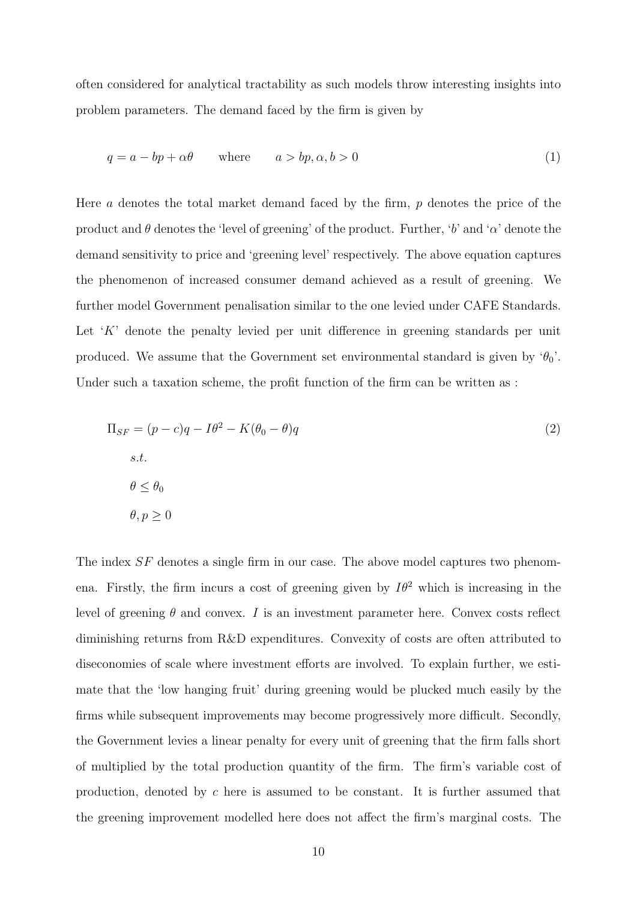often considered for analytical tractability as such models throw interesting insights into problem parameters. The demand faced by the firm is given by

$$q = a - bp + \alpha\theta \qquad \text{where} \qquad a > bp, \alpha, b > 0 \tag{1}$$

Here $a$ denotes the total market demand faced by the firm, $p$ denotes the price of the product and $\theta$ denotes the 'level of greening' of the product. Further, '$b$' and '$\alpha$' denote the demand sensitivity to price and 'greening level' respectively. The above equation captures the phenomenon of increased consumer demand achieved as a result of greening. We further model Government penalisation similar to the one levied under CAFE Standards. Let '$K$' denote the penalty levied per unit difference in greening standards per unit produced. We assume that the Government set environmental standard is given by '$\theta_0$'. Under such a taxation scheme, the profit function of the firm can be written as :

$$\begin{aligned}
\Pi_{SF} &= (p - c)q - I\theta^2 - K(\theta_0 - \theta)q \\
&\quad s.t. \\
&\quad \theta \leq \theta_0 \\
&\quad \theta, p \geq 0
\end{aligned} \tag{2}$$

The index $SF$ denotes a single firm in our case. The above model captures two phenomena. Firstly, the firm incurs a cost of greening given by $I\theta^2$ which is increasing in the level of greening $\theta$ and convex. $I$ is an investment parameter here. Convex costs reflect diminishing returns from R&D expenditures. Convexity of costs are often attributed to diseconomies of scale where investment efforts are involved. To explain further, we estimate that the 'low hanging fruit' during greening would be plucked much easily by the firms while subsequent improvements may become progressively more difficult. Secondly, the Government levies a linear penalty for every unit of greening that the firm falls short of multiplied by the total production quantity of the firm. The firm's variable cost of production, denoted by $c$ here is assumed to be constant. It is further assumed that the greening improvement modelled here does not affect the firm's marginal costs. The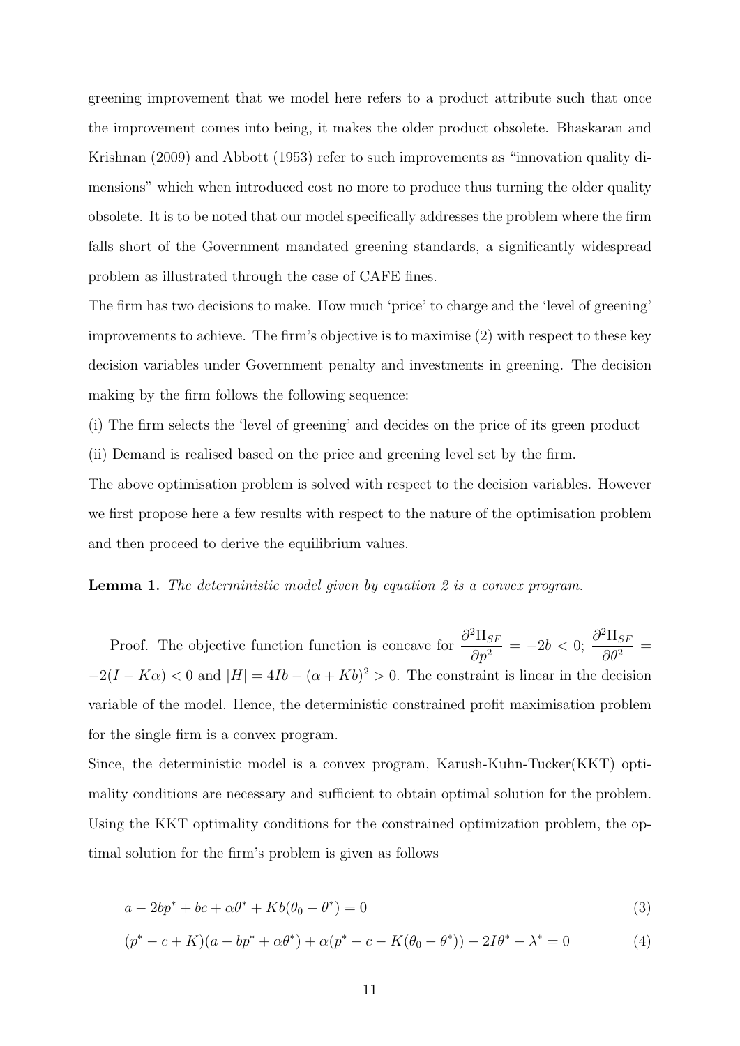greening improvement that we model here refers to a product attribute such that once the improvement comes into being, it makes the older product obsolete. Bhaskaran and Krishnan (2009) and Abbott (1953) refer to such improvements as "innovation quality dimensions" which when introduced cost no more to produce thus turning the older quality obsolete. It is to be noted that our model specifically addresses the problem where the firm falls short of the Government mandated greening standards, a significantly widespread problem as illustrated through the case of CAFE fines.

The firm has two decisions to make. How much 'price' to charge and the 'level of greening' improvements to achieve. The firm's objective is to maximise (2) with respect to these key decision variables under Government penalty and investments in greening. The decision making by the firm follows the following sequence:

(i) The firm selects the 'level of greening' and decides on the price of its green product

(ii) Demand is realised based on the price and greening level set by the firm.

The above optimisation problem is solved with respect to the decision variables. However we first propose here a few results with respect to the nature of the optimisation problem and then proceed to derive the equilibrium values.

**Lemma 1.** *The deterministic model given by equation 2 is a convex program.*

Proof. The objective function function is concave for $\dfrac{\partial^2 \Pi_{SF}}{\partial p^2} = -2b < 0$; $\dfrac{\partial^2 \Pi_{SF}}{\partial \theta^2} = -2(I - K\alpha) < 0$ and $|H| = 4Ib - (\alpha + Kb)^2 > 0$. The constraint is linear in the decision variable of the model. Hence, the deterministic constrained profit maximisation problem for the single firm is a convex program.

Since, the deterministic model is a convex program, Karush-Kuhn-Tucker(KKT) optimality conditions are necessary and sufficient to obtain optimal solution for the problem. Using the KKT optimality conditions for the constrained optimization problem, the optimal solution for the firm's problem is given as follows

$$a - 2bp^* + bc + \alpha\theta^* + Kb(\theta_0 - \theta^*) = 0 \tag{3}$$

$$(p^* - c + K)(a - bp^* + \alpha\theta^*) + \alpha(p^* - c - K(\theta_0 - \theta^*)) - 2I\theta^* - \lambda^* = 0 \tag{4}$$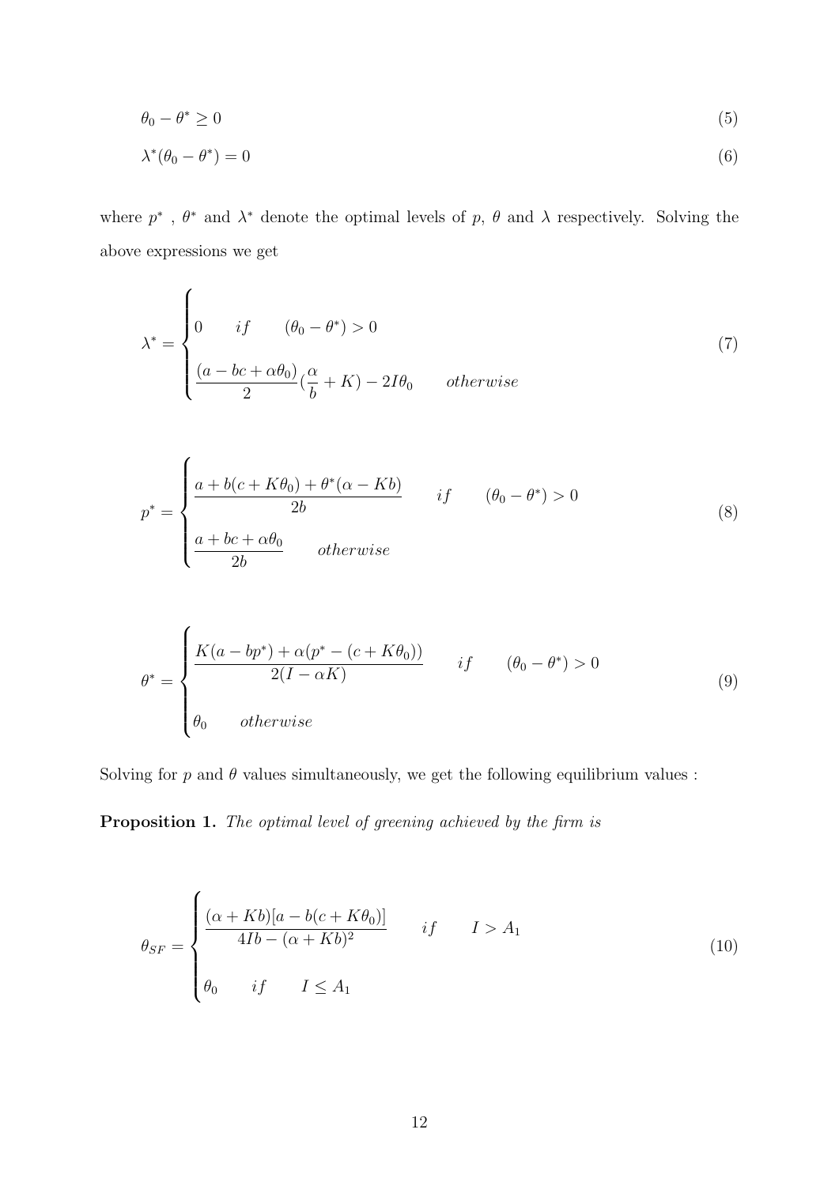$$\theta_0 - \theta^* \geq 0 \tag{5}$$

$$\lambda^*(\theta_0 - \theta^*) = 0 \tag{6}$$

where $p^*$ , $\theta^*$ and $\lambda^*$ denote the optimal levels of $p$, $\theta$ and $\lambda$ respectively. Solving the above expressions we get

$$\lambda^* = \begin{cases} 0 \qquad if \qquad (\theta_0 - \theta^*) > 0 \\ \dfrac{(a - bc + \alpha\theta_0)}{2}(\dfrac{\alpha}{b} + K) - 2I\theta_0 \qquad otherwise \end{cases} \tag{7}$$

$$p^* = \begin{cases} \dfrac{a + b(c + K\theta_0) + \theta^*(\alpha - Kb)}{2b} \qquad if \qquad (\theta_0 - \theta^*) > 0 \\ \dfrac{a + bc + \alpha\theta_0}{2b} \qquad otherwise \end{cases} \tag{8}$$

$$\theta^* = \begin{cases} \dfrac{K(a - bp^*) + \alpha(p^* - (c + K\theta_0))}{2(I - \alpha K)} \qquad if \qquad (\theta_0 - \theta^*) > 0 \\ \theta_0 \qquad otherwise \end{cases} \tag{9}$$

Solving for $p$ and $\theta$ values simultaneously, we get the following equilibrium values :

**Proposition 1.** *The optimal level of greening achieved by the firm is*

$$\theta_{SF} = \begin{cases} \dfrac{(\alpha + Kb)[a - b(c + K\theta_0)]}{4Ib - (\alpha + Kb)^2} \qquad if \qquad I > A_1 \\ \theta_0 \qquad if \qquad I \leq A_1 \end{cases} \tag{10}$$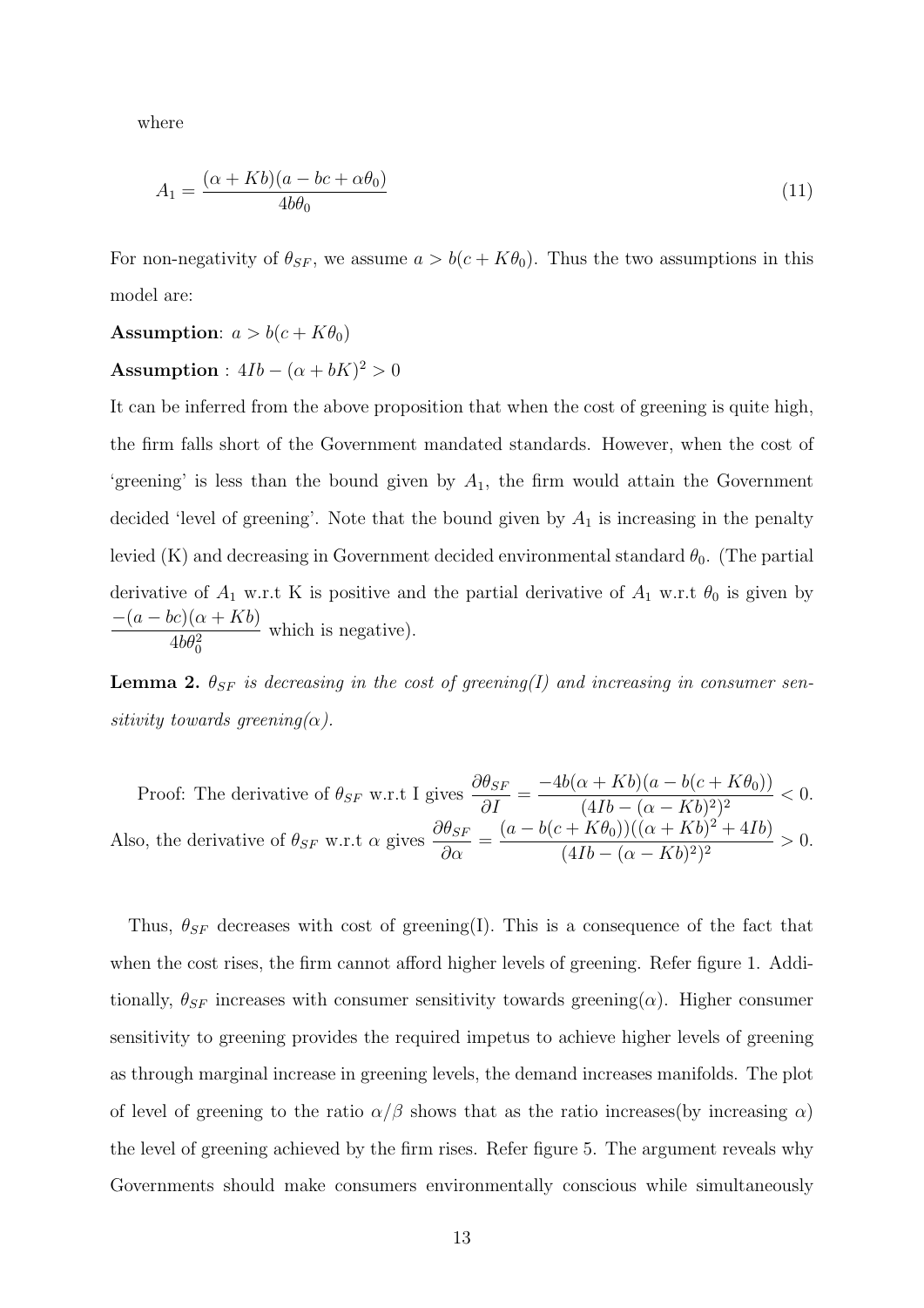where

$$A_1 = \frac{(\alpha + Kb)(a - bc + \alpha\theta_0)}{4b\theta_0} \tag{11}$$

For non-negativity of $\theta_{SF}$, we assume $a > b(c + K\theta_0)$. Thus the two assumptions in this model are:

**Assumption**: $a > b(c + K\theta_0)$

**Assumption** : $4Ib - (\alpha + bK)^2 > 0$

It can be inferred from the above proposition that when the cost of greening is quite high, the firm falls short of the Government mandated standards. However, when the cost of 'greening' is less than the bound given by $A_1$, the firm would attain the Government decided 'level of greening'. Note that the bound given by $A_1$ is increasing in the penalty levied (K) and decreasing in Government decided environmental standard $\theta_0$. (The partial derivative of $A_1$ w.r.t K is positive and the partial derivative of $A_1$ w.r.t $\theta_0$ is given by $\dfrac{-(a-bc)(\alpha+Kb)}{4b\theta_0^2}$ which is negative).

**Lemma 2.** *$\theta_{SF}$ is decreasing in the cost of greening(I) and increasing in consumer sensitivity towards greening($\alpha$).*

Proof: The derivative of $\theta_{SF}$ w.r.t I gives $\dfrac{\partial \theta_{SF}}{\partial I} = \dfrac{-4b(\alpha + Kb)(a - b(c + K\theta_0))}{(4Ib - (\alpha - Kb)^2)^2} < 0$. Also, the derivative of $\theta_{SF}$ w.r.t $\alpha$ gives $\dfrac{\partial \theta_{SF}}{\partial \alpha} = \dfrac{(a - b(c + K\theta_0))((\alpha + Kb)^2 + 4Ib)}{(4Ib - (\alpha - Kb)^2)^2} > 0$.

Thus, $\theta_{SF}$ decreases with cost of greening(I). This is a consequence of the fact that when the cost rises, the firm cannot afford higher levels of greening. Refer figure 1. Additionally, $\theta_{SF}$ increases with consumer sensitivity towards greening($\alpha$). Higher consumer sensitivity to greening provides the required impetus to achieve higher levels of greening as through marginal increase in greening levels, the demand increases manifolds. The plot of level of greening to the ratio $\alpha/\beta$ shows that as the ratio increases(by increasing $\alpha$) the level of greening achieved by the firm rises. Refer figure 5. The argument reveals why Governments should make consumers environmentally conscious while simultaneously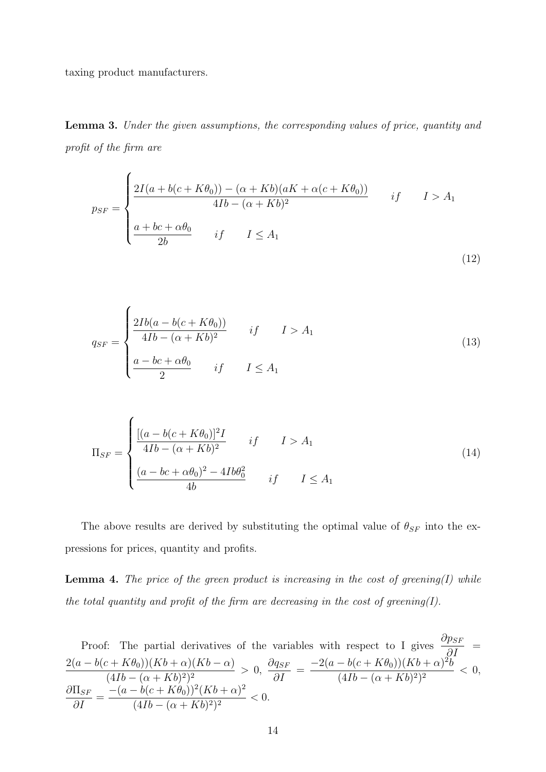taxing product manufacturers.

**Lemma 3.** *Under the given assumptions, the corresponding values of price, quantity and profit of the firm are*

$$p_{SF} = \begin{cases} \dfrac{2I(a + b(c + K\theta_0)) - (\alpha + Kb)(aK + \alpha(c + K\theta_0))}{4Ib - (\alpha + Kb)^2} & if \quad I > A_1 \\[2ex] \dfrac{a + bc + \alpha\theta_0}{2b} \quad if \quad I \leq A_1 \end{cases} \tag{12}$$

$$q_{SF} = \begin{cases} \dfrac{2Ib(a - b(c + K\theta_0))}{4Ib - (\alpha + Kb)^2} & if \quad I > A_1 \\[2ex] \dfrac{a - bc + \alpha\theta_0}{2} & if \quad I \leq A_1 \end{cases} \tag{13}$$

$$\Pi_{SF} = \begin{cases} \dfrac{[(a - b(c + K\theta_0)]^2 I}{4Ib - (\alpha + Kb)^2} & if \quad I > A_1 \\[2ex] \dfrac{(a - bc + \alpha\theta_0)^2 - 4Ib\theta_0^2}{4b} & if \quad I \leq A_1 \end{cases} \tag{14}$$

The above results are derived by substituting the optimal value of $\theta_{SF}$ into the expressions for prices, quantity and profits.

**Lemma 4.** *The price of the green product is increasing in the cost of greening(I) while the total quantity and profit of the firm are decreasing in the cost of greening(I).*

Proof: The partial derivatives of the variables with respect to I gives $\dfrac{\partial p_{SF}}{\partial I} = \dfrac{2(a - b(c + K\theta_0))(Kb + \alpha)(Kb - \alpha)}{(4Ib - (\alpha + Kb)^2)^2} > 0$, $\dfrac{\partial q_{SF}}{\partial I} = \dfrac{-2(a - b(c + K\theta_0))(Kb + \alpha)^2 b}{(4Ib - (\alpha + Kb)^2)^2} < 0$, $\dfrac{\partial \Pi_{SF}}{\partial I} = \dfrac{-(a - b(c + K\theta_0))^2(Kb + \alpha)^2}{(4Ib - (\alpha + Kb)^2)^2} < 0$.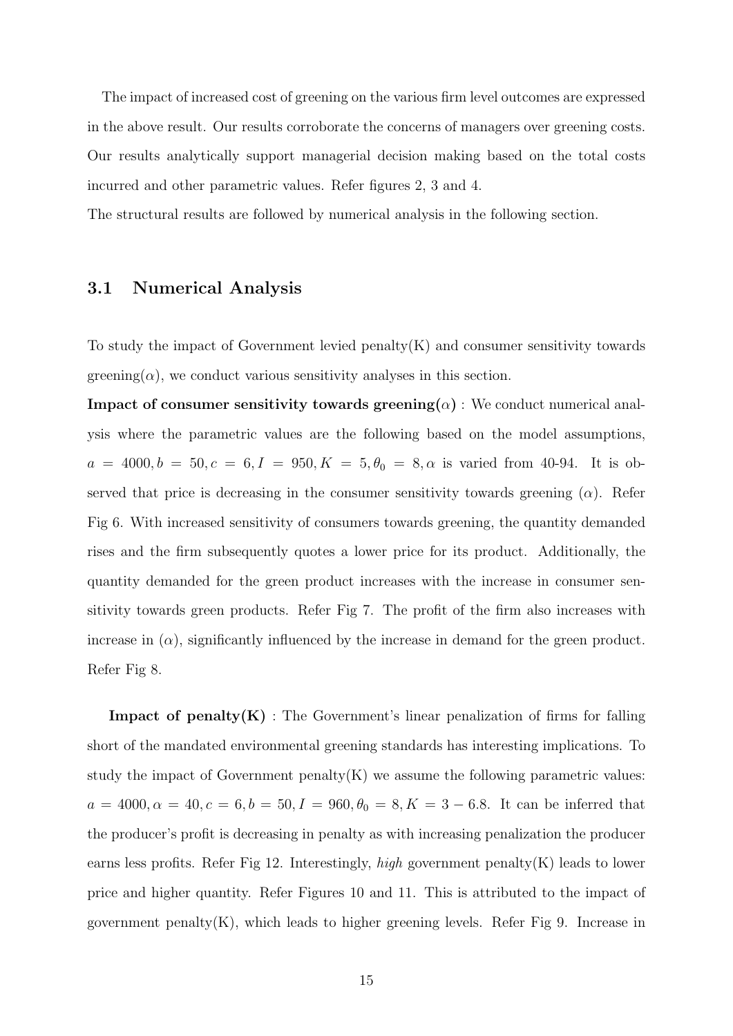The impact of increased cost of greening on the various firm level outcomes are expressed in the above result. Our results corroborate the concerns of managers over greening costs. Our results analytically support managerial decision making based on the total costs incurred and other parametric values. Refer figures 2, 3 and 4.

The structural results are followed by numerical analysis in the following section.

## 3.1 Numerical Analysis

To study the impact of Government levied penalty(K) and consumer sensitivity towards greening($\alpha$), we conduct various sensitivity analyses in this section.

**Impact of consumer sensitivity towards greening($\alpha$)** : We conduct numerical analysis where the parametric values are the following based on the model assumptions, $a = 4000, b = 50, c = 6, I = 950, K = 5, \theta_0 = 8, \alpha$ is varied from 40-94. It is observed that price is decreasing in the consumer sensitivity towards greening ($\alpha$). Refer Fig 6. With increased sensitivity of consumers towards greening, the quantity demanded rises and the firm subsequently quotes a lower price for its product. Additionally, the quantity demanded for the green product increases with the increase in consumer sensitivity towards green products. Refer Fig 7. The profit of the firm also increases with increase in ($\alpha$), significantly influenced by the increase in demand for the green product. Refer Fig 8.

**Impact of penalty(K)** : The Government's linear penalization of firms for falling short of the mandated environmental greening standards has interesting implications. To study the impact of Government penalty(K) we assume the following parametric values: $a = 4000, \alpha = 40, c = 6, b = 50, I = 960, \theta_0 = 8, K = 3 - 6.8$. It can be inferred that the producer's profit is decreasing in penalty as with increasing penalization the producer earns less profits. Refer Fig 12. Interestingly, *high* government penalty(K) leads to lower price and higher quantity. Refer Figures 10 and 11. This is attributed to the impact of government penalty(K), which leads to higher greening levels. Refer Fig 9. Increase in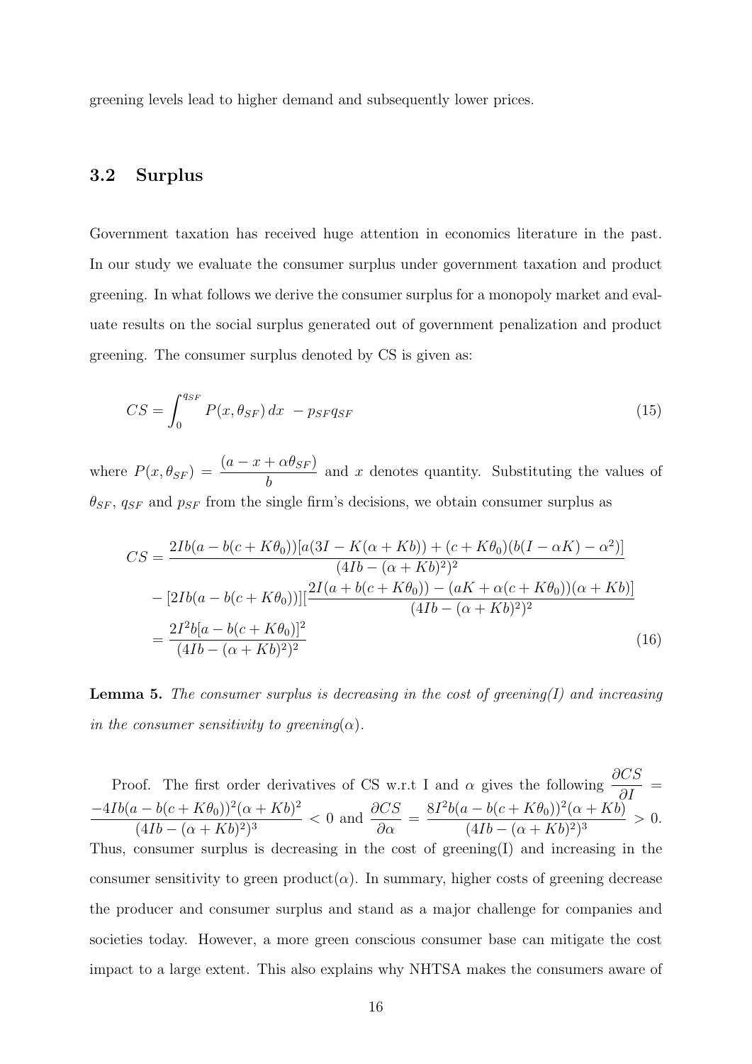greening levels lead to higher demand and subsequently lower prices.

## 3.2 Surplus

Government taxation has received huge attention in economics literature in the past. In our study we evaluate the consumer surplus under government taxation and product greening. In what follows we derive the consumer surplus for a monopoly market and evaluate results on the social surplus generated out of government penalization and product greening. The consumer surplus denoted by CS is given as:

$$CS = \int_0^{q_{SF}} P(x, \theta_{SF})\, dx \ - p_{SF} q_{SF} \tag{15}$$

where $P(x, \theta_{SF}) = \dfrac{(a - x + \alpha\theta_{SF})}{b}$ and $x$ denotes quantity. Substituting the values of $\theta_{SF}$, $q_{SF}$ and $p_{SF}$ from the single firm's decisions, we obtain consumer surplus as

$$\begin{aligned}
CS &= \frac{2Ib(a - b(c + K\theta_0))[a(3I - K(\alpha + Kb)) + (c + K\theta_0)(b(I - \alpha K) - \alpha^2)]}{(4Ib - (\alpha + Kb)^2)^2} \\
&\quad - [2Ib(a - b(c + K\theta_0))][\frac{2I(a + b(c + K\theta_0)) - (aK + \alpha(c + K\theta_0))(\alpha + Kb)]}{(4Ib - (\alpha + Kb)^2)^2} \\
&= \frac{2I^2 b[a - b(c + K\theta_0)]^2}{(4Ib - (\alpha + Kb)^2)^2}
\end{aligned} \tag{16}$$

**Lemma 5.** *The consumer surplus is decreasing in the cost of greening(I) and increasing in the consumer sensitivity to greening($\alpha$).*

Proof. The first order derivatives of CS w.r.t I and $\alpha$ gives the following $\dfrac{\partial CS}{\partial I} = \dfrac{-4Ib(a - b(c + K\theta_0))^2(\alpha + Kb)^2}{(4Ib - (\alpha + Kb)^2)^3} < 0$ and $\dfrac{\partial CS}{\partial \alpha} = \dfrac{8I^2 b(a - b(c + K\theta_0))^2(\alpha + Kb)}{(4Ib - (\alpha + Kb)^2)^3} > 0$. Thus, consumer surplus is decreasing in the cost of greening(I) and increasing in the consumer sensitivity to green product($\alpha$). In summary, higher costs of greening decrease the producer and consumer surplus and stand as a major challenge for companies and societies today. However, a more green conscious consumer base can mitigate the cost impact to a large extent. This also explains why NHTSA makes the consumers aware of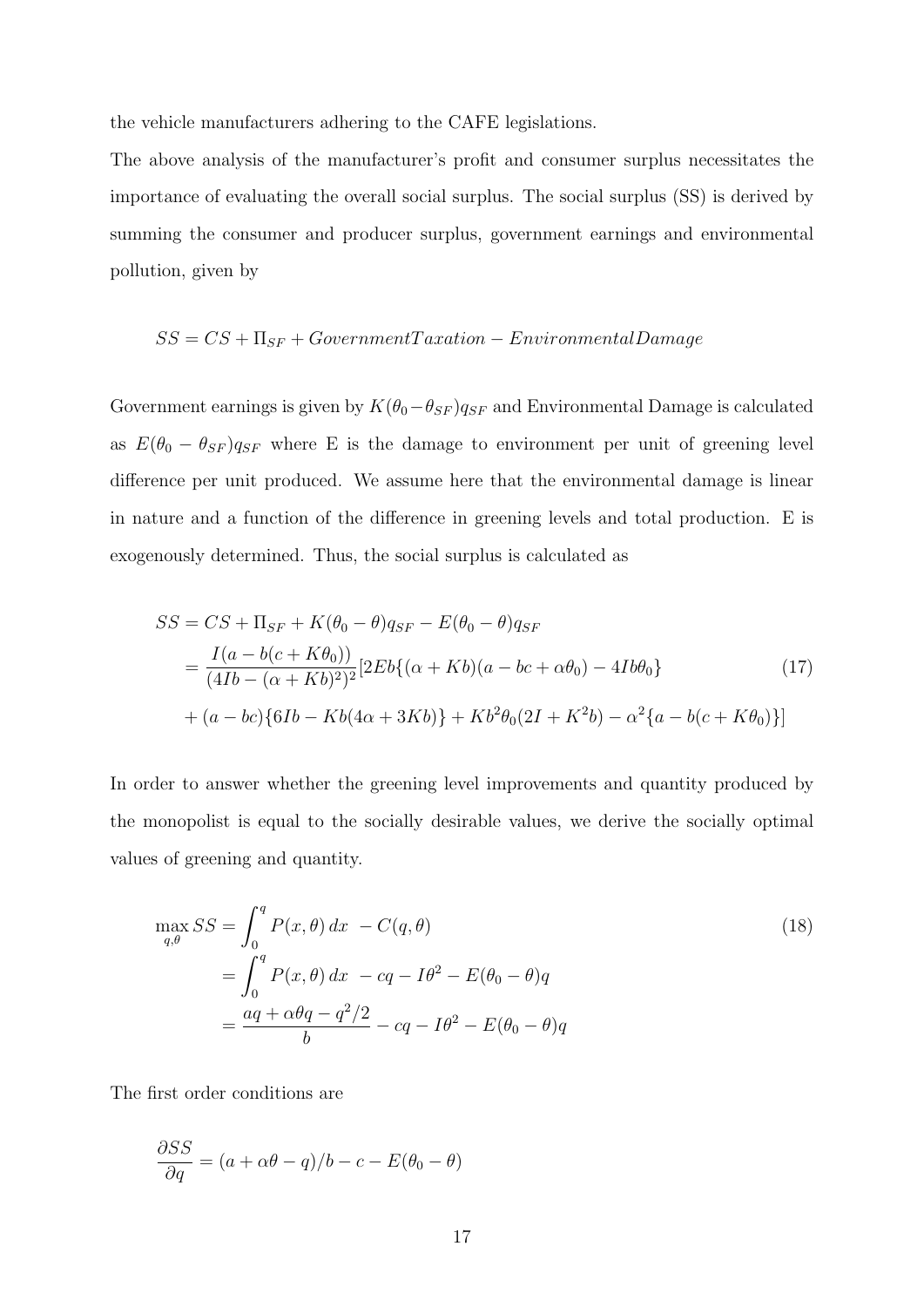the vehicle manufacturers adhering to the CAFE legislations.

The above analysis of the manufacturer's profit and consumer surplus necessitates the importance of evaluating the overall social surplus. The social surplus (SS) is derived by summing the consumer and producer surplus, government earnings and environmental pollution, given by

$$SS = CS + \Pi_{SF} + GovernmentTaxation - EnvironmentalDamage$$

Government earnings is given by $K(\theta_0 - \theta_{SF})q_{SF}$ and Environmental Damage is calculated as $E(\theta_0 - \theta_{SF})q_{SF}$ where E is the damage to environment per unit of greening level difference per unit produced. We assume here that the environmental damage is linear in nature and a function of the difference in greening levels and total production. E is exogenously determined. Thus, the social surplus is calculated as

$$\begin{aligned} SS &= CS + \Pi_{SF} + K(\theta_0 - \theta)q_{SF} - E(\theta_0 - \theta)q_{SF} \\ &= \frac{I(a - b(c + K\theta_0))}{(4Ib - (\alpha + Kb)^2)^2}[2Eb\{(\alpha + Kb)(a - bc + \alpha\theta_0) - 4Ib\theta_0\} \\ &+ (a - bc)\{6Ib - Kb(4\alpha + 3Kb)\} + Kb^2\theta_0(2I + K^2b) - \alpha^2\{a - b(c + K\theta_0)\}] \end{aligned} \tag{17}$$

In order to answer whether the greening level improvements and quantity produced by the monopolist is equal to the socially desirable values, we derive the socially optimal values of greening and quantity.

$$\begin{aligned} \max_{q,\theta} SS &= \int_0^q P(x, \theta)\, dx \ - C(q, \theta) \\ &= \int_0^q P(x, \theta)\, dx \ - cq - I\theta^2 - E(\theta_0 - \theta)q \\ &= \frac{aq + \alpha\theta q - q^2/2}{b} - cq - I\theta^2 - E(\theta_0 - \theta)q \end{aligned} \tag{18}$$

The first order conditions are

$$\frac{\partial SS}{\partial q} = (a + \alpha\theta - q)/b - c - E(\theta_0 - \theta)$$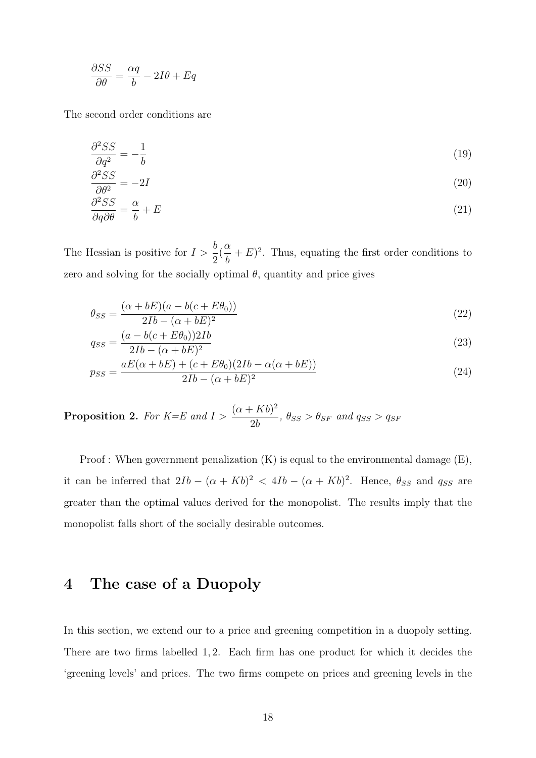$$\frac{\partial SS}{\partial \theta} = \frac{\alpha q}{b} - 2I\theta + Eq$$

The second order conditions are

$$\frac{\partial^2 SS}{\partial q^2} = -\frac{1}{b} \tag{19}$$

$$\frac{\partial^2 SS}{\partial \theta^2} = -2I \tag{20}$$

$$\frac{\partial^2 SS}{\partial q \partial \theta} = \frac{\alpha}{b} + E \tag{21}$$

The Hessian is positive for $I > \frac{b}{2}(\frac{\alpha}{b} + E)^2$. Thus, equating the first order conditions to zero and solving for the socially optimal $\theta$, quantity and price gives

$$\theta_{SS} = \frac{(\alpha + bE)(a - b(c + E\theta_0))}{2Ib - (\alpha + bE)^2} \tag{22}$$

$$q_{SS} = \frac{(a - b(c + E\theta_0))2Ib}{2Ib - (\alpha + bE)^2} \tag{23}$$

$$p_{SS} = \frac{aE(\alpha + bE) + (c + E\theta_0)(2Ib - \alpha(\alpha + bE))}{2Ib - (\alpha + bE)^2} \tag{24}$$

**Proposition 2.** *For K=E and $I > \frac{(\alpha + Kb)^2}{2b}$, $\theta_{SS} > \theta_{SF}$ and $q_{SS} > q_{SF}$*

Proof : When government penalization (K) is equal to the environmental damage (E), it can be inferred that $2Ib - (\alpha + Kb)^2 < 4Ib - (\alpha + Kb)^2$. Hence, $\theta_{SS}$ and $q_{SS}$ are greater than the optimal values derived for the monopolist. The results imply that the monopolist falls short of the socially desirable outcomes.

# 4 The case of a Duopoly

In this section, we extend our to a price and greening competition in a duopoly setting. There are two firms labelled 1, 2. Each firm has one product for which it decides the 'greening levels' and prices. The two firms compete on prices and greening levels in the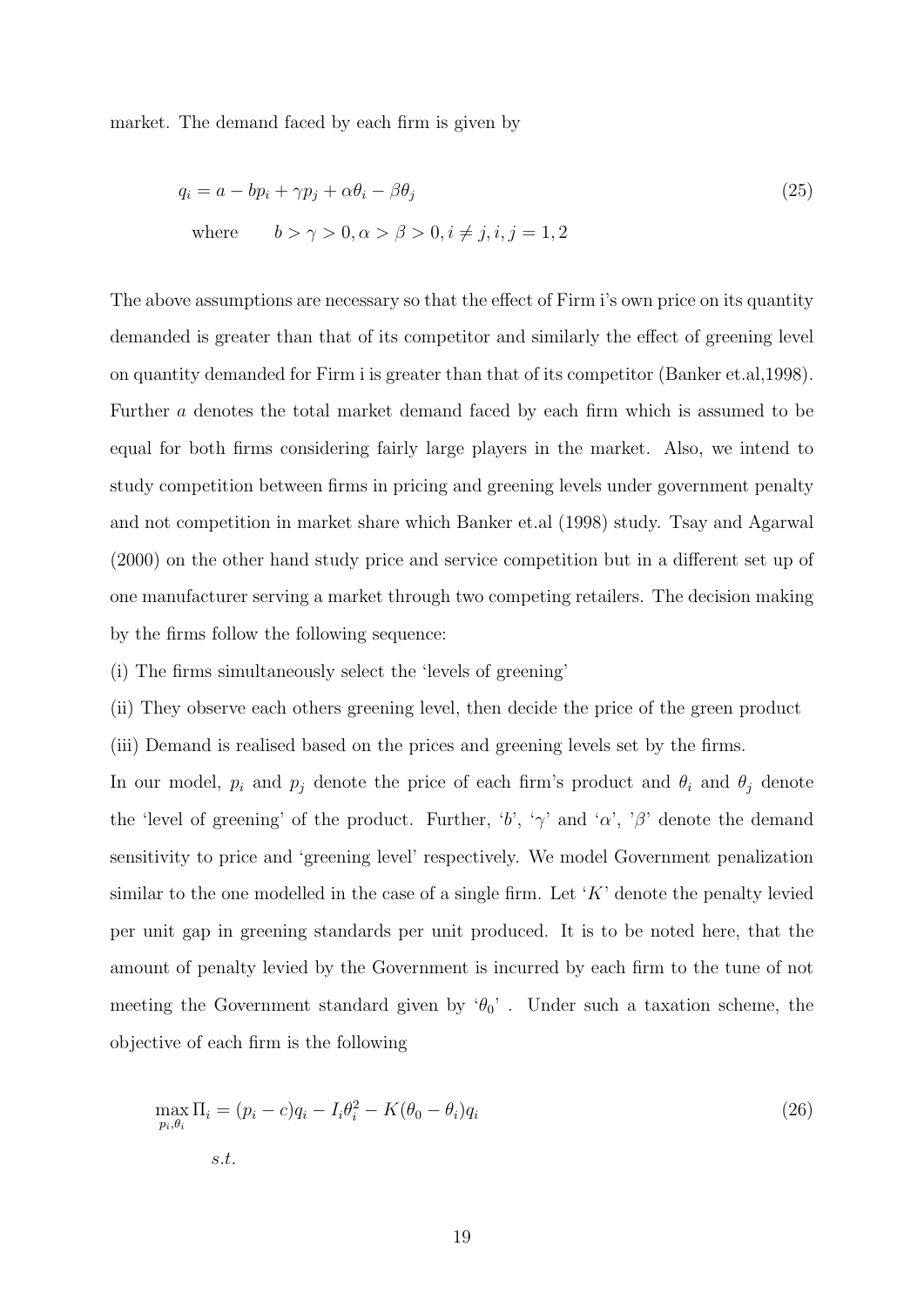market. The demand faced by each firm is given by

$$q_i = a - bp_i + \gamma p_j + \alpha\theta_i - \beta\theta_j \tag{25}$$

$$\text{where} \qquad b > \gamma > 0, \alpha > \beta > 0, i \neq j, i, j = 1, 2$$

The above assumptions are necessary so that the effect of Firm i's own price on its quantity demanded is greater than that of its competitor and similarly the effect of greening level on quantity demanded for Firm i is greater than that of its competitor (Banker et.al,1998). Further $a$ denotes the total market demand faced by each firm which is assumed to be equal for both firms considering fairly large players in the market. Also, we intend to study competition between firms in pricing and greening levels under government penalty and not competition in market share which Banker et.al (1998) study. Tsay and Agarwal (2000) on the other hand study price and service competition but in a different set up of one manufacturer serving a market through two competing retailers. The decision making by the firms follow the following sequence:

(i) The firms simultaneously select the 'levels of greening'

(ii) They observe each others greening level, then decide the price of the green product

(iii) Demand is realised based on the prices and greening levels set by the firms.

In our model, $p_i$ and $p_j$ denote the price of each firm's product and $\theta_i$ and $\theta_j$ denote the 'level of greening' of the product. Further, '$b$', '$\gamma$' and '$\alpha$', '$\beta$' denote the demand sensitivity to price and 'greening level' respectively. We model Government penalization similar to the one modelled in the case of a single firm. Let '$K$' denote the penalty levied per unit gap in greening standards per unit produced. It is to be noted here, that the amount of penalty levied by the Government is incurred by each firm to the tune of not meeting the Government standard given by '$\theta_0$' . Under such a taxation scheme, the objective of each firm is the following

$$\max_{p_i, \theta_i} \Pi_i = (p_i - c)q_i - I_i\theta_i^2 - K(\theta_0 - \theta_i)q_i \tag{26}$$

$$s.t.$$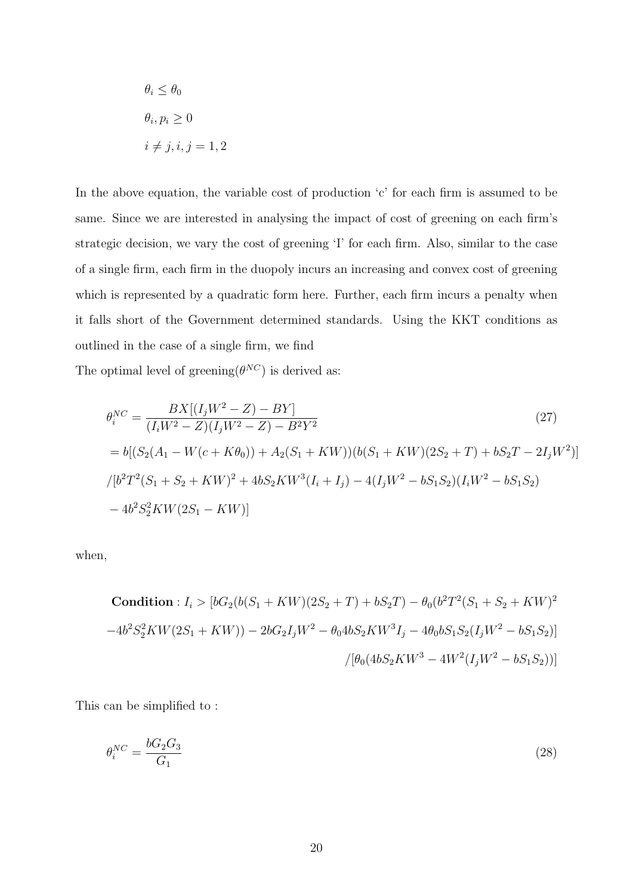$$
\begin{aligned}
&\theta_i \leq \theta_0 \\
&\theta_i, p_i \geq 0 \\
&i \neq j, i, j = 1, 2
\end{aligned}
$$

In the above equation, the variable cost of production 'c' for each firm is assumed to be same. Since we are interested in analysing the impact of cost of greening on each firm's strategic decision, we vary the cost of greening 'I' for each firm. Also, similar to the case of a single firm, each firm in the duopoly incurs an increasing and convex cost of greening which is represented by a quadratic form here. Further, each firm incurs a penalty when it falls short of the Government determined standards. Using the KKT conditions as outlined in the case of a single firm, we find

The optimal level of greening($\theta^{NC}$) is derived as:

$$
\begin{aligned}
\theta_i^{NC} &= \frac{BX[(I_jW^2 - Z) - BY]}{(I_iW^2 - Z)(I_jW^2 - Z) - B^2Y^2} \qquad (27) \\
&= b[(S_2(A_1 - W(c + K\theta_0)) + A_2(S_1 + KW))(b(S_1 + KW)(2S_2 + T) + bS_2T - 2I_jW^2)] \\
&/[b^2T^2(S_1 + S_2 + KW)^2 + 4bS_2KW^3(I_i + I_j) - 4(I_jW^2 - bS_1S_2)(I_iW^2 - bS_1S_2) \\
&- 4b^2S_2^2KW(2S_1 - KW)]
\end{aligned}
$$

when,

$$
\begin{aligned}
\textbf{Condition}: I_i > &[bG_2(b(S_1 + KW)(2S_2 + T) + bS_2T) - \theta_0(b^2T^2(S_1 + S_2 + KW)^2 \\
&-4b^2S_2^2KW(2S_1 + KW)) - 2bG_2I_jW^2 - \theta_0 4bS_2KW^3I_j - 4\theta_0 bS_1S_2(I_jW^2 - bS_1S_2)] \\
&/[\theta_0(4bS_2KW^3 - 4W^2(I_jW^2 - bS_1S_2))]
\end{aligned}
$$

This can be simplified to :

$$
\theta_i^{NC} = \frac{bG_2G_3}{G_1} \qquad (28)
$$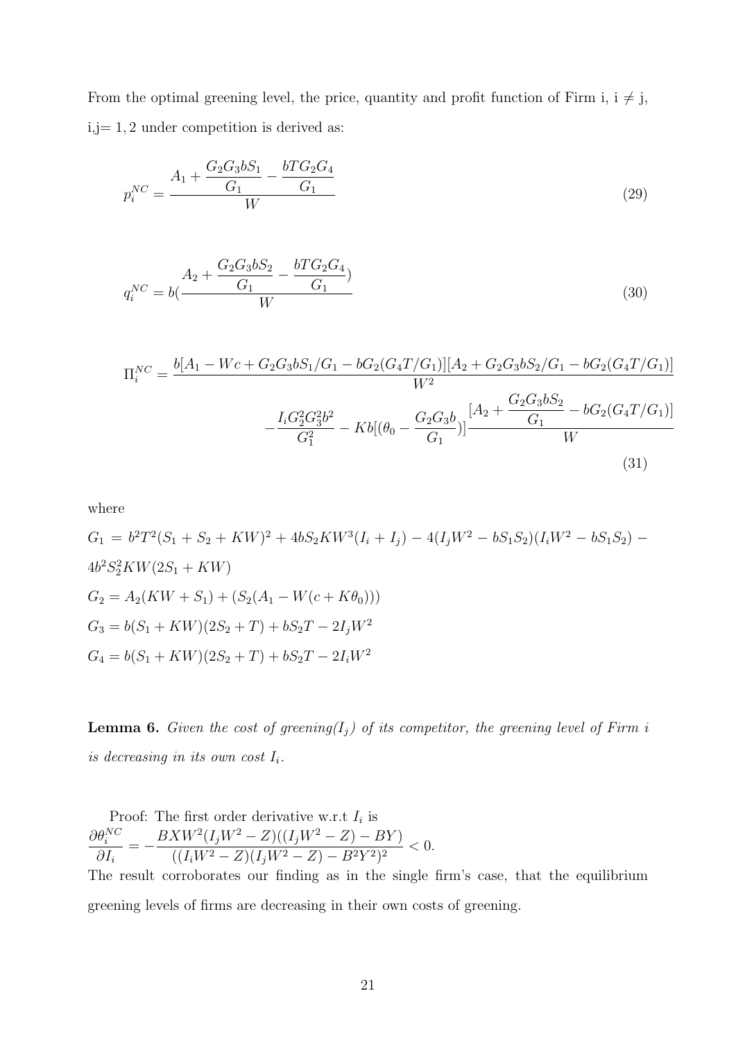From the optimal greening level, the price, quantity and profit function of Firm i, $i \neq j$, $i,j = 1, 2$ under competition is derived as:

$$p_i^{NC} = \frac{A_1 + \dfrac{G_2 G_3 b S_1}{G_1} - \dfrac{bTG_2G_4}{G_1}}{W} \tag{29}$$

$$q_i^{NC} = b(\frac{A_2 + \dfrac{G_2 G_3 b S_2}{G_1} - \dfrac{bTG_2G_4}{G_1})}{W} \tag{30}$$

$$\Pi_i^{NC} = \frac{b[A_1 - Wc + G_2G_3bS_1/G_1 - bG_2(G_4T/G_1)][A_2 + G_2G_3bS_2/G_1 - bG_2(G_4T/G_1)]}{W^2} - \frac{I_i G_2^2 G_3^2 b^2}{G_1^2} - Kb[(\theta_0 - \frac{G_2G_3b}{G_1})]\frac{[A_2 + \dfrac{G_2G_3bS_2}{G_1} - bG_2(G_4T/G_1)]}{W} \tag{31}$$

where

$G_1 = b^2T^2(S_1 + S_2 + KW)^2 + 4bS_2KW^3(I_i + I_j) - 4(I_jW^2 - bS_1S_2)(I_iW^2 - bS_1S_2) - 4b^2S_2^2KW(2S_1 + KW)$

$G_2 = A_2(KW + S_1) + (S_2(A_1 - W(c + K\theta_0)))$

$G_3 = b(S_1 + KW)(2S_2 + T) + bS_2T - 2I_jW^2$

$G_4 = b(S_1 + KW)(2S_2 + T) + bS_2T - 2I_iW^2$

**Lemma 6.** *Given the cost of greening($I_j$) of its competitor, the greening level of Firm i is decreasing in its own cost $I_i$.*

Proof: The first order derivative w.r.t $I_i$ is
$\dfrac{\partial \theta_i^{NC}}{\partial I_i} = -\dfrac{BXW^2(I_jW^2 - Z)((I_jW^2 - Z) - BY)}{((I_iW^2 - Z)(I_jW^2 - Z) - B^2Y^2)^2} < 0.$
The result corroborates our finding as in the single firm's case, that the equilibrium greening levels of firms are decreasing in their own costs of greening.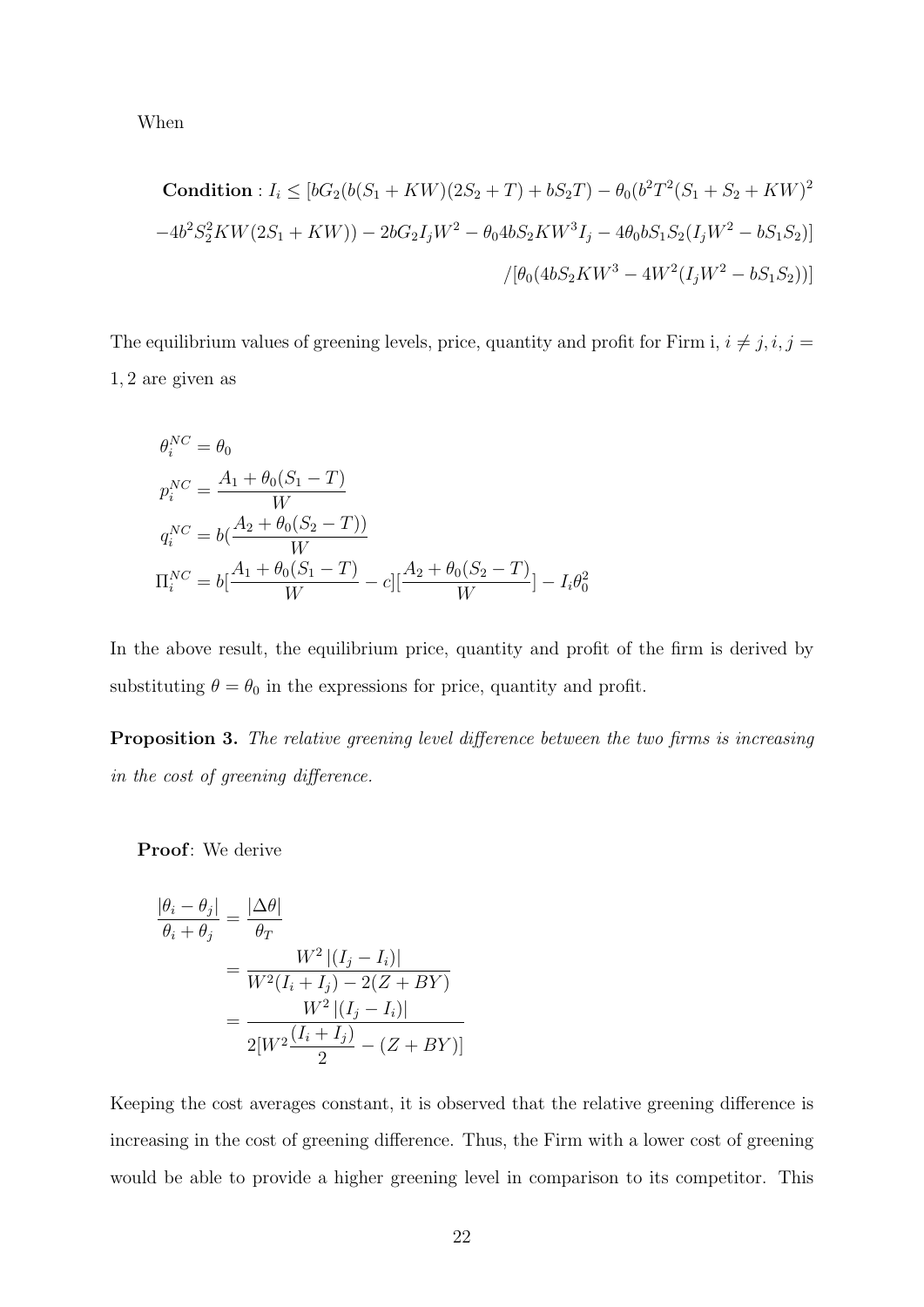When

$$
\begin{aligned}
\textbf{Condition}: I_i \leq [bG_2(b(S_1+KW)(2S_2+T)+bS_2T)-\theta_0(b^2T^2(S_1+S_2+KW)^2 \\
-4b^2S_2^2KW(2S_1+KW))-2bG_2I_jW^2-\theta_0 4bS_2KW^3I_j-4\theta_0 bS_1S_2(I_jW^2-bS_1S_2)] \\
/[\theta_0(4bS_2KW^3-4W^2(I_jW^2-bS_1S_2))]
\end{aligned}
$$

The equilibrium values of greening levels, price, quantity and profit for Firm i, $i \neq j, i, j = 1, 2$ are given as

$$
\begin{aligned}
\theta_i^{NC} &= \theta_0 \\
p_i^{NC} &= \frac{A_1+\theta_0(S_1-T)}{W} \\
q_i^{NC} &= b(\frac{A_2+\theta_0(S_2-T))}{W} \\
\Pi_i^{NC} &= b[\frac{A_1+\theta_0(S_1-T)}{W}-c][\frac{A_2+\theta_0(S_2-T)}{W}]-I_i\theta_0^2
\end{aligned}
$$

In the above result, the equilibrium price, quantity and profit of the firm is derived by substituting $\theta = \theta_0$ in the expressions for price, quantity and profit.

**Proposition 3.** *The relative greening level difference between the two firms is increasing in the cost of greening difference.*

**Proof**: We derive

$$
\begin{aligned}
\frac{|\theta_i-\theta_j|}{\theta_i+\theta_j} &= \frac{|\Delta\theta|}{\theta_T} \\
&= \frac{W^2\,|(I_j-I_i)|}{W^2(I_i+I_j)-2(Z+BY)} \\
&= \frac{W^2\,|(I_j-I_i)|}{2[W^2\frac{(I_i+I_j)}{2}-(Z+BY)]}
\end{aligned}
$$

Keeping the cost averages constant, it is observed that the relative greening difference is increasing in the cost of greening difference. Thus, the Firm with a lower cost of greening would be able to provide a higher greening level in comparison to its competitor. This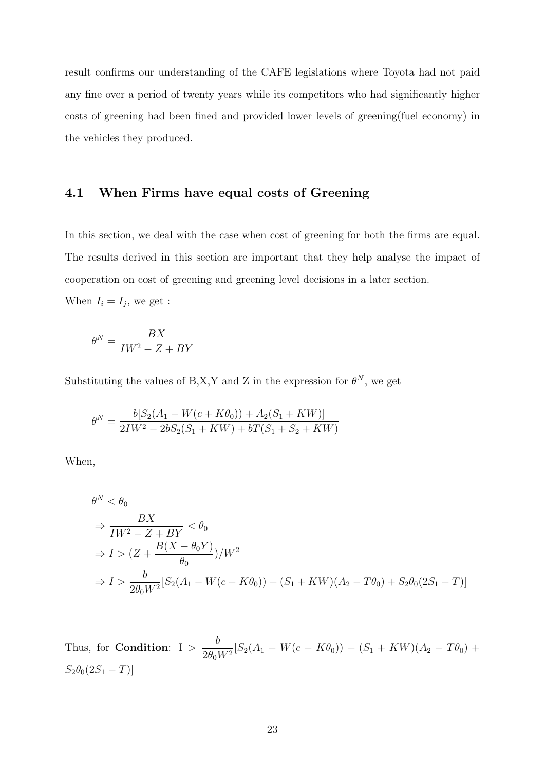result confirms our understanding of the CAFE legislations where Toyota had not paid any fine over a period of twenty years while its competitors who had significantly higher costs of greening had been fined and provided lower levels of greening(fuel economy) in the vehicles they produced.

## 4.1 When Firms have equal costs of Greening

In this section, we deal with the case when cost of greening for both the firms are equal. The results derived in this section are important that they help analyse the impact of cooperation on cost of greening and greening level decisions in a later section.

When $I_i = I_j$, we get :

$$\theta^N = \frac{BX}{IW^2 - Z + BY}$$

Substituting the values of B,X,Y and Z in the expression for $\theta^N$, we get

$$\theta^N = \frac{b[S_2(A_1 - W(c + K\theta_0)) + A_2(S_1 + KW)]}{2IW^2 - 2bS_2(S_1 + KW) + bT(S_1 + S_2 + KW)}$$

When,

$$\begin{aligned}
&\theta^N < \theta_0 \\
&\Rightarrow \frac{BX}{IW^2 - Z + BY} < \theta_0 \\
&\Rightarrow I > (Z + \frac{B(X - \theta_0 Y)}{\theta_0})/W^2 \\
&\Rightarrow I > \frac{b}{2\theta_0 W^2}[S_2(A_1 - W(c - K\theta_0)) + (S_1 + KW)(A_2 - T\theta_0) + S_2\theta_0(2S_1 - T)]
\end{aligned}$$

Thus, for **Condition**: I $> \frac{b}{2\theta_0 W^2}[S_2(A_1 - W(c - K\theta_0)) + (S_1 + KW)(A_2 - T\theta_0) + S_2\theta_0(2S_1 - T)]$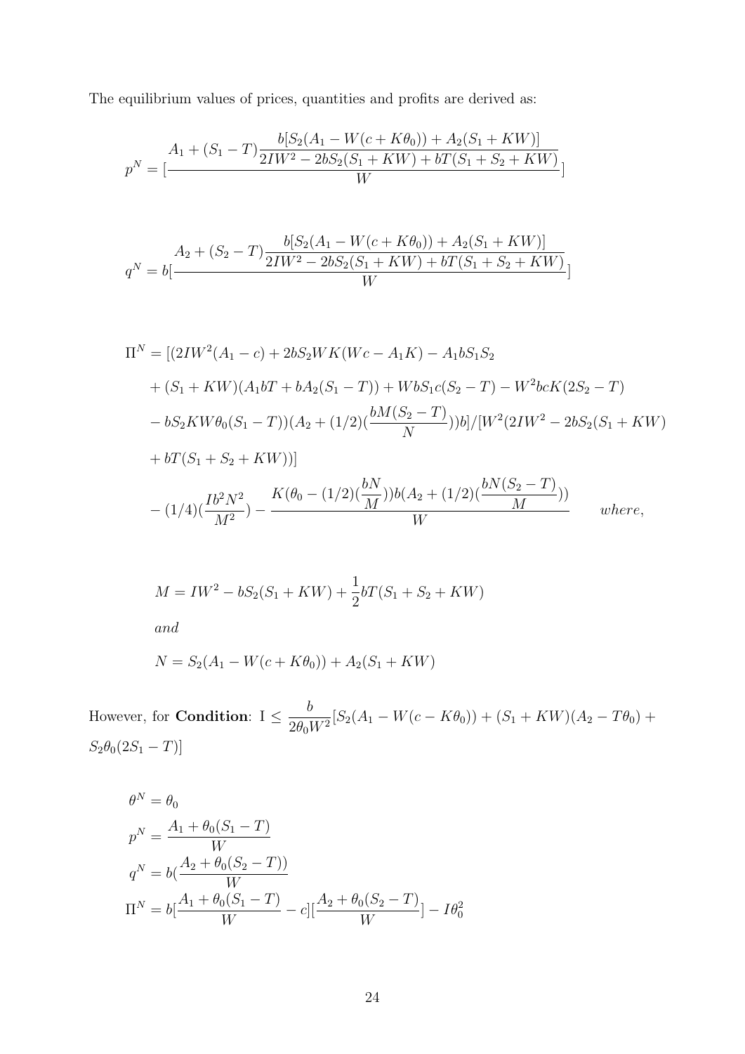The equilibrium values of prices, quantities and profits are derived as:

$$p^N = [\frac{A_1 + (S_1 - T)\dfrac{b[S_2(A_1 - W(c + K\theta_0)) + A_2(S_1 + KW)]}{2IW^2 - 2bS_2(S_1 + KW) + bT(S_1 + S_2 + KW)}}{W}]$$

$$q^N = b[\frac{A_2 + (S_2 - T)\dfrac{b[S_2(A_1 - W(c + K\theta_0)) + A_2(S_1 + KW)]}{2IW^2 - 2bS_2(S_1 + KW) + bT(S_1 + S_2 + KW)}}{W}]$$

$$\begin{aligned}
\Pi^N = & [(2IW^2(A_1 - c) + 2bS_2WK(Wc - A_1K) - A_1bS_1S_2 \\
& + (S_1 + KW)(A_1bT + bA_2(S_1 - T)) + WbS_1c(S_2 - T) - W^2bcK(2S_2 - T) \\
& - bS_2KW\theta_0(S_1 - T))(A_2 + (1/2)(\frac{bM(S_2 - T)}{N}))b]/[W^2(2IW^2 - 2bS_2(S_1 + KW) \\
& + bT(S_1 + S_2 + KW))] \\
& - (1/4)(\frac{Ib^2N^2}{M^2}) - \frac{K(\theta_0 - (1/2)(\frac{bN}{M}))b(A_2 + (1/2)(\frac{bN(S_2 - T)}{M}))}{W} \qquad where,
\end{aligned}$$

$$M = IW^2 - bS_2(S_1 + KW) + \frac{1}{2}bT(S_1 + S_2 + KW)$$

*and*

$$N = S_2(A_1 - W(c + K\theta_0)) + A_2(S_1 + KW)$$

However, for **Condition**: $I \leq \frac{b}{2\theta_0 W^2}[S_2(A_1 - W(c - K\theta_0)) + (S_1 + KW)(A_2 - T\theta_0) + S_2\theta_0(2S_1 - T)]$

$$\begin{aligned}
\theta^N &= \theta_0 \\
p^N &= \frac{A_1 + \theta_0(S_1 - T)}{W} \\
q^N &= b(\frac{A_2 + \theta_0(S_2 - T))}{W} \\
\Pi^N &= b[\frac{A_1 + \theta_0(S_1 - T)}{W} - c][\frac{A_2 + \theta_0(S_2 - T)}{W}] - I\theta_0^2
\end{aligned}$$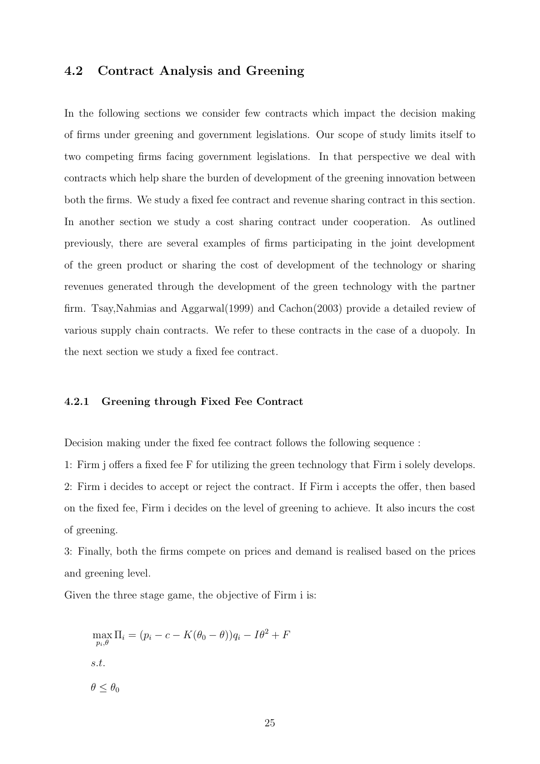## 4.2 Contract Analysis and Greening

In the following sections we consider few contracts which impact the decision making of firms under greening and government legislations. Our scope of study limits itself to two competing firms facing government legislations. In that perspective we deal with contracts which help share the burden of development of the greening innovation between both the firms. We study a fixed fee contract and revenue sharing contract in this section. In another section we study a cost sharing contract under cooperation. As outlined previously, there are several examples of firms participating in the joint development of the green product or sharing the cost of development of the technology or sharing revenues generated through the development of the green technology with the partner firm. Tsay,Nahmias and Aggarwal(1999) and Cachon(2003) provide a detailed review of various supply chain contracts. We refer to these contracts in the case of a duopoly. In the next section we study a fixed fee contract.

### 4.2.1 Greening through Fixed Fee Contract

Decision making under the fixed fee contract follows the following sequence :

1: Firm j offers a fixed fee F for utilizing the green technology that Firm i solely develops.

2: Firm i decides to accept or reject the contract. If Firm i accepts the offer, then based on the fixed fee, Firm i decides on the level of greening to achieve. It also incurs the cost of greening.

3: Finally, both the firms compete on prices and demand is realised based on the prices and greening level.

Given the three stage game, the objective of Firm i is:

$$\max_{p_i,\theta} \Pi_i = (p_i - c - K(\theta_0 - \theta))q_i - I\theta^2 + F$$

$$s.t.$$

$$\theta \leq \theta_0$$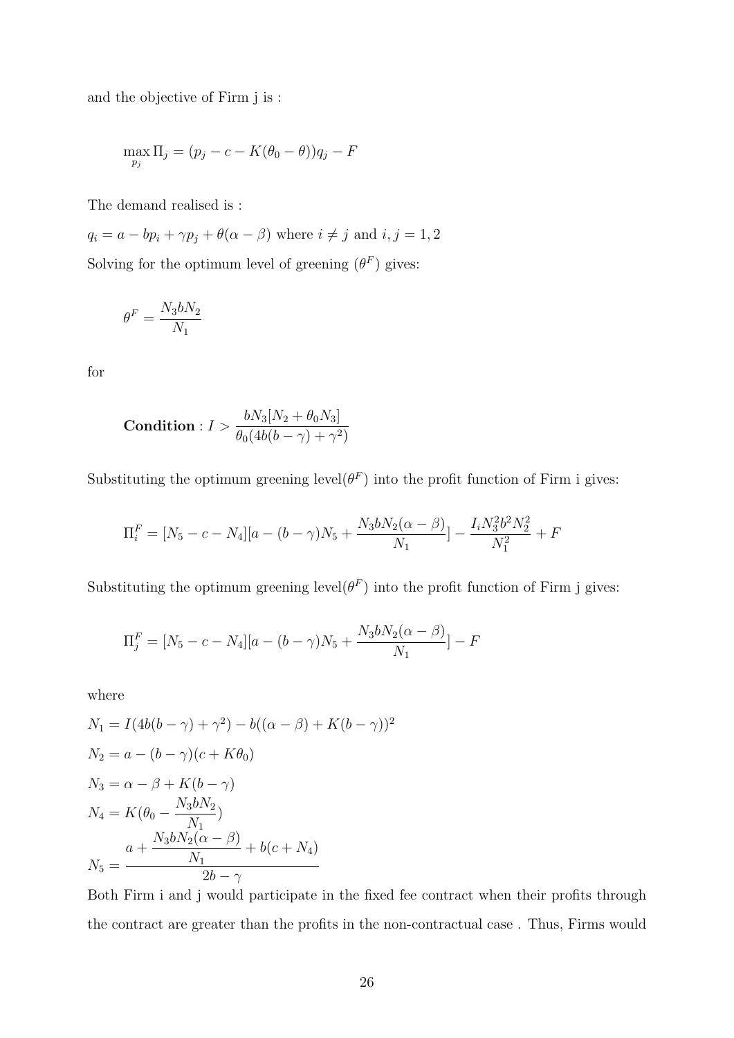and the objective of Firm j is :

$$\max_{p_j} \Pi_j = (p_j - c - K(\theta_0 - \theta))q_j - F$$

The demand realised is :

$q_i = a - bp_i + \gamma p_j + \theta(\alpha - \beta)$ where $i \neq j$ and $i, j = 1, 2$

Solving for the optimum level of greening ($\theta^F$) gives:

$$\theta^F = \frac{N_3 b N_2}{N_1}$$

for

$$\textbf{Condition} : I > \frac{bN_3[N_2 + \theta_0 N_3]}{\theta_0(4b(b-\gamma) + \gamma^2)}$$

Substituting the optimum greening level($\theta^F$) into the profit function of Firm i gives:

$$\Pi_i^F = [N_5 - c - N_4][a - (b-\gamma)N_5 + \frac{N_3 b N_2(\alpha - \beta)}{N_1}] - \frac{I_i N_3^2 b^2 N_2^2}{N_1^2} + F$$

Substituting the optimum greening level($\theta^F$) into the profit function of Firm j gives:

$$\Pi_j^F = [N_5 - c - N_4][a - (b-\gamma)N_5 + \frac{N_3 b N_2(\alpha - \beta)}{N_1}] - F$$

where

$N_1 = I(4b(b-\gamma) + \gamma^2) - b((\alpha - \beta) + K(b-\gamma))^2$

$N_2 = a - (b-\gamma)(c + K\theta_0)$

$N_3 = \alpha - \beta + K(b-\gamma)$

$N_4 = K(\theta_0 - \frac{N_3 b N_2}{N_1})$

$N_5 = \dfrac{a + \dfrac{N_3 b N_2(\alpha - \beta)}{N_1} + b(c + N_4)}{2b - \gamma}$

Both Firm i and j would participate in the fixed fee contract when their profits through the contract are greater than the profits in the non-contractual case . Thus, Firms would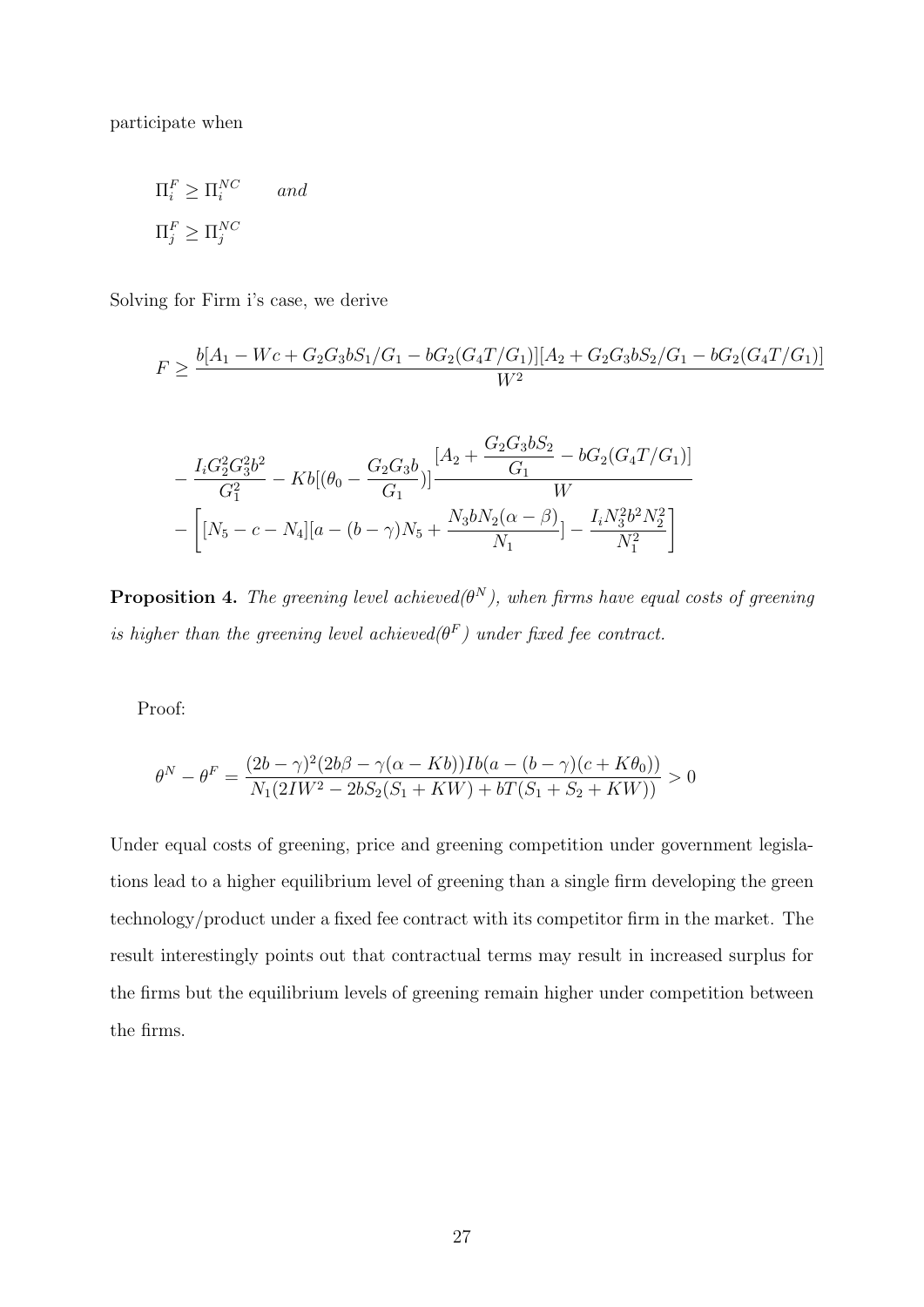participate when

$$\Pi_i^F \geq \Pi_i^{NC} \qquad and$$
$$\Pi_j^F \geq \Pi_j^{NC}$$

Solving for Firm i's case, we derive

$$F \geq \frac{b[A_1 - Wc + G_2G_3bS_1/G_1 - bG_2(G_4T/G_1)][A_2 + G_2G_3bS_2/G_1 - bG_2(G_4T/G_1)]}{W^2}$$

$$-\frac{I_iG_2^2G_3^2b^2}{G_1^2} - Kb[(\theta_0 - \frac{G_2G_3b}{G_1})]\frac{[A_2 + \dfrac{G_2G_3bS_2}{G_1} - bG_2(G_4T/G_1)]}{W}$$
$$-\left[[N_5 - c - N_4][a - (b-\gamma)N_5 + \frac{N_3bN_2(\alpha-\beta)}{N_1}] - \frac{I_iN_3^2b^2N_2^2}{N_1^2}\right]$$

**Proposition 4.** *The greening level achieved($\theta^N$), when firms have equal costs of greening is higher than the greening level achieved($\theta^F$) under fixed fee contract.*

Proof:

$$\theta^N - \theta^F = \frac{(2b-\gamma)^2(2b\beta - \gamma(\alpha - Kb))Ib(a - (b-\gamma)(c + K\theta_0))}{N_1(2IW^2 - 2bS_2(S_1 + KW) + bT(S_1 + S_2 + KW))} > 0$$

Under equal costs of greening, price and greening competition under government legislations lead to a higher equilibrium level of greening than a single firm developing the green technology/product under a fixed fee contract with its competitor firm in the market. The result interestingly points out that contractual terms may result in increased surplus for the firms but the equilibrium levels of greening remain higher under competition between the firms.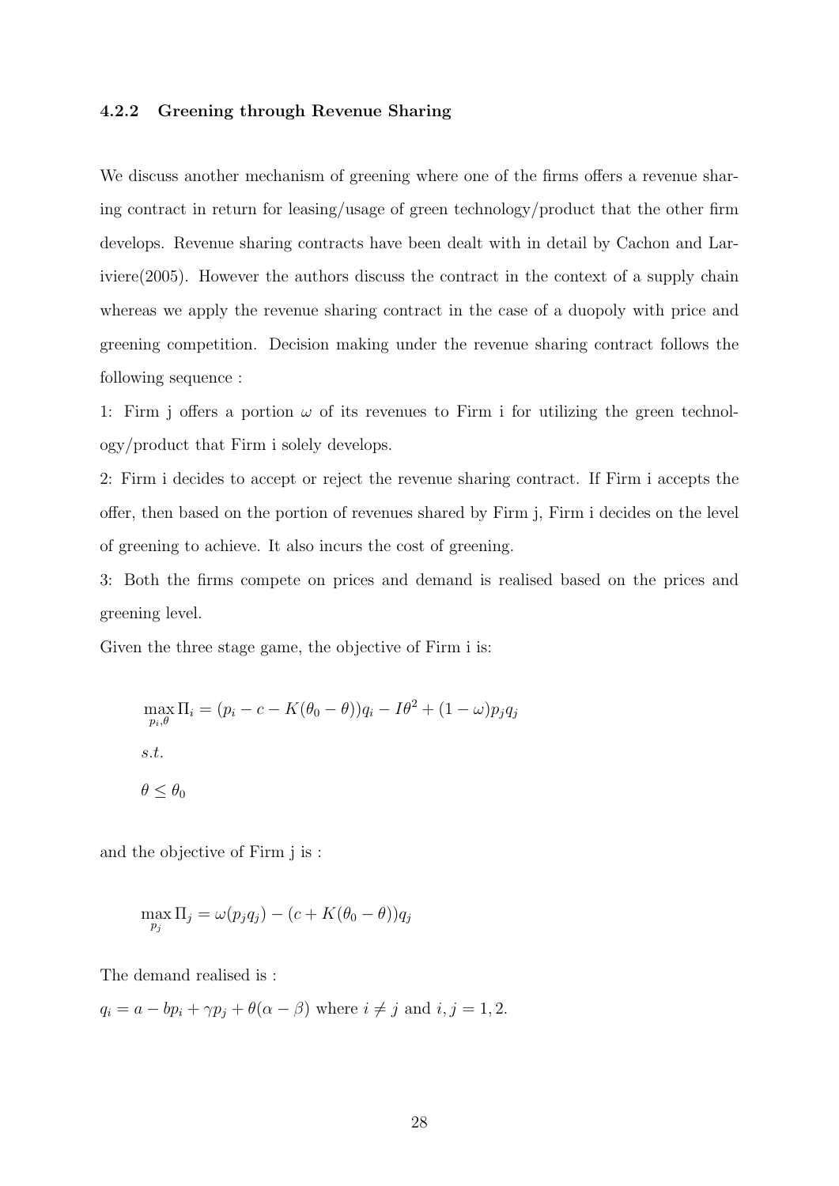### 4.2.2 Greening through Revenue Sharing

We discuss another mechanism of greening where one of the firms offers a revenue sharing contract in return for leasing/usage of green technology/product that the other firm develops. Revenue sharing contracts have been dealt with in detail by Cachon and Lariviere(2005). However the authors discuss the contract in the context of a supply chain whereas we apply the revenue sharing contract in the case of a duopoly with price and greening competition. Decision making under the revenue sharing contract follows the following sequence :

1: Firm j offers a portion $\omega$ of its revenues to Firm i for utilizing the green technology/product that Firm i solely develops.

2: Firm i decides to accept or reject the revenue sharing contract. If Firm i accepts the offer, then based on the portion of revenues shared by Firm j, Firm i decides on the level of greening to achieve. It also incurs the cost of greening.

3: Both the firms compete on prices and demand is realised based on the prices and greening level.

Given the three stage game, the objective of Firm i is:

$$\max_{p_i,\theta} \Pi_i = (p_i - c - K(\theta_0 - \theta))q_i - I\theta^2 + (1-\omega)p_j q_j$$

$$s.t.$$

$$\theta \leq \theta_0$$

and the objective of Firm j is :

$$\max_{p_j} \Pi_j = \omega(p_j q_j) - (c + K(\theta_0 - \theta))q_j$$

The demand realised is :

$q_i = a - bp_i + \gamma p_j + \theta(\alpha - \beta)$ where $i \neq j$ and $i, j = 1, 2$.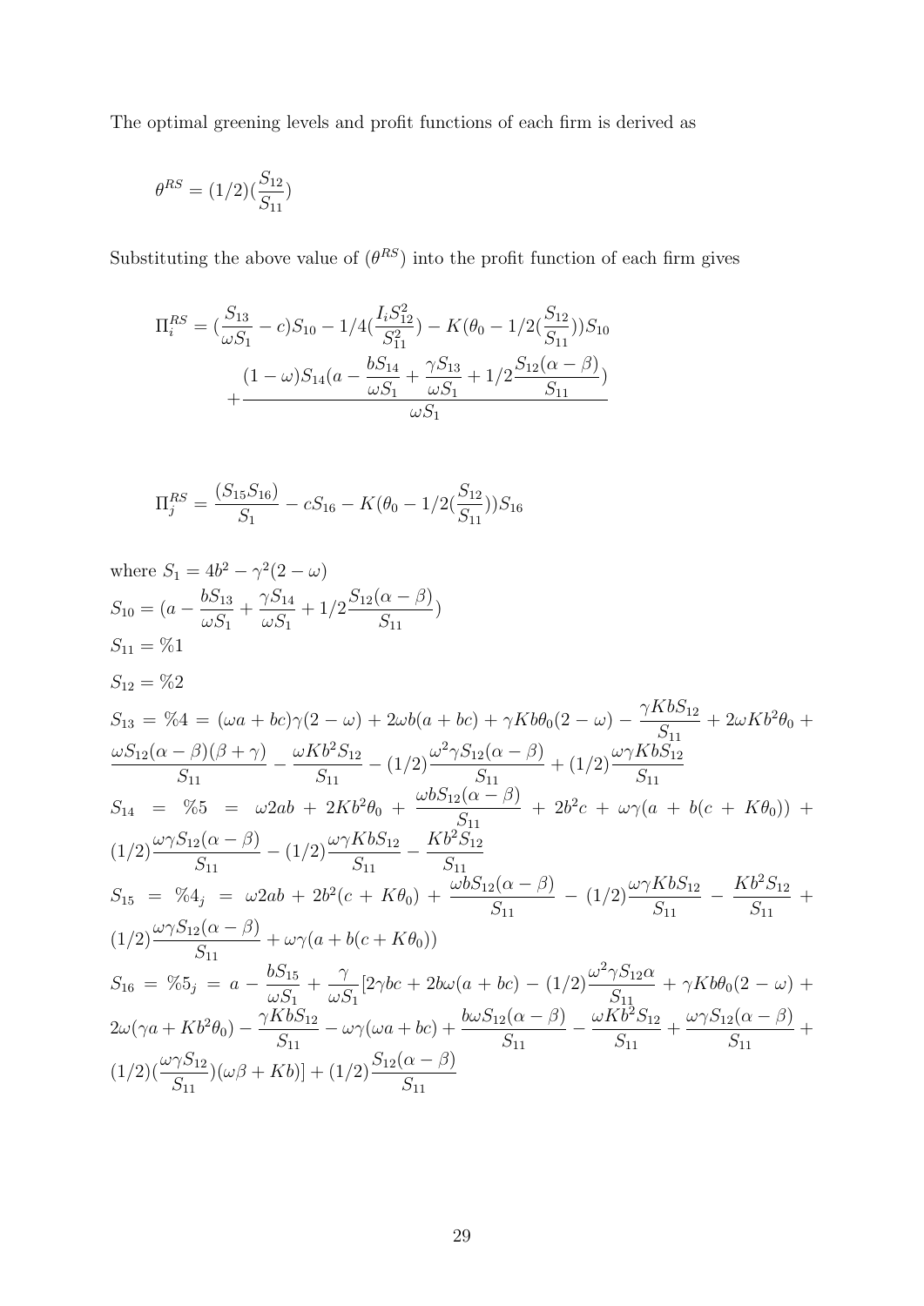The optimal greening levels and profit functions of each firm is derived as

$$\theta^{RS} = (1/2)(\frac{S_{12}}{S_{11}})$$

Substituting the above value of ($\theta^{RS}$) into the profit function of each firm gives

$$\Pi_i^{RS} = (\frac{S_{13}}{\omega S_1} - c)S_{10} - 1/4(\frac{I_i S_{12}^2}{S_{11}^2}) - K(\theta_0 - 1/2(\frac{S_{12}}{S_{11}}))S_{10} + \frac{(1-\omega)S_{14}(a - \frac{bS_{14}}{\omega S_1} + \frac{\gamma S_{13}}{\omega S_1} + 1/2\frac{S_{12}(\alpha - \beta)}{S_{11}})}{\omega S_1}$$

$$\Pi_j^{RS} = \frac{(S_{15}S_{16})}{S_1} - cS_{16} - K(\theta_0 - 1/2(\frac{S_{12}}{S_{11}}))S_{16}$$

where $S_1 = 4b^2 - \gamma^2(2-\omega)$

$S_{10} = (a - \frac{bS_{13}}{\omega S_1} + \frac{\gamma S_{14}}{\omega S_1} + 1/2\frac{S_{12}(\alpha - \beta)}{S_{11}})$

$S_{11} = \%1$

$S_{12} = \%2$

$S_{13} = \%4 = (\omega a + bc)\gamma(2-\omega) + 2\omega b(a + bc) + \gamma K b\theta_0(2-\omega) - \frac{\gamma K b S_{12}}{S_{11}} + 2\omega K b^2\theta_0 + \frac{\omega S_{12}(\alpha-\beta)(\beta+\gamma)}{S_{11}} - \frac{\omega K b^2 S_{12}}{S_{11}} - (1/2)\frac{\omega^2\gamma S_{12}(\alpha-\beta)}{S_{11}} + (1/2)\frac{\omega\gamma K b S_{12}}{S_{11}}$

$S_{14} = \%5 = \omega 2ab + 2Kb^2\theta_0 + \frac{\omega b S_{12}(\alpha-\beta)}{S_{11}} + 2b^2 c + \omega\gamma(a + b(c + K\theta_0)) + (1/2)\frac{\omega\gamma S_{12}(\alpha-\beta)}{S_{11}} - (1/2)\frac{\omega\gamma K b S_{12}}{S_{11}} - \frac{K b^2 S_{12}}{S_{11}}$

$S_{15} = \%4_j = \omega 2ab + 2b^2(c + K\theta_0) + \frac{\omega b S_{12}(\alpha-\beta)}{S_{11}} - (1/2)\frac{\omega\gamma K b S_{12}}{S_{11}} - \frac{K b^2 S_{12}}{S_{11}} + (1/2)\frac{\omega\gamma S_{12}(\alpha-\beta)}{S_{11}} + \omega\gamma(a + b(c + K\theta_0))$

$S_{16} = \%5_j = a - \frac{bS_{15}}{\omega S_1} + \frac{\gamma}{\omega S_1}[2\gamma bc + 2b\omega(a + bc) - (1/2)\frac{\omega^2\gamma S_{12}\alpha}{S_{11}} + \gamma K b\theta_0(2-\omega) + 2\omega(\gamma a + K b^2\theta_0) - \frac{\gamma K b S_{12}}{S_{11}} - \omega\gamma(\omega a + bc) + \frac{b\omega S_{12}(\alpha-\beta)}{S_{11}} - \frac{\omega K b^2 S_{12}}{S_{11}} + \frac{\omega\gamma S_{12}(\alpha-\beta)}{S_{11}} + (1/2)(\frac{\omega\gamma S_{12}}{S_{11}})(\omega\beta + Kb)] + (1/2)\frac{S_{12}(\alpha-\beta)}{S_{11}}$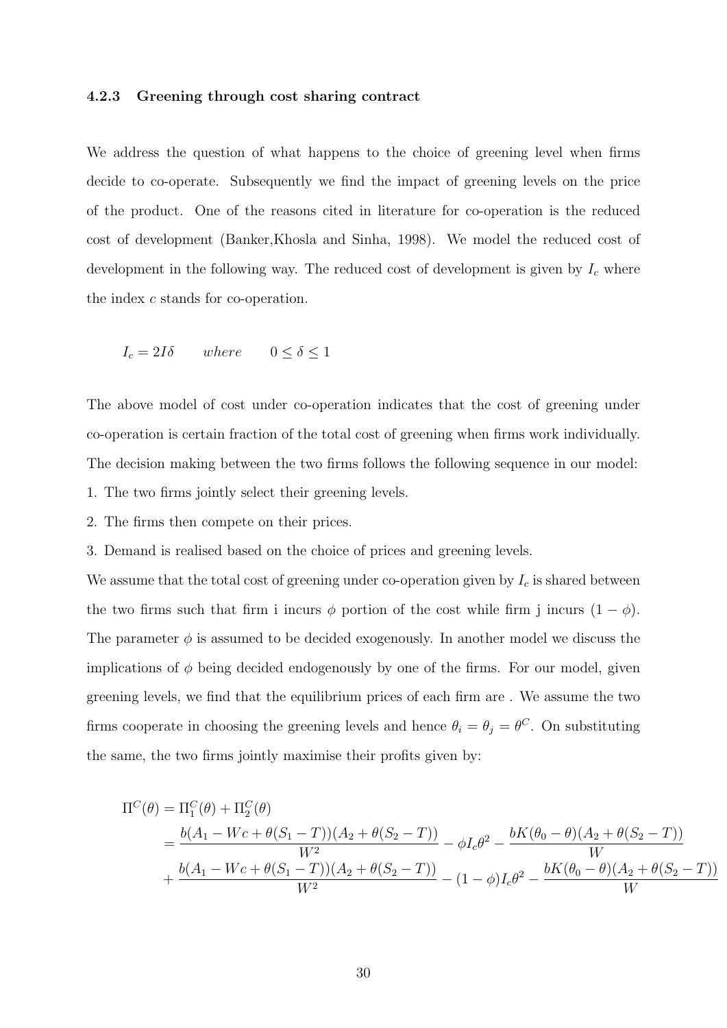#### 4.2.3 Greening through cost sharing contract

We address the question of what happens to the choice of greening level when firms decide to co-operate. Subsequently we find the impact of greening levels on the price of the product. One of the reasons cited in literature for co-operation is the reduced cost of development (Banker,Khosla and Sinha, 1998). We model the reduced cost of development in the following way. The reduced cost of development is given by $I_c$ where the index $c$ stands for co-operation.

$$I_c = 2I\delta \qquad where \qquad 0 \leq \delta \leq 1$$

The above model of cost under co-operation indicates that the cost of greening under co-operation is certain fraction of the total cost of greening when firms work individually. The decision making between the two firms follows the following sequence in our model:

1. The two firms jointly select their greening levels.
2. The firms then compete on their prices.
3. Demand is realised based on the choice of prices and greening levels.

We assume that the total cost of greening under co-operation given by $I_c$ is shared between the two firms such that firm i incurs $\phi$ portion of the cost while firm j incurs $(1 - \phi)$. The parameter $\phi$ is assumed to be decided exogenously. In another model we discuss the implications of $\phi$ being decided endogenously by one of the firms. For our model, given greening levels, we find that the equilibrium prices of each firm are . We assume the two firms cooperate in choosing the greening levels and hence $\theta_i = \theta_j = \theta^C$. On substituting the same, the two firms jointly maximise their profits given by:

$$\begin{aligned}
\Pi^C(\theta) &= \Pi_1^C(\theta) + \Pi_2^C(\theta) \\
&= \frac{b(A_1 - Wc + \theta(S_1 - T))(A_2 + \theta(S_2 - T))}{W^2} - \phi I_c \theta^2 - \frac{bK(\theta_0 - \theta)(A_2 + \theta(S_2 - T))}{W} \\
&+ \frac{b(A_1 - Wc + \theta(S_1 - T))(A_2 + \theta(S_2 - T))}{W^2} - (1 - \phi) I_c \theta^2 - \frac{bK(\theta_0 - \theta)(A_2 + \theta(S_2 - T))}{W}
\end{aligned}$$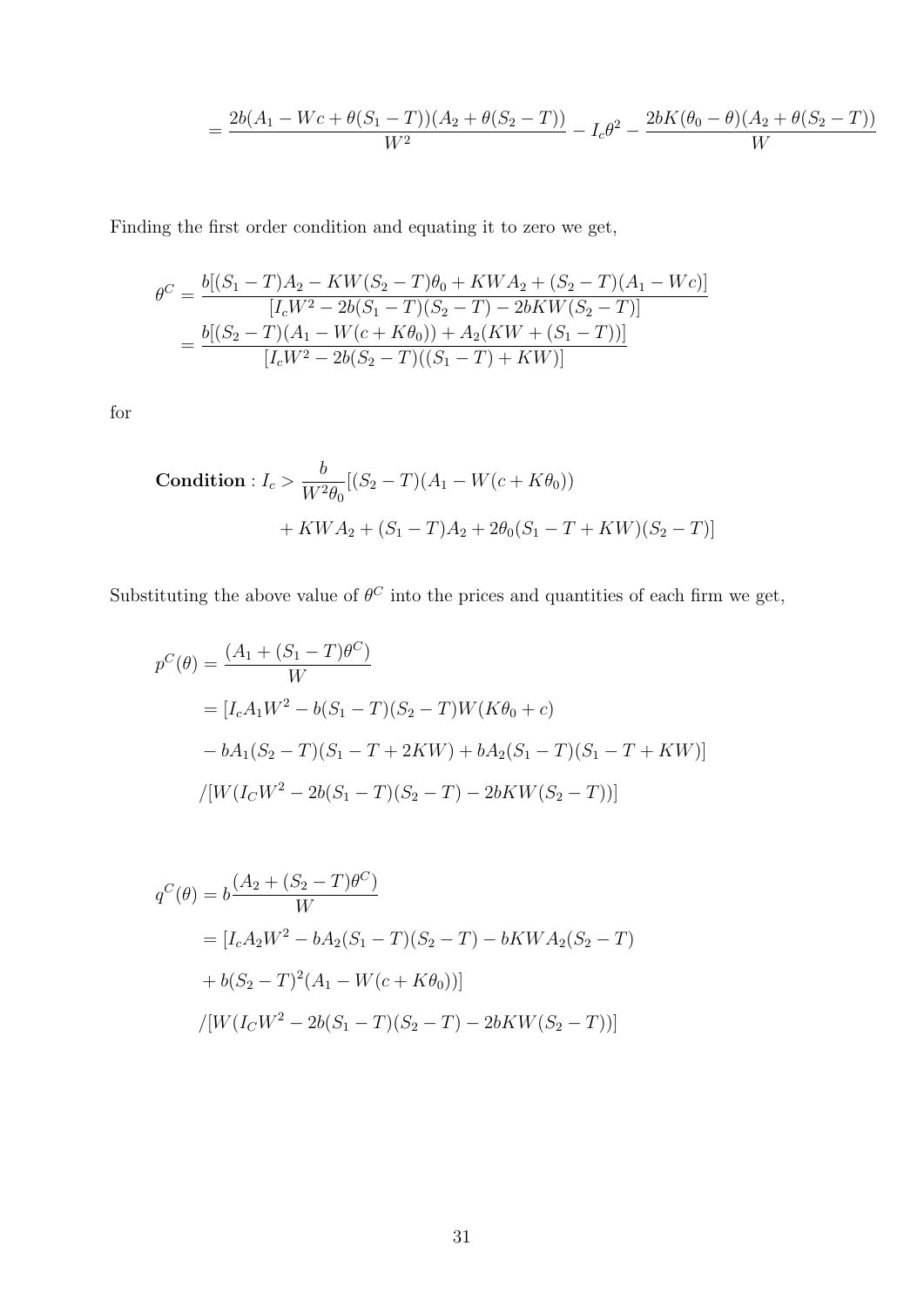$$= \frac{2b(A_1 - Wc + \theta(S_1 - T))(A_2 + \theta(S_2 - T))}{W^2} - I_c\theta^2 - \frac{2bK(\theta_0 - \theta)(A_2 + \theta(S_2 - T))}{W}$$

Finding the first order condition and equating it to zero we get,

$$\begin{aligned}
\theta^C &= \frac{b[(S_1 - T)A_2 - KW(S_2 - T)\theta_0 + KWA_2 + (S_2 - T)(A_1 - Wc)]}{[I_cW^2 - 2b(S_1 - T)(S_2 - T) - 2bKW(S_2 - T)]} \\
&= \frac{b[(S_2 - T)(A_1 - W(c + K\theta_0)) + A_2(KW + (S_1 - T))]}{[I_cW^2 - 2b(S_2 - T)((S_1 - T) + KW)]}
\end{aligned}$$

for

$$\begin{aligned}
\textbf{Condition}: I_c > \frac{b}{W^2\theta_0}&[(S_2 - T)(A_1 - W(c + K\theta_0)) \\
&+ KWA_2 + (S_1 - T)A_2 + 2\theta_0(S_1 - T + KW)(S_2 - T)]
\end{aligned}$$

Substituting the above value of $\theta^C$ into the prices and quantities of each firm we get,

$$\begin{aligned}
p^C(\theta) &= \frac{(A_1 + (S_1 - T)\theta^C)}{W} \\
&= [I_cA_1W^2 - b(S_1 - T)(S_2 - T)W(K\theta_0 + c) \\
&- bA_1(S_2 - T)(S_1 - T + 2KW) + bA_2(S_1 - T)(S_1 - T + KW)] \\
&/[W(I_CW^2 - 2b(S_1 - T)(S_2 - T) - 2bKW(S_2 - T))]
\end{aligned}$$

$$\begin{aligned}
q^C(\theta) &= b\frac{(A_2 + (S_2 - T)\theta^C)}{W} \\
&= [I_cA_2W^2 - bA_2(S_1 - T)(S_2 - T) - bKWA_2(S_2 - T) \\
&+ b(S_2 - T)^2(A_1 - W(c + K\theta_0))] \\
&/[W(I_CW^2 - 2b(S_1 - T)(S_2 - T) - 2bKW(S_2 - T))]
\end{aligned}$$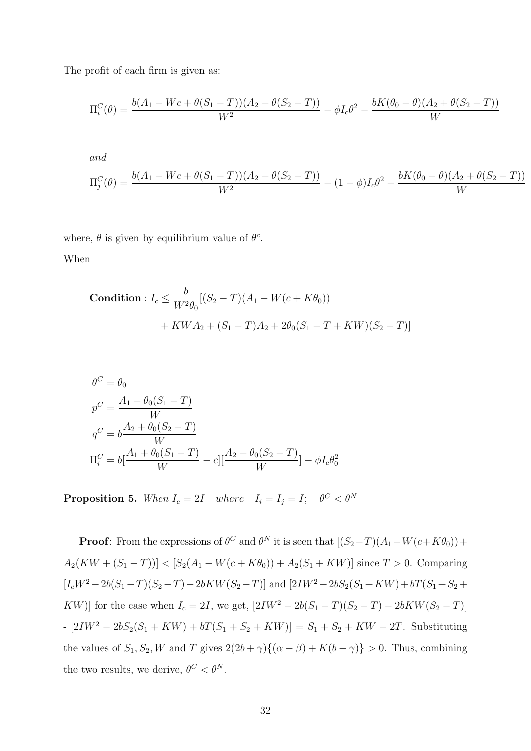The profit of each firm is given as:

$$\Pi_i^C(\theta) = \frac{b(A_1 - Wc + \theta(S_1 - T))(A_2 + \theta(S_2 - T))}{W^2} - \phi I_c \theta^2 - \frac{bK(\theta_0 - \theta)(A_2 + \theta(S_2 - T))}{W}$$

*and*

$$\Pi_j^C(\theta) = \frac{b(A_1 - Wc + \theta(S_1 - T))(A_2 + \theta(S_2 - T))}{W^2} - (1-\phi) I_c \theta^2 - \frac{bK(\theta_0 - \theta)(A_2 + \theta(S_2 - T))}{W}$$

where, $\theta$ is given by equilibrium value of $\theta^c$.

When

$$\textbf{Condition}: I_c \leq \frac{b}{W^2 \theta_0}[(S_2 - T)(A_1 - W(c + K\theta_0)) + KWA_2 + (S_1 - T)A_2 + 2\theta_0(S_1 - T + KW)(S_2 - T)]$$

$$\theta^C = \theta_0$$

$$p^C = \frac{A_1 + \theta_0(S_1 - T)}{W}$$

$$q^C = b\frac{A_2 + \theta_0(S_2 - T)}{W}$$

$$\Pi_i^C = b[\frac{A_1 + \theta_0(S_1 - T)}{W} - c][\frac{A_2 + \theta_0(S_2 - T)}{W}] - \phi I_c \theta_0^2$$

**Proposition 5.** *When* $I_c = 2I$ *where* $I_i = I_j = I$; $\theta^C < \theta^N$

**Proof**: From the expressions of $\theta^C$ and $\theta^N$ it is seen that $[(S_2 - T)(A_1 - W(c + K\theta_0)) + A_2(KW + (S_1 - T))] < [S_2(A_1 - W(c + K\theta_0)) + A_2(S_1 + KW)]$ since $T > 0$. Comparing $[I_c W^2 - 2b(S_1 - T)(S_2 - T) - 2bKW(S_2 - T)]$ and $[2IW^2 - 2bS_2(S_1 + KW) + bT(S_1 + S_2 + KW)]$ for the case when $I_c = 2I$, we get, $[2IW^2 - 2b(S_1 - T)(S_2 - T) - 2bKW(S_2 - T)]$ - $[2IW^2 - 2bS_2(S_1 + KW) + bT(S_1 + S_2 + KW)] = S_1 + S_2 + KW - 2T$. Substituting the values of $S_1, S_2, W$ and $T$ gives $2(2b + \gamma)\{(\alpha - \beta) + K(b - \gamma)\} > 0$. Thus, combining the two results, we derive, $\theta^C < \theta^N$.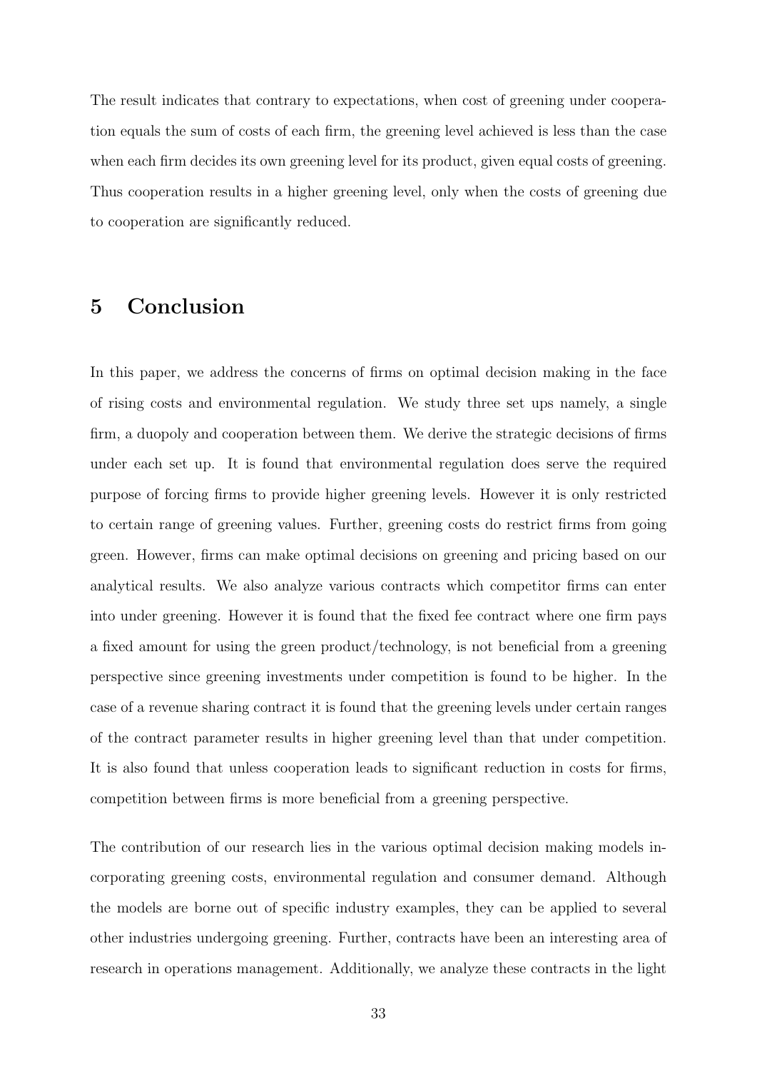The result indicates that contrary to expectations, when cost of greening under cooperation equals the sum of costs of each firm, the greening level achieved is less than the case when each firm decides its own greening level for its product, given equal costs of greening. Thus cooperation results in a higher greening level, only when the costs of greening due to cooperation are significantly reduced.

## 5 Conclusion

In this paper, we address the concerns of firms on optimal decision making in the face of rising costs and environmental regulation. We study three set ups namely, a single firm, a duopoly and cooperation between them. We derive the strategic decisions of firms under each set up. It is found that environmental regulation does serve the required purpose of forcing firms to provide higher greening levels. However it is only restricted to certain range of greening values. Further, greening costs do restrict firms from going green. However, firms can make optimal decisions on greening and pricing based on our analytical results. We also analyze various contracts which competitor firms can enter into under greening. However it is found that the fixed fee contract where one firm pays a fixed amount for using the green product/technology, is not beneficial from a greening perspective since greening investments under competition is found to be higher. In the case of a revenue sharing contract it is found that the greening levels under certain ranges of the contract parameter results in higher greening level than that under competition. It is also found that unless cooperation leads to significant reduction in costs for firms, competition between firms is more beneficial from a greening perspective.

The contribution of our research lies in the various optimal decision making models incorporating greening costs, environmental regulation and consumer demand. Although the models are borne out of specific industry examples, they can be applied to several other industries undergoing greening. Further, contracts have been an interesting area of research in operations management. Additionally, we analyze these contracts in the light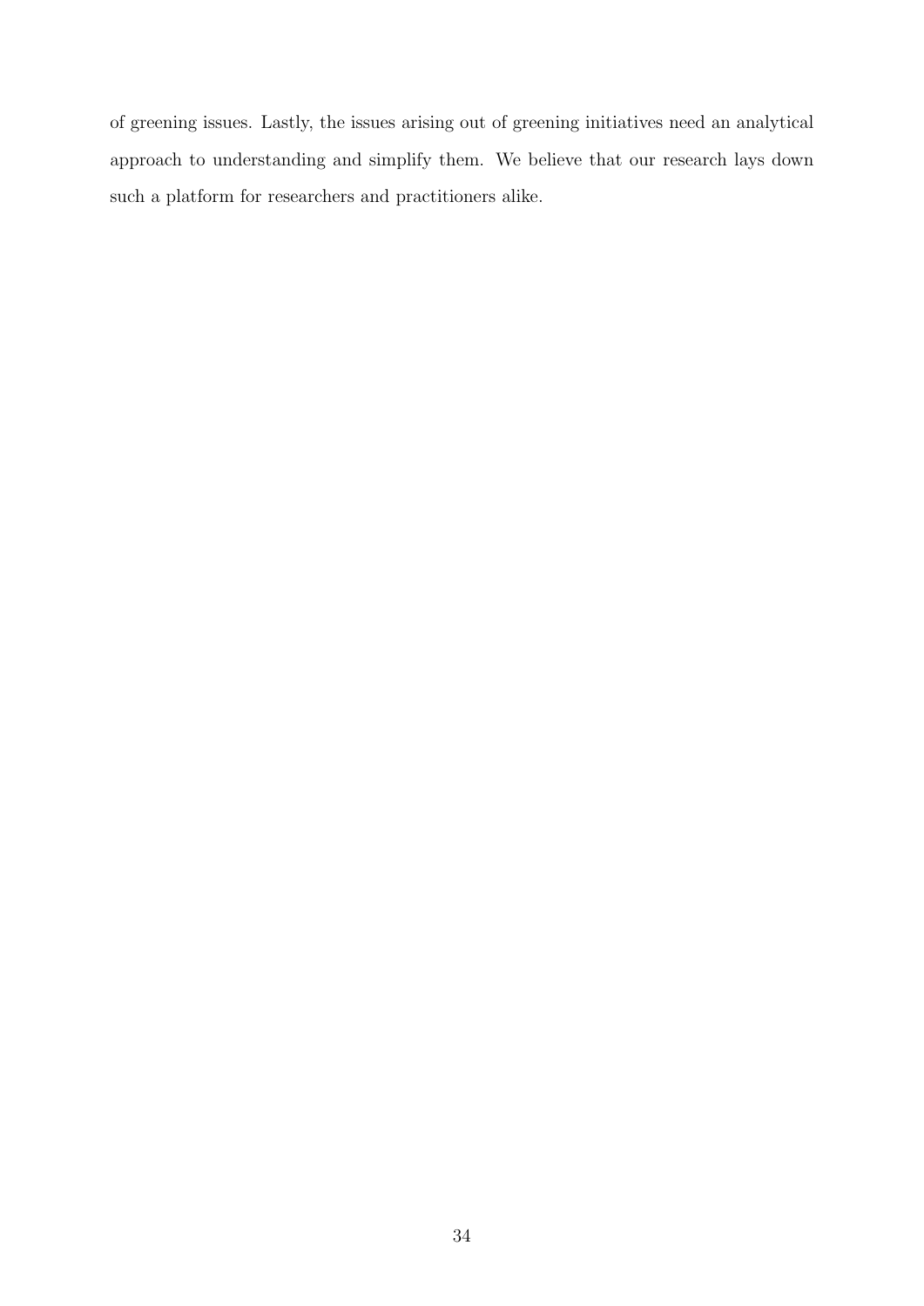of greening issues. Lastly, the issues arising out of greening initiatives need an analytical approach to understanding and simplify them. We believe that our research lays down such a platform for researchers and practitioners alike.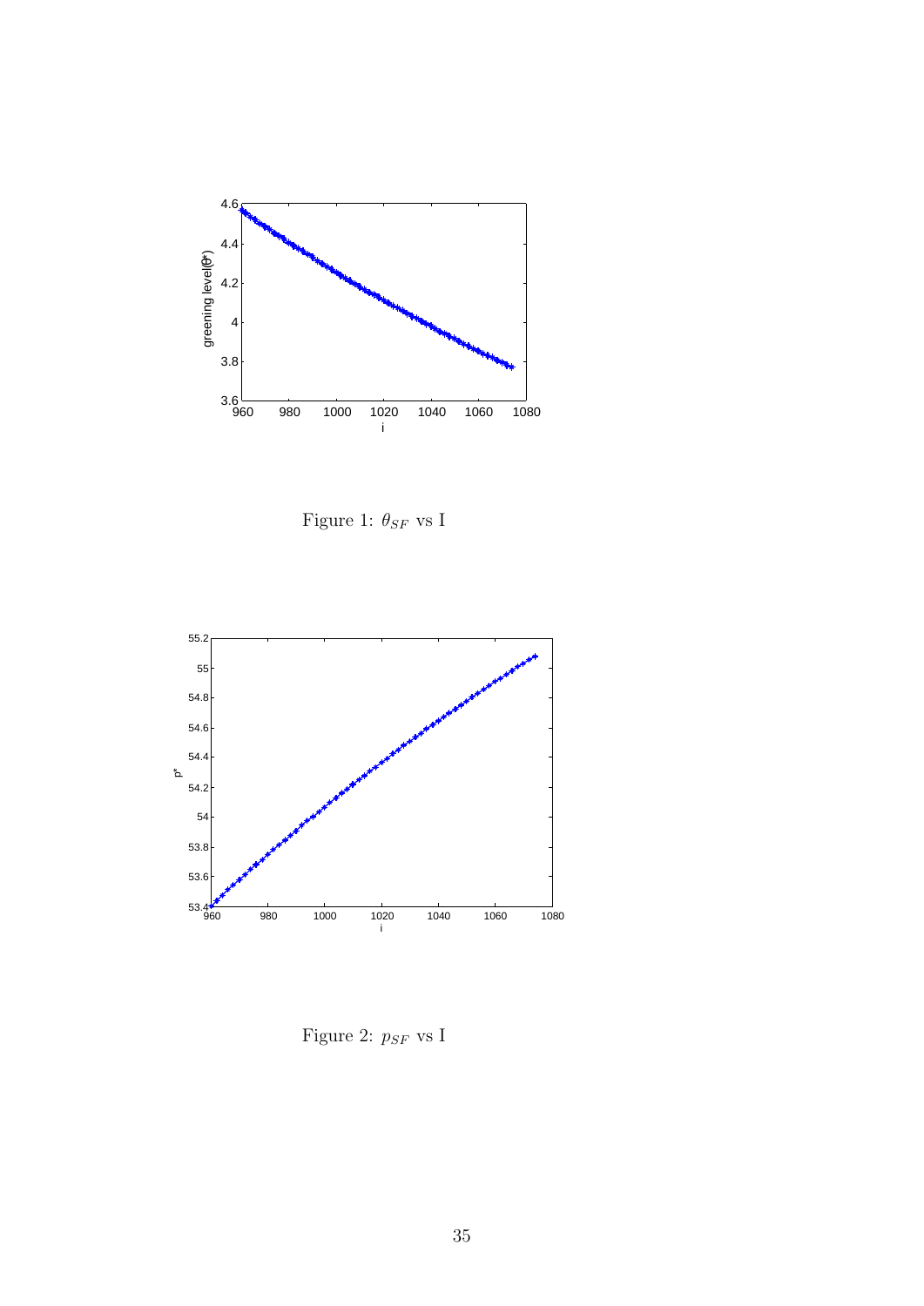Figure 1: $\theta_{SF}$ vs I

Figure 2: $p_{SF}$ vs I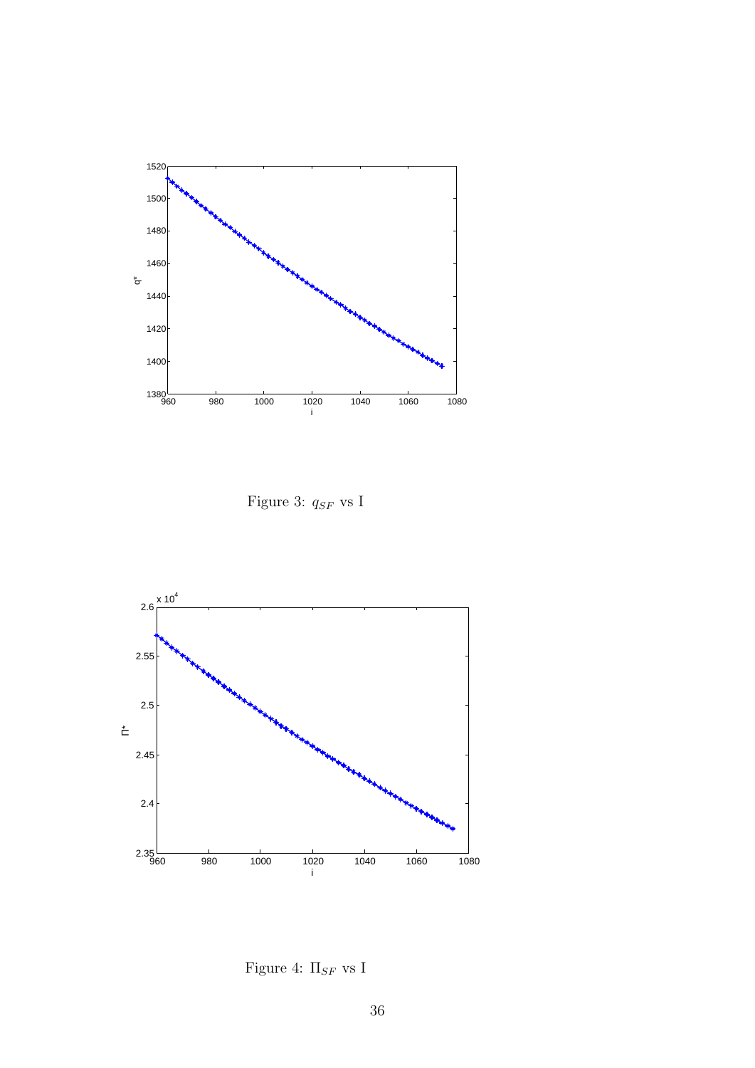Figure 3: $q_{SF}$ vs I

Figure 4: $\Pi_{SF}$ vs I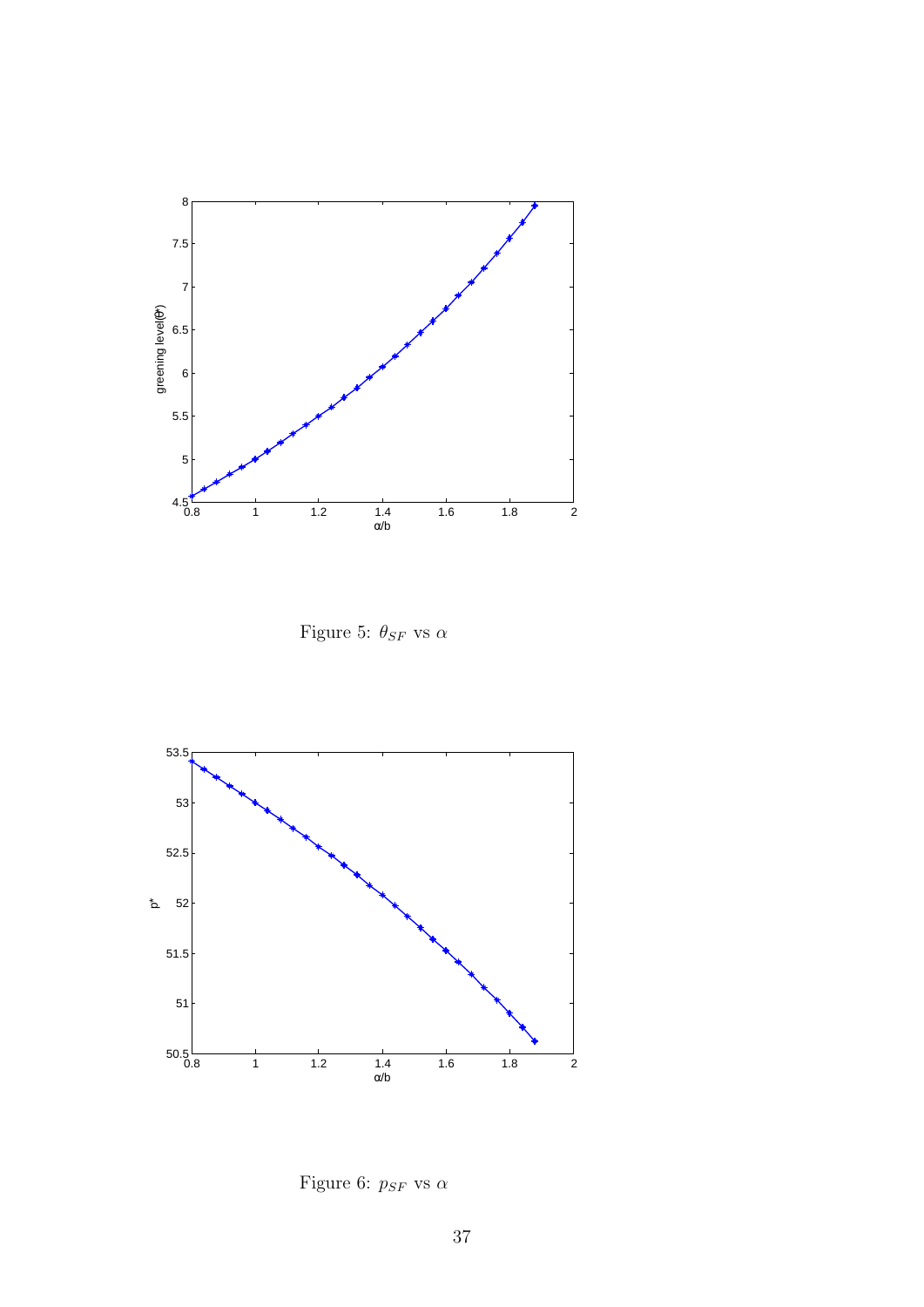Figure 5: $\theta_{SF}$ vs $\alpha$

Figure 6: $p_{SF}$ vs $\alpha$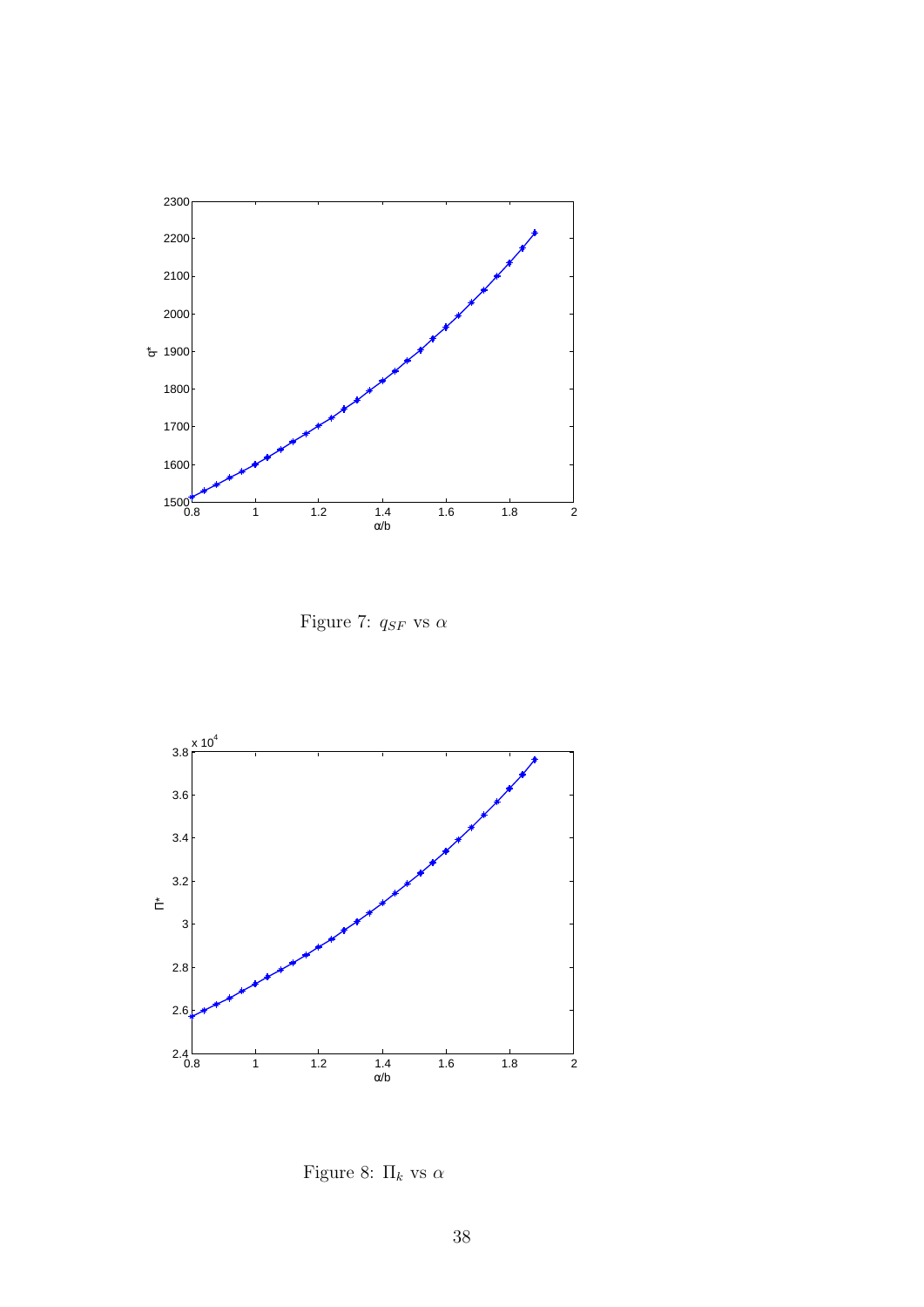Figure 7: $q_{SF}$ vs $\alpha$

Figure 8: $\Pi_k$ vs $\alpha$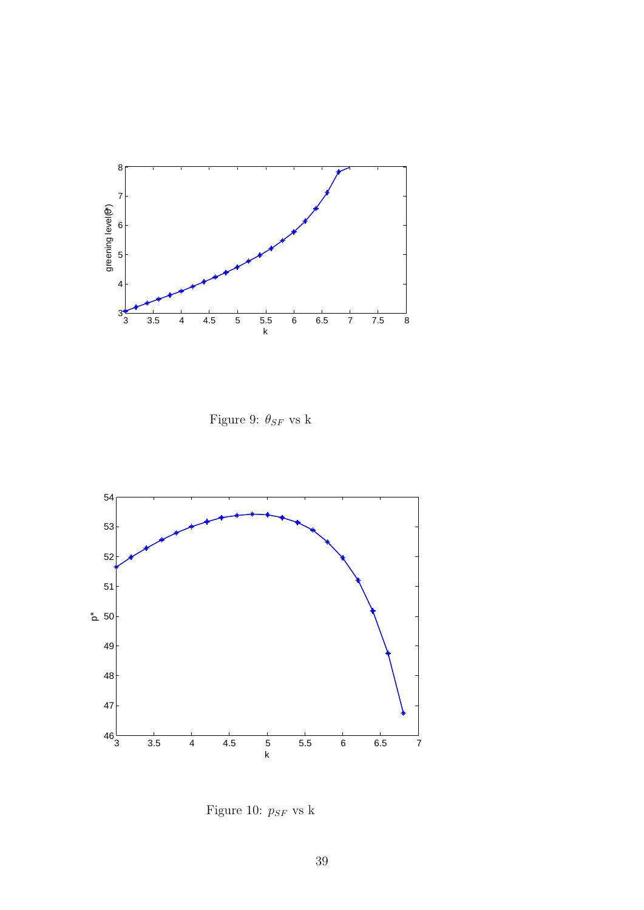Figure 9: $\theta_{SF}$ vs k

Figure 10: $p_{SF}$ vs k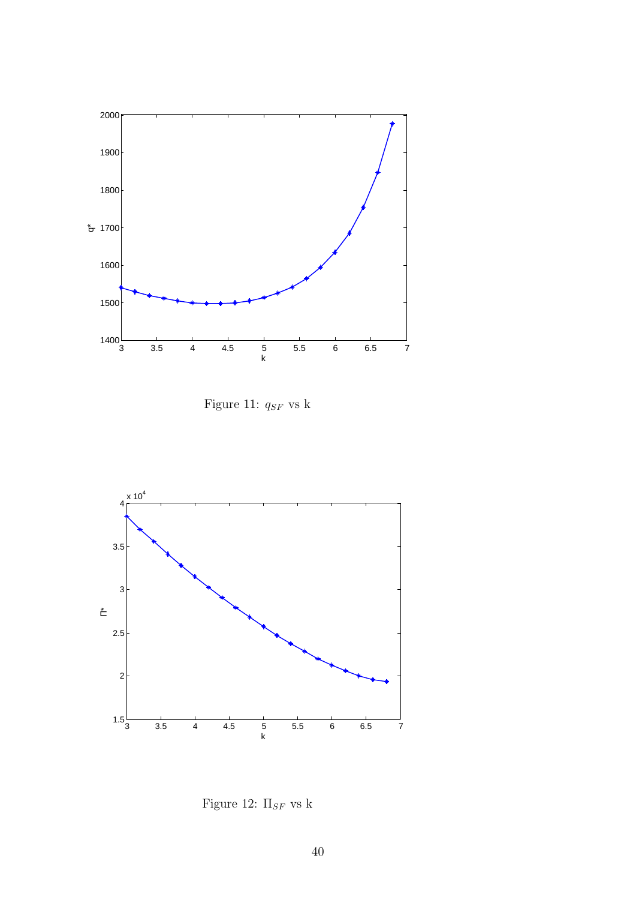Figure 11: $q_{SF}$ vs k

Figure 12: $\Pi_{SF}$ vs k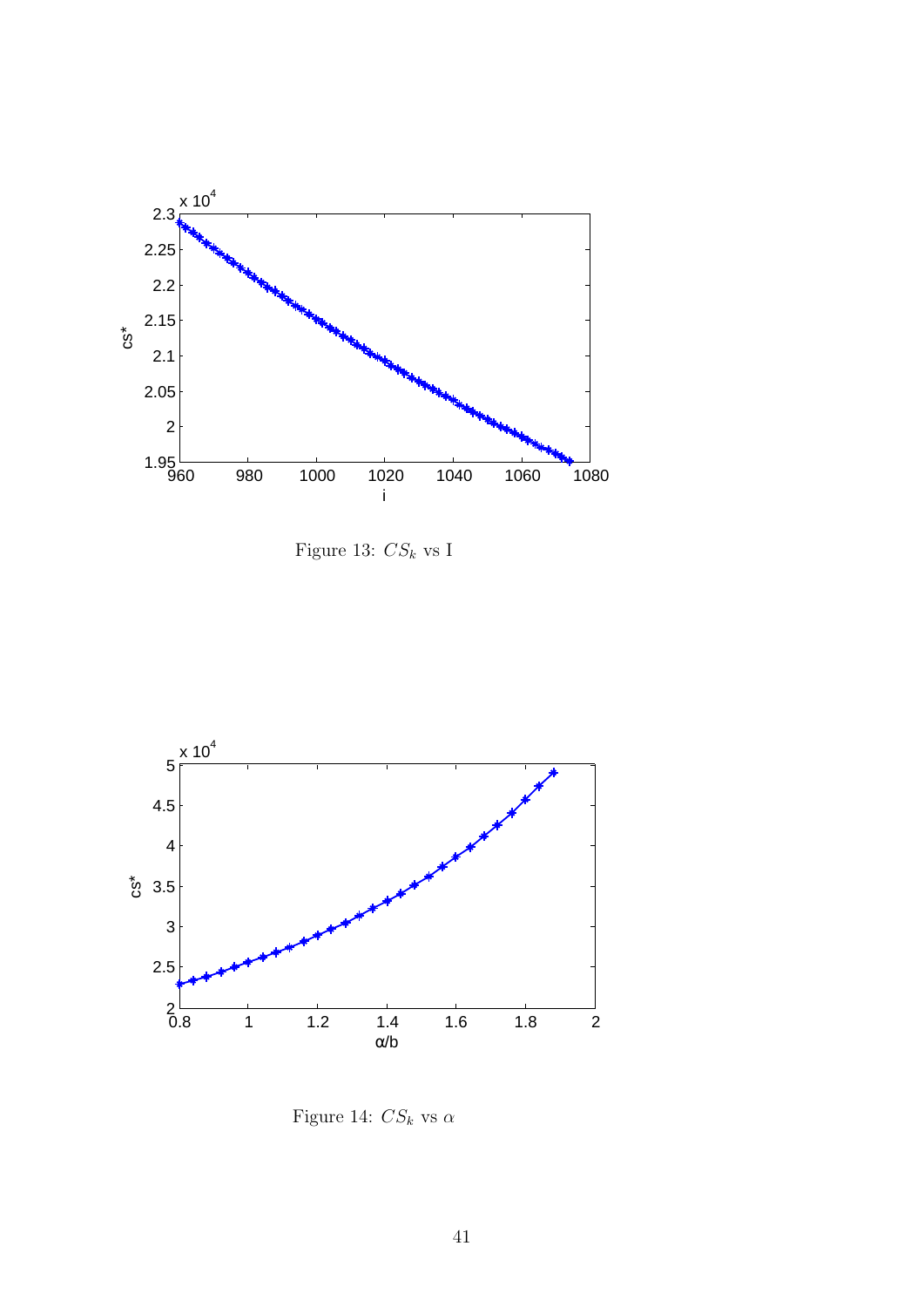Figure 13: $CS_k$ vs I

Figure 14: $CS_k$ vs $\alpha$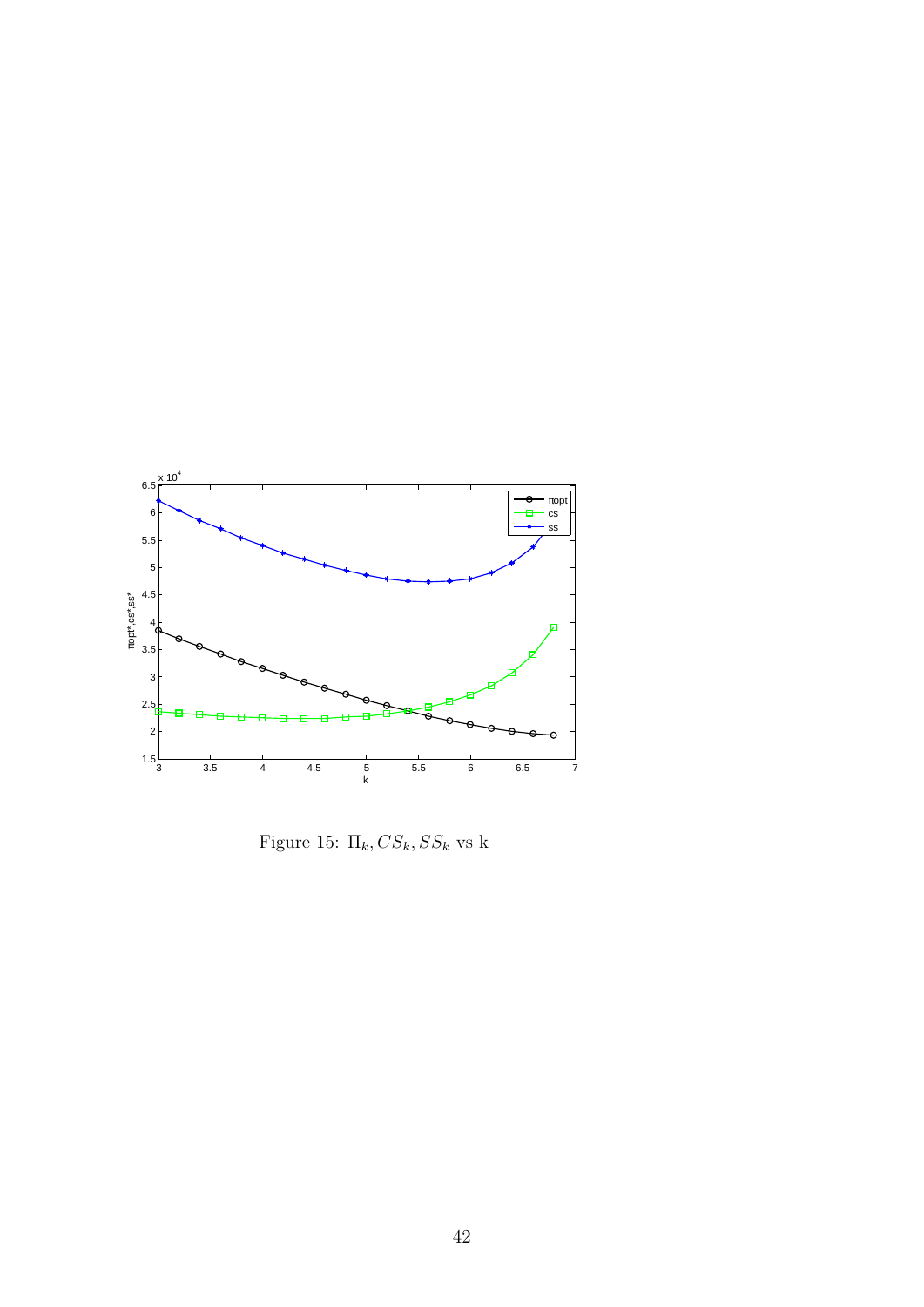Figure 15: $\Pi_k, CS_k, SS_k$ vs k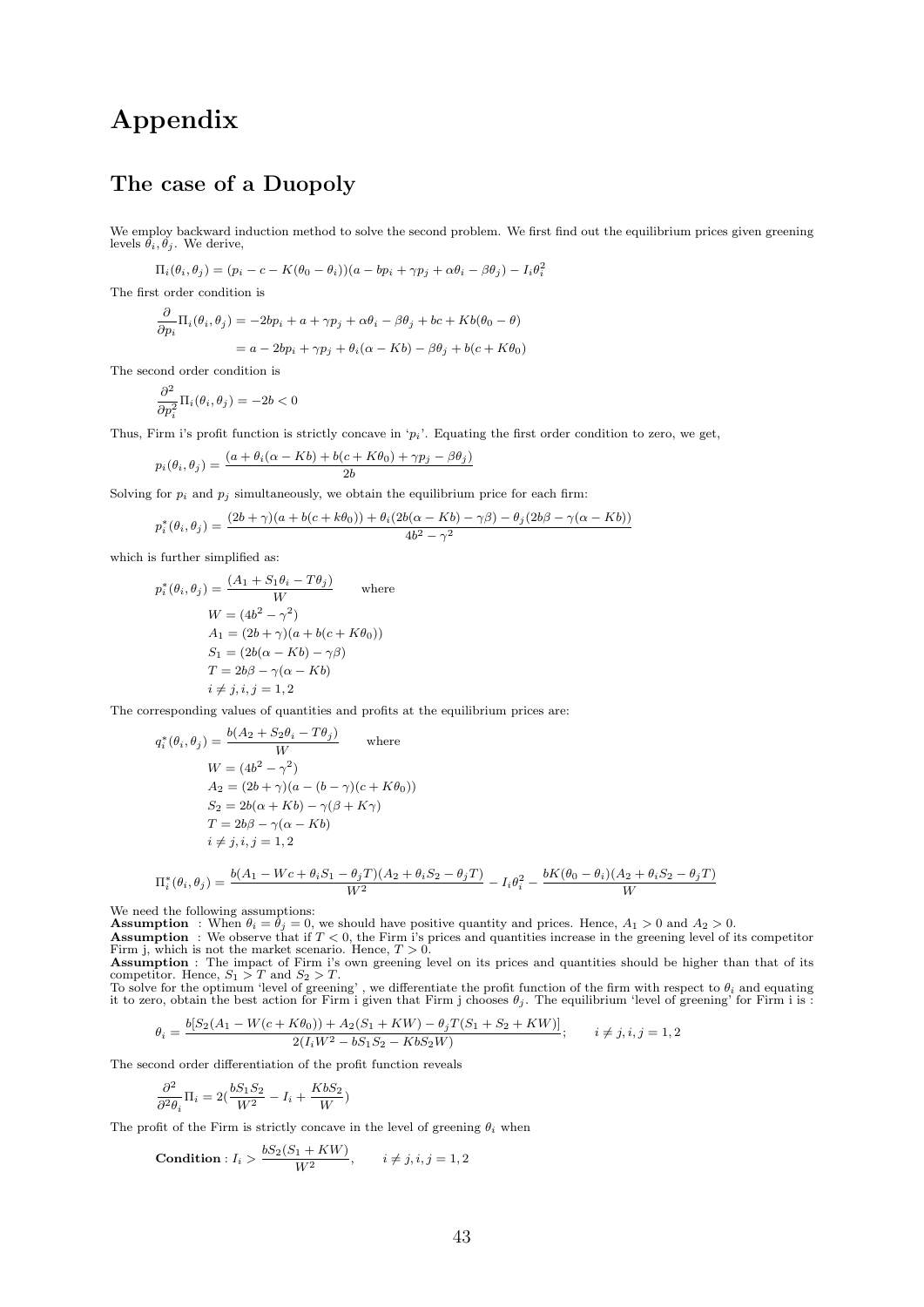# Appendix

## The case of a Duopoly

We employ backward induction method to solve the second problem. We first find out the equilibrium prices given greening levels $\theta_i, \theta_j$. We derive,

$$\Pi_i(\theta_i, \theta_j) = (p_i - c - K(\theta_0 - \theta_i))(a - bp_i + \gamma p_j + \alpha\theta_i - \beta\theta_j) - I_i\theta_i^2$$

The first order condition is

$$\frac{\partial}{\partial p_i}\Pi_i(\theta_i, \theta_j) = -2bp_i + a + \gamma p_j + \alpha\theta_i - \beta\theta_j + bc + Kb(\theta_0 - \theta)$$

$$= a - 2bp_i + \gamma p_j + \theta_i(\alpha - Kb) - \beta\theta_j + b(c + K\theta_0)$$

The second order condition is

$$\frac{\partial^2}{\partial p_i^2}\Pi_i(\theta_i, \theta_j) = -2b < 0$$

Thus, Firm i's profit function is strictly concave in '$p_i$'. Equating the first order condition to zero, we get,

$$p_i(\theta_i, \theta_j) = \frac{(a + \theta_i(\alpha - Kb) + b(c + K\theta_0) + \gamma p_j - \beta\theta_j)}{2b}$$

Solving for $p_i$ and $p_j$ simultaneously, we obtain the equilibrium price for each firm:

$$p_i^*(\theta_i, \theta_j) = \frac{(2b + \gamma)(a + b(c + k\theta_0)) + \theta_i(2b(\alpha - Kb) - \gamma\beta) - \theta_j(2b\beta - \gamma(\alpha - Kb))}{4b^2 - \gamma^2}$$

which is further simplified as:

$$p_i^*(\theta_i, \theta_j) = \frac{(A_1 + S_1\theta_i - T\theta_j)}{W} \qquad \text{where}$$

$$W = (4b^2 - \gamma^2)$$

$$A_1 = (2b + \gamma)(a + b(c + K\theta_0))$$

$$S_1 = (2b(\alpha - Kb) - \gamma\beta)$$

$$T = 2b\beta - \gamma(\alpha - Kb)$$

$$i \neq j, i, j = 1, 2$$

The corresponding values of quantities and profits at the equilibrium prices are:

$$q_i^*(\theta_i, \theta_j) = \frac{b(A_2 + S_2\theta_i - T\theta_j)}{W} \qquad \text{where}$$

$$W = (4b^2 - \gamma^2)$$

$$A_2 = (2b + \gamma)(a - (b - \gamma)(c + K\theta_0))$$

$$S_2 = 2b(\alpha + Kb) - \gamma(\beta + K\gamma)$$

$$T = 2b\beta - \gamma(\alpha - Kb)$$

$$i \neq j, i, j = 1, 2$$

$$\Pi_i^*(\theta_i, \theta_j) = \frac{b(A_1 - Wc + \theta_i S_1 - \theta_j T)(A_2 + \theta_i S_2 - \theta_j T)}{W^2} - I_i\theta_i^2 - \frac{bK(\theta_0 - \theta_i)(A_2 + \theta_i S_2 - \theta_j T)}{W}$$

We need the following assumptions:

**Assumption** : When $\theta_i = \theta_j = 0$, we should have positive quantity and prices. Hence, $A_1 > 0$ and $A_2 > 0$.

**Assumption** : We observe that if $T < 0$, the Firm i's prices and quantities increase in the greening level of its competitor Firm j, which is not the market scenario. Hence, $T > 0$.

**Assumption** : The impact of Firm i's own greening level on its prices and quantities should be higher than that of its competitor. Hence, $S_1 > T$ and $S_2 > T$.

To solve for the optimum 'level of greening' , we differentiate the profit function of the firm with respect to $\theta_i$ and equating it to zero, obtain the best action for Firm i given that Firm j chooses $\theta_j$. The equilibrium 'level of greening' for Firm i is :

$$\theta_i = \frac{b[S_2(A_1 - W(c + K\theta_0)) + A_2(S_1 + KW) - \theta_j T(S_1 + S_2 + KW)]}{2(I_iW^2 - bS_1S_2 - KbS_2W)}; \qquad i \neq j, i, j = 1, 2$$

The second order differentiation of the profit function reveals

$$\frac{\partial^2}{\partial^2\theta_i}\Pi_i = 2(\frac{bS_1S_2}{W^2} - I_i + \frac{KbS_2}{W})$$

The profit of the Firm is strictly concave in the level of greening $\theta_i$ when

$$\textbf{Condition} : I_i > \frac{bS_2(S_1 + KW)}{W^2}, \qquad i \neq j, i, j = 1, 2$$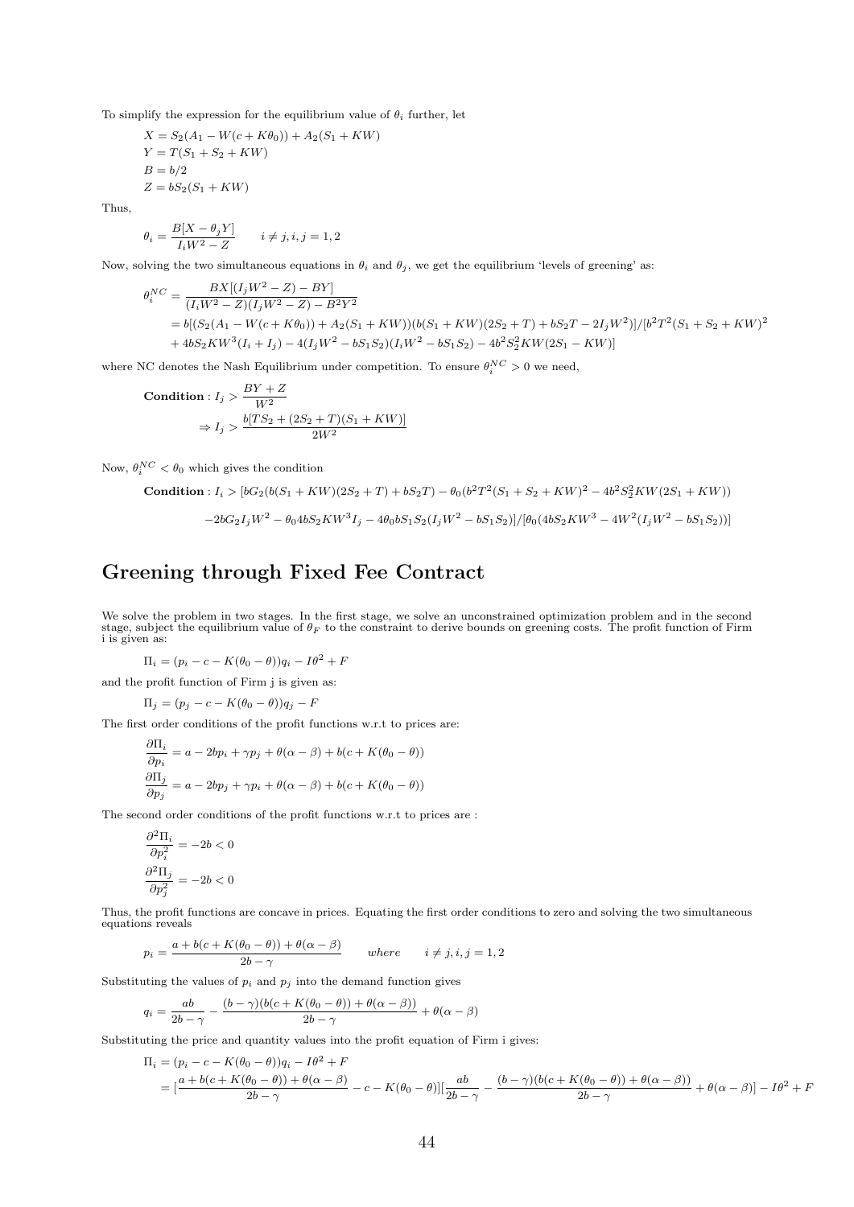To simplify the expression for the equilibrium value of $\theta_i$ further, let

$$X = S_2(A_1 - W(c + K\theta_0)) + A_2(S_1 + KW)$$
$$Y = T(S_1 + S_2 + KW)$$
$$B = b/2$$
$$Z = bS_2(S_1 + KW)$$

Thus,

$$\theta_i = \frac{B[X - \theta_j Y]}{I_i W^2 - Z} \qquad i \neq j, i, j = 1, 2$$

Now, solving the two simultaneous equations in $\theta_i$ and $\theta_j$, we get the equilibrium 'levels of greening' as:

$$\begin{aligned}
\theta_i^{NC} &= \frac{BX[(I_j W^2 - Z) - BY]}{(I_i W^2 - Z)(I_j W^2 - Z) - B^2 Y^2} \\
&= b[(S_2(A_1 - W(c + K\theta_0)) + A_2(S_1 + KW))(b(S_1 + KW)(2S_2 + T) + bS_2 T - 2I_j W^2)]/[b^2 T^2 (S_1 + S_2 + KW)^2 \\
&\quad + 4bS_2 KW^3 (I_i + I_j) - 4(I_j W^2 - bS_1 S_2)(I_i W^2 - bS_1 S_2) - 4b^2 S_2^2 KW(2S_1 - KW)]
\end{aligned}$$

where NC denotes the Nash Equilibrium under competition. To ensure $\theta_i^{NC} > 0$ we need,

$$\textbf{Condition}: I_j > \frac{BY + Z}{W^2}$$
$$\Rightarrow I_j > \frac{b[TS_2 + (2S_2 + T)(S_1 + KW)]}{2W^2}$$

Now, $\theta_i^{NC} < \theta_0$ which gives the condition

$$\begin{aligned}
\textbf{Condition}: I_i > &[bG_2(b(S_1 + KW)(2S_2 + T) + bS_2 T) - \theta_0(b^2 T^2 (S_1 + S_2 + KW)^2 - 4b^2 S_2^2 KW(2S_1 + KW)) \\
&- 2bG_2 I_j W^2 - \theta_0 4bS_2 KW^3 I_j - 4\theta_0 bS_1 S_2 (I_j W^2 - bS_1 S_2)]/[\theta_0(4bS_2 KW^3 - 4W^2(I_j W^2 - bS_1 S_2))]
\end{aligned}$$

## Greening through Fixed Fee Contract

We solve the problem in two stages. In the first stage, we solve an unconstrained optimization problem and in the second stage, subject the equilibrium value of $\theta_F$ to the constraint to derive bounds on greening costs. The profit function of Firm i is given as:

$$\Pi_i = (p_i - c - K(\theta_0 - \theta))q_i - I\theta^2 + F$$

and the profit function of Firm j is given as:

$$\Pi_j = (p_j - c - K(\theta_0 - \theta))q_j - F$$

The first order conditions of the profit functions w.r.t to prices are:

$$\frac{\partial \Pi_i}{\partial p_i} = a - 2bp_i + \gamma p_j + \theta(\alpha - \beta) + b(c + K(\theta_0 - \theta))$$
$$\frac{\partial \Pi_j}{\partial p_j} = a - 2bp_j + \gamma p_i + \theta(\alpha - \beta) + b(c + K(\theta_0 - \theta))$$

The second order conditions of the profit functions w.r.t to prices are :

$$\frac{\partial^2 \Pi_i}{\partial p_i^2} = -2b < 0$$
$$\frac{\partial^2 \Pi_j}{\partial p_j^2} = -2b < 0$$

Thus, the profit functions are concave in prices. Equating the first order conditions to zero and solving the two simultaneous equations reveals

$$p_i = \frac{a + b(c + K(\theta_0 - \theta)) + \theta(\alpha - \beta)}{2b - \gamma} \qquad where \qquad i \neq j, i, j = 1, 2$$

Substituting the values of $p_i$ and $p_j$ into the demand function gives

$$q_i = \frac{ab}{2b - \gamma} - \frac{(b - \gamma)(b(c + K(\theta_0 - \theta)) + \theta(\alpha - \beta))}{2b - \gamma} + \theta(\alpha - \beta)$$

Substituting the price and quantity values into the profit equation of Firm i gives:

$$\begin{aligned}
\Pi_i &= (p_i - c - K(\theta_0 - \theta))q_i - I\theta^2 + F \\
&= [\frac{a + b(c + K(\theta_0 - \theta)) + \theta(\alpha - \beta)}{2b - \gamma} - c - K(\theta_0 - \theta)][\frac{ab}{2b - \gamma} - \frac{(b - \gamma)(b(c + K(\theta_0 - \theta)) + \theta(\alpha - \beta))}{2b - \gamma} + \theta(\alpha - \beta)] - I\theta^2 + F
\end{aligned}$$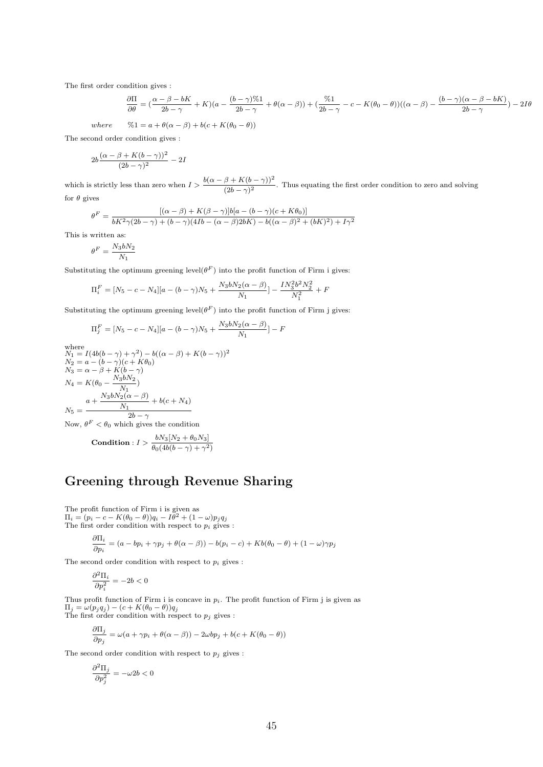The first order condition gives :

$$\frac{\partial \Pi}{\partial \theta} = (\frac{\alpha-\beta-bK}{2b-\gamma}+K)(a-\frac{(b-\gamma)\%1}{2b-\gamma}+\theta(\alpha-\beta))+(\frac{\%1}{2b-\gamma}-c-K(\theta_0-\theta))((\alpha-\beta)-\frac{(b-\gamma)(\alpha-\beta-bK)}{2b-\gamma})-2I\theta$$

*where* $\quad \%1 = a+\theta(\alpha-\beta)+b(c+K(\theta_0-\theta))$

The second order condition gives :

$$2b\frac{(\alpha-\beta+K(b-\gamma))^2}{(2b-\gamma)^2}-2I$$

which is strictly less than zero when $I > \dfrac{b(\alpha-\beta+K(b-\gamma))^2}{(2b-\gamma)^2}$. Thus equating the first order condition to zero and solving for $\theta$ gives

$$\theta^F = \frac{[(\alpha-\beta)+K(\beta-\gamma)]b[a-(b-\gamma)(c+K\theta_0)]}{bK^2\gamma(2b-\gamma)+(b-\gamma)(4Ib-(\alpha-\beta)2bK)-b((\alpha-\beta)^2+(bK)^2)+I\gamma^2}$$

This is written as:

$$\theta^F = \frac{N_3 b N_2}{N_1}$$

Substituting the optimum greening level($\theta^F$) into the profit function of Firm i gives:

$$\Pi_i^F = [N_5-c-N_4][a-(b-\gamma)N_5+\frac{N_3bN_2(\alpha-\beta)}{N_1}]-\frac{IN_3^2b^2N_2^2}{N_1^2}+F$$

Substituting the optimum greening level($\theta^F$) into the profit function of Firm j gives:

$$\Pi_j^F = [N_5-c-N_4][a-(b-\gamma)N_5+\frac{N_3bN_2(\alpha-\beta)}{N_1}]-F$$

where
$N_1 = I(4b(b-\gamma)+\gamma^2)-b((\alpha-\beta)+K(b-\gamma))^2$
$N_2 = a-(b-\gamma)(c+K\theta_0)$
$N_3 = \alpha-\beta+K(b-\gamma)$
$N_4 = K(\theta_0-\dfrac{N_3bN_2}{N_1})$
$N_5 = \dfrac{a+\dfrac{N_3bN_2(\alpha-\beta)}{N_1}+b(c+N_4)}{2b-\gamma}$
Now, $\theta^F < \theta_0$ which gives the condition

**Condition** : $I > \dfrac{bN_3[N_2+\theta_0N_3]}{\theta_0(4b(b-\gamma)+\gamma^2)}$

## Greening through Revenue Sharing

The profit function of Firm i is given as
$\Pi_i = (p_i-c-K(\theta_0-\theta))q_i - I\theta^2+(1-\omega)p_jq_j$
The first order condition with respect to $p_i$ gives :

$$\frac{\partial \Pi_i}{\partial p_i} = (a-bp_i+\gamma p_j+\theta(\alpha-\beta))-b(p_i-c)+Kb(\theta_0-\theta)+(1-\omega)\gamma p_j$$

The second order condition with respect to $p_i$ gives :

$$\frac{\partial^2 \Pi_i}{\partial p_i^2} = -2b < 0$$

Thus profit function of Firm i is concave in $p_i$. The profit function of Firm j is given as
$\Pi_j = \omega(p_jq_j)-(c+K(\theta_0-\theta))q_j$
The first order condition with respect to $p_j$ gives :

$$\frac{\partial \Pi_j}{\partial p_j} = \omega(a+\gamma p_i+\theta(\alpha-\beta))-2\omega bp_j+b(c+K(\theta_0-\theta))$$

The second order condition with respect to $p_j$ gives :

$$\frac{\partial^2 \Pi_j}{\partial p_j^2} = -\omega 2b < 0$$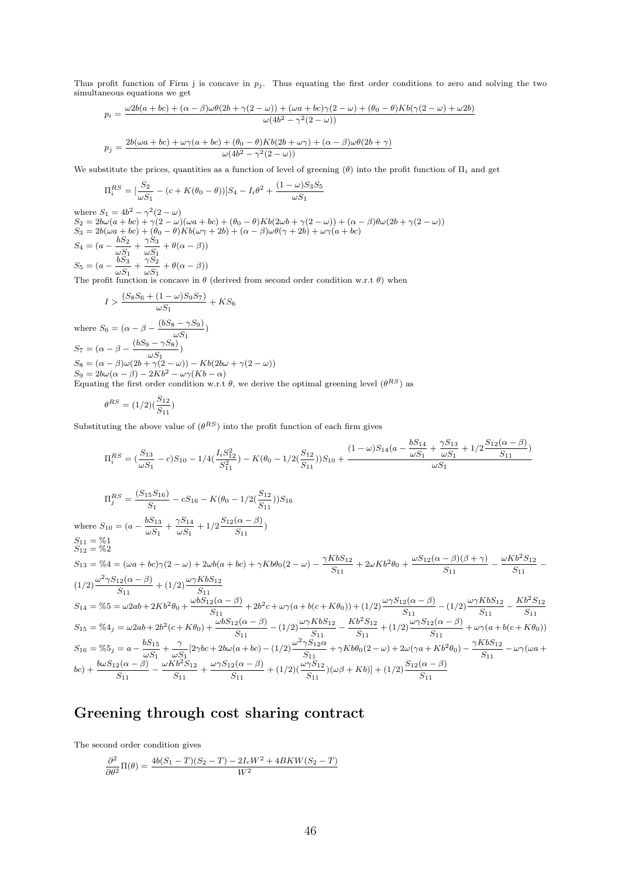Thus profit function of Firm j is concave in $p_j$. Thus equating the first order conditions to zero and solving the two simultaneous equations we get

$$p_i = \frac{\omega 2b(a+bc) + (\alpha-\beta)\omega\theta(2b+\gamma(2-\omega)) + (\omega a+bc)\gamma(2-\omega) + (\theta_0-\theta)Kb(\gamma(2-\omega)+\omega 2b)}{\omega(4b^2-\gamma^2(2-\omega))}$$

$$p_j = \frac{2b(\omega a+bc) + \omega\gamma(a+bc) + (\theta_0-\theta)Kb(2b+\omega\gamma) + (\alpha-\beta)\omega\theta(2b+\gamma)}{\omega(4b^2-\gamma^2(2-\omega))}$$

We substitute the prices, quantities as a function of level of greening ($\theta$) into the profit function of $\Pi_i$ and get

$$\Pi_i^{RS} = [\frac{S_2}{\omega S_1} - (c + K(\theta_0-\theta))]S_4 - I_i\theta^2 + \frac{(1-\omega)S_3 S_5}{\omega S_1}$$

where $S_1 = 4b^2 - \gamma^2(2-\omega)$
$S_2 = 2b\omega(a+bc) + \gamma(2-\omega)(\omega a+bc) + (\theta_0-\theta)Kb(2\omega b + \gamma(2-\omega)) + (\alpha-\beta)\theta\omega(2b+\gamma(2-\omega))$
$S_3 = 2b(\omega a+bc) + (\theta_0-\theta)Kb(\omega\gamma+2b) + (\alpha-\beta)\omega\theta(\gamma+2b) + \omega\gamma(a+bc)$
$S_4 = (a - \frac{bS_2}{\omega S_1} + \frac{\gamma S_3}{\omega S_1} + \theta(\alpha-\beta))$
$S_5 = (a - \frac{bS_3}{\omega S_1} + \frac{\gamma S_2}{\omega S_1} + \theta(\alpha-\beta))$
The profit function is concave in $\theta$ (derived from second order condition w.r.t $\theta$) when

$$I > \frac{(S_8S_6 + (1-\omega)S_9S_7)}{\omega S_1} + KS_6$$

where $S_6 = (\alpha - \beta - \frac{(bS_8 - \gamma S_9)}{\omega S_1})$
$S_7 = (\alpha - \beta - \frac{(bS_9 - \gamma S_8)}{\omega S_1})$
$S_8 = (\alpha-\beta)\omega(2b+\gamma(2-\omega)) - Kb(2b\omega + \gamma(2-\omega))$
$S_9 = 2b\omega(\alpha-\beta) - 2Kb^2 - \omega\gamma(Kb-\alpha)$
Equating the first order condition w.r.t $\theta$, we derive the optimal greening level ($\theta^{RS}$) as

$$\theta^{RS} = (1/2)(\frac{S_{12}}{S_{11}})$$

Substituting the above value of ($\theta^{RS}$) into the profit function of each firm gives

$$\Pi_i^{RS} = (\frac{S_{13}}{\omega S_1} - c)S_{10} - 1/4(\frac{I_i S_{12}^2}{S_{11}^2}) - K(\theta_0 - 1/2(\frac{S_{12}}{S_{11}}))S_{10} + \frac{(1-\omega)S_{14}(a - \frac{bS_{14}}{\omega S_1} + \frac{\gamma S_{13}}{\omega S_1} + 1/2\frac{S_{12}(\alpha-\beta)}{S_{11}})}{\omega S_1}$$

$$\Pi_j^{RS} = \frac{(S_{15}S_{16})}{S_1} - cS_{16} - K(\theta_0 - 1/2(\frac{S_{12}}{S_{11}}))S_{16}$$

where $S_{10} = (a - \frac{bS_{13}}{\omega S_1} + \frac{\gamma S_{14}}{\omega S_1} + 1/2\frac{S_{12}(\alpha-\beta)}{S_{11}})$
$S_{11} = \%1$
$S_{12} = \%2$
$S_{13} = \%4 = (\omega a+bc)\gamma(2-\omega) + 2\omega b(a+bc) + \gamma Kb\theta_0(2-\omega) - \frac{\gamma KbS_{12}}{S_{11}} + 2\omega Kb^2\theta_0 + \frac{\omega S_{12}(\alpha-\beta)(\beta+\gamma)}{S_{11}} - \frac{\omega Kb^2 S_{12}}{S_{11}} - (1/2)\frac{\omega^2\gamma S_{12}(\alpha-\beta)}{S_{11}} + (1/2)\frac{\omega\gamma KbS_{12}}{S_{11}}$
$S_{14} = \%5 = \omega 2ab + 2Kb^2\theta_0 + \frac{\omega bS_{12}(\alpha-\beta)}{S_{11}} + 2b^2c + \omega\gamma(a + b(c+K\theta_0)) + (1/2)\frac{\omega\gamma S_{12}(\alpha-\beta)}{S_{11}} - (1/2)\frac{\omega\gamma KbS_{12}}{S_{11}} - \frac{Kb^2S_{12}}{S_{11}}$
$S_{15} = \%4_j = \omega 2ab + 2b^2(c+K\theta_0) + \frac{\omega bS_{12}(\alpha-\beta)}{S_{11}} - (1/2)\frac{\omega\gamma KbS_{12}}{S_{11}} - \frac{Kb^2S_{12}}{S_{11}} + (1/2)\frac{\omega\gamma S_{12}(\alpha-\beta)}{S_{11}} + \omega\gamma(a + b(c+K\theta_0))$
$S_{16} = \%5_j = a - \frac{bS_{15}}{\omega S_1} + \frac{\gamma}{\omega S_1}[2\gamma bc + 2b\omega(a+bc) - (1/2)\frac{\omega^2\gamma S_{12}\alpha}{S_{11}} + \gamma Kb\theta_0(2-\omega) + 2\omega(\gamma a + Kb^2\theta_0) - \frac{\gamma KbS_{12}}{S_{11}} - \omega\gamma(\omega a + bc) + \frac{b\omega S_{12}(\alpha-\beta)}{S_{11}} - \frac{\omega Kb^2S_{12}}{S_{11}} + \frac{\omega\gamma S_{12}(\alpha-\beta)}{S_{11}} + (1/2)(\frac{\omega\gamma S_{12}}{S_{11}})(\omega\beta + Kb)] + (1/2)\frac{S_{12}(\alpha-\beta)}{S_{11}}$

## Greening through cost sharing contract

The second order condition gives

$$\frac{\partial^2}{\partial\theta^2}\Pi(\theta) = \frac{4b(S_1-T)(S_2-T) - 2I_cW^2 + 4BKW(S_2-T)}{W^2}$$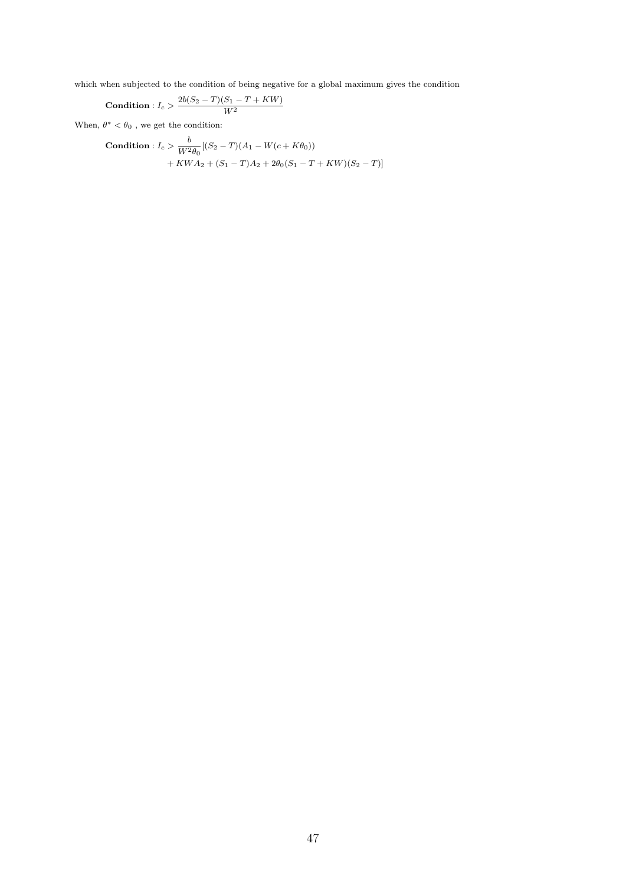which when subjected to the condition of being negative for a global maximum gives the condition

$$\textbf{Condition}: I_c > \frac{2b(S_2 - T)(S_1 - T + KW)}{W^2}$$

When, $\theta^* < \theta_0$ , we get the condition:

$$\begin{aligned}\textbf{Condition}: I_c > \frac{b}{W^2\theta_0}[&(S_2 - T)(A_1 - W(c + K\theta_0)) \\ &+ KWA_2 + (S_1 - T)A_2 + 2\theta_0(S_1 - T + KW)(S_2 - T)]\end{aligned}$$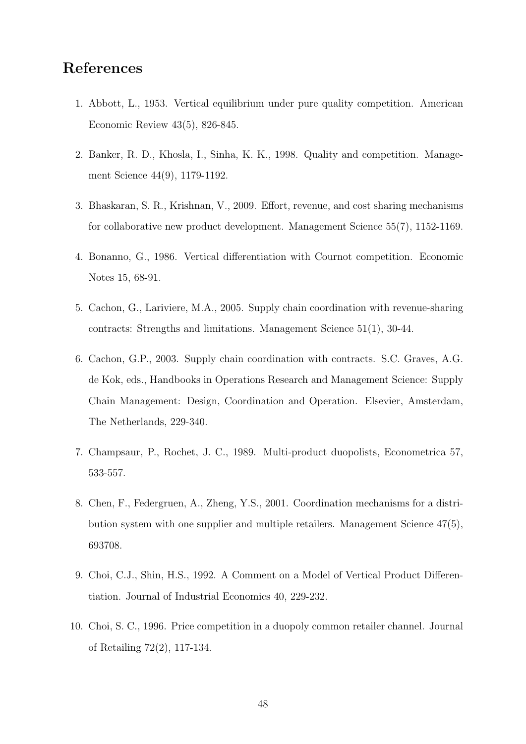## References

1. Abbott, L., 1953. Vertical equilibrium under pure quality competition. American Economic Review 43(5), 826-845.

2. Banker, R. D., Khosla, I., Sinha, K. K., 1998. Quality and competition. Management Science 44(9), 1179-1192.

3. Bhaskaran, S. R., Krishnan, V., 2009. Effort, revenue, and cost sharing mechanisms for collaborative new product development. Management Science 55(7), 1152-1169.

4. Bonanno, G., 1986. Vertical differentiation with Cournot competition. Economic Notes 15, 68-91.

5. Cachon, G., Lariviere, M.A., 2005. Supply chain coordination with revenue-sharing contracts: Strengths and limitations. Management Science 51(1), 30-44.

6. Cachon, G.P., 2003. Supply chain coordination with contracts. S.C. Graves, A.G. de Kok, eds., Handbooks in Operations Research and Management Science: Supply Chain Management: Design, Coordination and Operation. Elsevier, Amsterdam, The Netherlands, 229-340.

7. Champsaur, P., Rochet, J. C., 1989. Multi-product duopolists, Econometrica 57, 533-557.

8. Chen, F., Federgruen, A., Zheng, Y.S., 2001. Coordination mechanisms for a distribution system with one supplier and multiple retailers. Management Science 47(5), 693708.

9. Choi, C.J., Shin, H.S., 1992. A Comment on a Model of Vertical Product Differentiation. Journal of Industrial Economics 40, 229-232.

10. Choi, S. C., 1996. Price competition in a duopoly common retailer channel. Journal of Retailing 72(2), 117-134.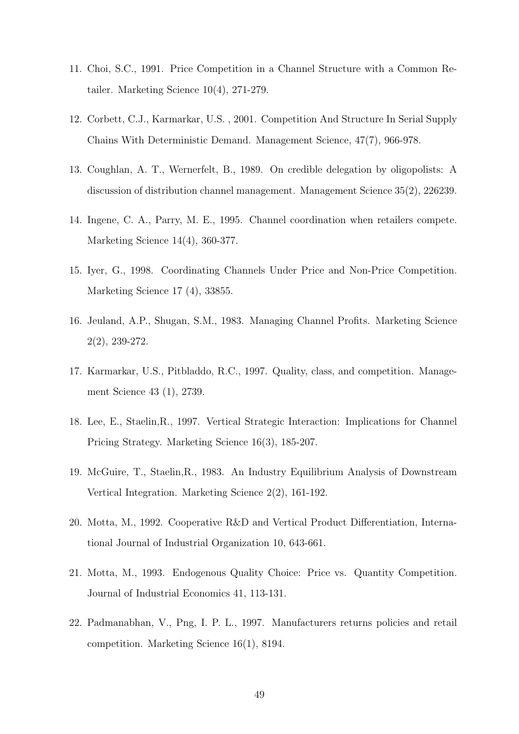11. Choi, S.C., 1991. Price Competition in a Channel Structure with a Common Retailer. Marketing Science 10(4), 271-279.

12. Corbett, C.J., Karmarkar, U.S. , 2001. Competition And Structure In Serial Supply Chains With Deterministic Demand. Management Science, 47(7), 966-978.

13. Coughlan, A. T., Wernerfelt, B., 1989. On credible delegation by oligopolists: A discussion of distribution channel management. Management Science 35(2), 226239.

14. Ingene, C. A., Parry, M. E., 1995. Channel coordination when retailers compete. Marketing Science 14(4), 360-377.

15. Iyer, G., 1998. Coordinating Channels Under Price and Non-Price Competition. Marketing Science 17 (4), 33855.

16. Jeuland, A.P., Shugan, S.M., 1983. Managing Channel Profits. Marketing Science 2(2), 239-272.

17. Karmarkar, U.S., Pitbladdo, R.C., 1997. Quality, class, and competition. Management Science 43 (1), 2739.

18. Lee, E., Staelin,R., 1997. Vertical Strategic Interaction: Implications for Channel Pricing Strategy. Marketing Science 16(3), 185-207.

19. McGuire, T., Staelin,R., 1983. An Industry Equilibrium Analysis of Downstream Vertical Integration. Marketing Science 2(2), 161-192.

20. Motta, M., 1992. Cooperative R&D and Vertical Product Differentiation, International Journal of Industrial Organization 10, 643-661.

21. Motta, M., 1993. Endogenous Quality Choice: Price vs. Quantity Competition. Journal of Industrial Economics 41, 113-131.

22. Padmanabhan, V., Png, I. P. L., 1997. Manufacturers returns policies and retail competition. Marketing Science 16(1), 8194.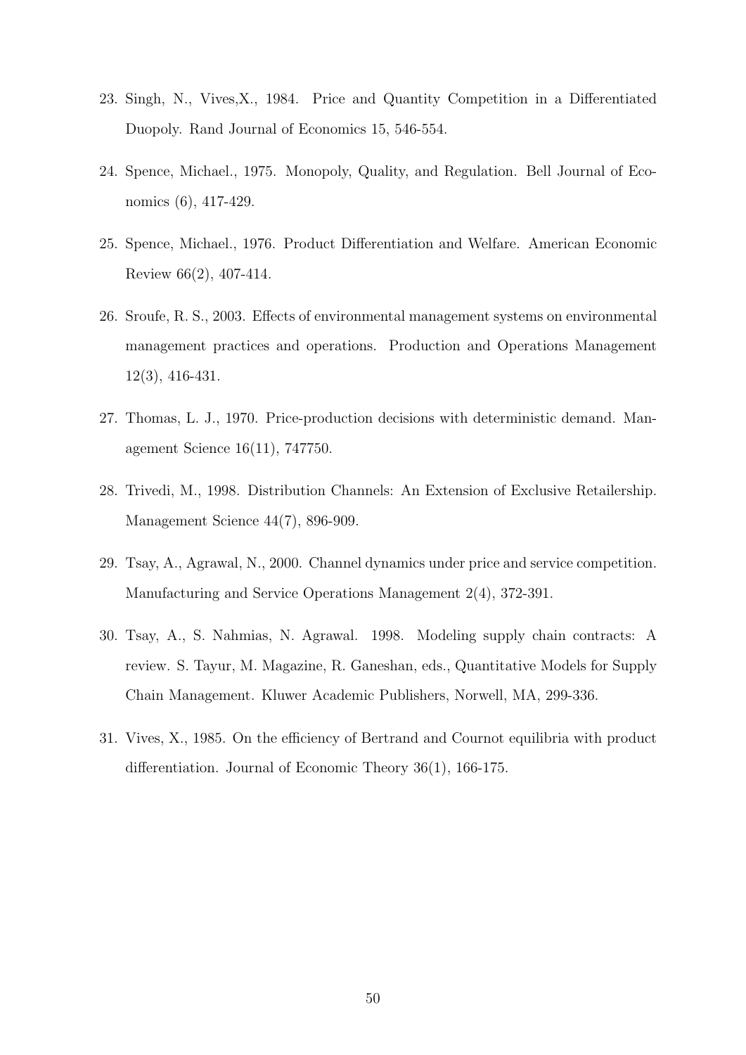23. Singh, N., Vives,X., 1984. Price and Quantity Competition in a Differentiated Duopoly. Rand Journal of Economics 15, 546-554.

24. Spence, Michael., 1975. Monopoly, Quality, and Regulation. Bell Journal of Economics (6), 417-429.

25. Spence, Michael., 1976. Product Differentiation and Welfare. American Economic Review 66(2), 407-414.

26. Sroufe, R. S., 2003. Effects of environmental management systems on environmental management practices and operations. Production and Operations Management 12(3), 416-431.

27. Thomas, L. J., 1970. Price-production decisions with deterministic demand. Management Science 16(11), 747750.

28. Trivedi, M., 1998. Distribution Channels: An Extension of Exclusive Retailership. Management Science 44(7), 896-909.

29. Tsay, A., Agrawal, N., 2000. Channel dynamics under price and service competition. Manufacturing and Service Operations Management 2(4), 372-391.

30. Tsay, A., S. Nahmias, N. Agrawal. 1998. Modeling supply chain contracts: A review. S. Tayur, M. Magazine, R. Ganeshan, eds., Quantitative Models for Supply Chain Management. Kluwer Academic Publishers, Norwell, MA, 299-336.

31. Vives, X., 1985. On the efficiency of Bertrand and Cournot equilibria with product differentiation. Journal of Economic Theory 36(1), 166-175.